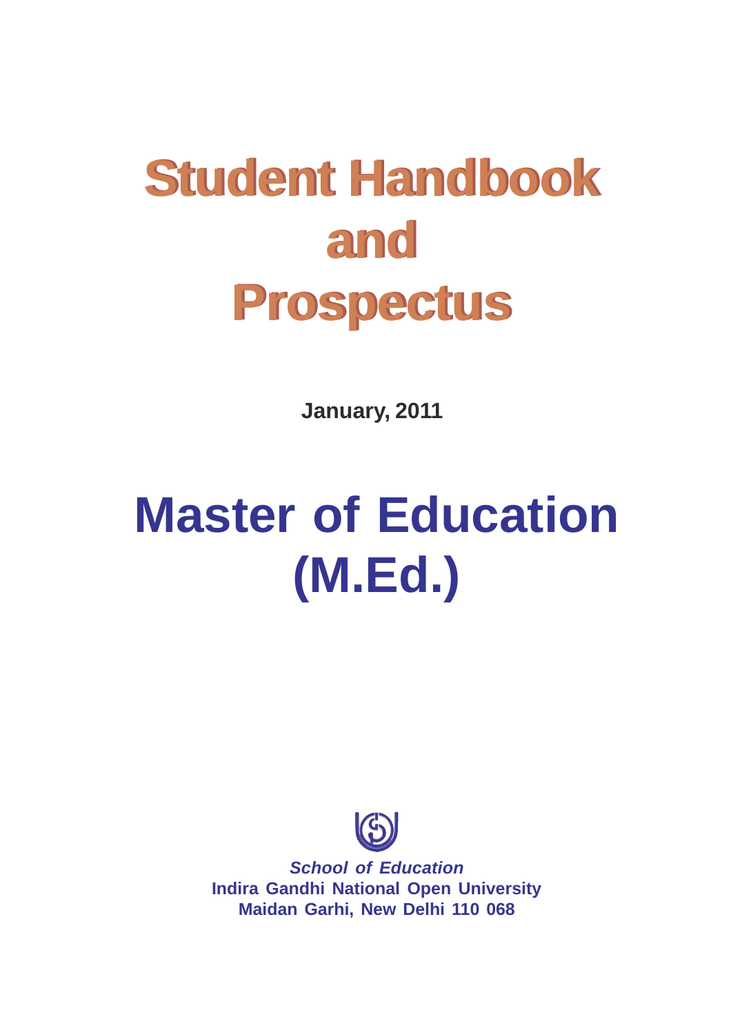# Student Handbook and Prospectus

**January, 2011**

# Master of Education (M.Ed.)

***School of Education***

**Indira Gandhi National Open University**

**Maidan Garhi, New Delhi 110 068**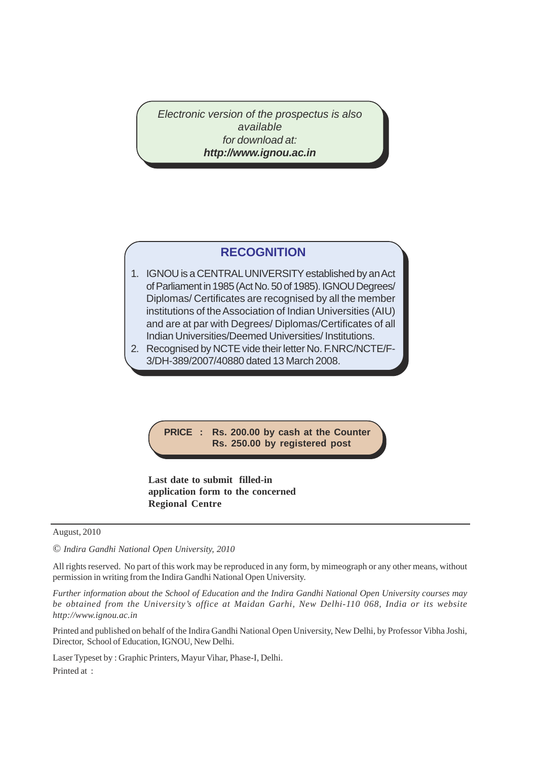*Electronic version of the prospectus is also available for download at:*
***http://www.ignou.ac.in***

## RECOGNITION

1. IGNOU is a CENTRAL UNIVERSITY established by an Act of Parliament in 1985 (Act No. 50 of 1985). IGNOU Degrees/ Diplomas/ Certificates are recognised by all the member institutions of the Association of Indian Universities (AIU) and are at par with Degrees/ Diplomas/Certificates of all Indian Universities/Deemed Universities/ Institutions.
2. Recognised by NCTE vide their letter No. F.NRC/NCTE/F-3/DH-389/2007/40880 dated 13 March 2008.

**PRICE : Rs. 200.00 by cash at the Counter**
**Rs. 250.00 by registered post**

**Last date to submit filled-in application form to the concerned Regional Centre**

---

August, 2010

© *Indira Gandhi National Open University, 2010*

All rights reserved. No part of this work may be reproduced in any form, by mimeograph or any other means, without permission in writing from the Indira Gandhi National Open University.

*Further information about the School of Education and the Indira Gandhi National Open University courses may be obtained from the University's office at Maidan Garhi, New Delhi-110 068, India or its website http://www.ignou.ac.in*

Printed and published on behalf of the Indira Gandhi National Open University, New Delhi, by Professor Vibha Joshi, Director, School of Education, IGNOU, New Delhi.

Laser Typeset by : Graphic Printers, Mayur Vihar, Phase-I, Delhi.

Printed at :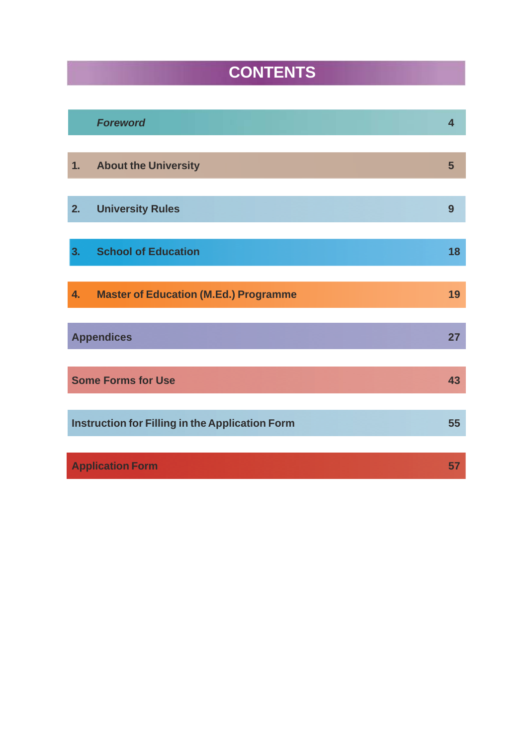# CONTENTS

| | | |
|---|---|---|
| | *Foreword* | 4 |
| 1. | About the University | 5 |
| 2. | University Rules | 9 |
| 3. | School of Education | 18 |
| 4. | Master of Education (M.Ed.) Programme | 19 |
| Appendices | | 27 |
| Some Forms for Use | | 43 |
| Instruction for Filling in the Application Form | | 55 |
| Application Form | | 57 |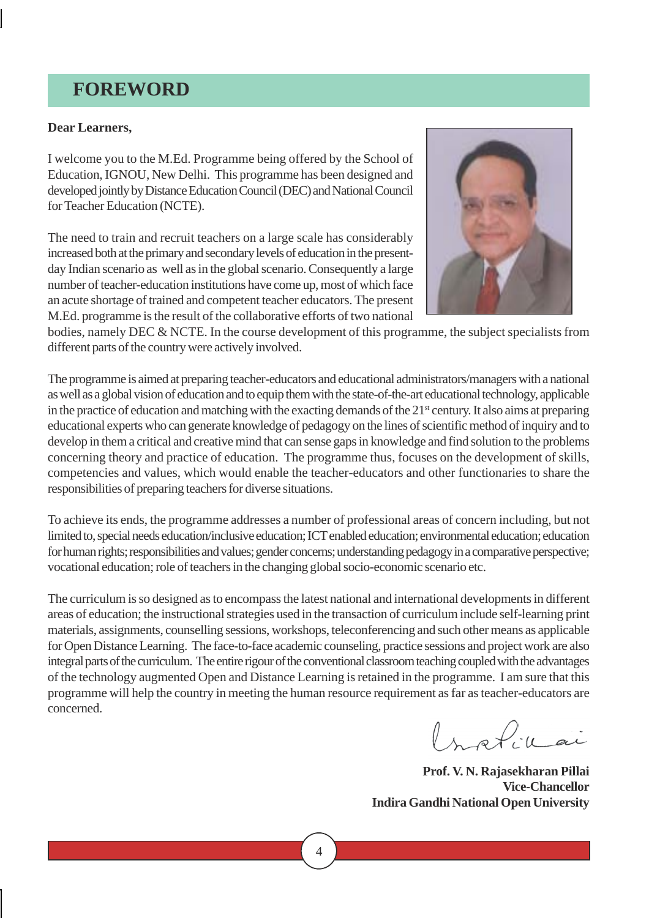# FOREWORD

**Dear Learners,**

I welcome you to the M.Ed. Programme being offered by the School of Education, IGNOU, New Delhi. This programme has been designed and developed jointly by Distance Education Council (DEC) and National Council for Teacher Education (NCTE).

The need to train and recruit teachers on a large scale has considerably increased both at the primary and secondary levels of education in the present-day Indian scenario as well as in the global scenario. Consequently a large number of teacher-education institutions have come up, most of which face an acute shortage of trained and competent teacher educators. The present M.Ed. programme is the result of the collaborative efforts of two national bodies, namely DEC & NCTE. In the course development of this programme, the subject specialists from different parts of the country were actively involved.

The programme is aimed at preparing teacher-educators and educational administrators/managers with a national as well as a global vision of education and to equip them with the state-of-the-art educational technology, applicable in the practice of education and matching with the exacting demands of the 21st century. It also aims at preparing educational experts who can generate knowledge of pedagogy on the lines of scientific method of inquiry and to develop in them a critical and creative mind that can sense gaps in knowledge and find solution to the problems concerning theory and practice of education. The programme thus, focuses on the development of skills, competencies and values, which would enable the teacher-educators and other functionaries to share the responsibilities of preparing teachers for diverse situations.

To achieve its ends, the programme addresses a number of professional areas of concern including, but not limited to, special needs education/inclusive education; ICT enabled education; environmental education; education for human rights; responsibilities and values; gender concerns; understanding pedagogy in a comparative perspective; vocational education; role of teachers in the changing global socio-economic scenario etc.

The curriculum is so designed as to encompass the latest national and international developments in different areas of education; the instructional strategies used in the transaction of curriculum include self-learning print materials, assignments, counselling sessions, workshops, teleconferencing and such other means as applicable for Open Distance Learning. The face-to-face academic counseling, practice sessions and project work are also integral parts of the curriculum. The entire rigour of the conventional classroom teaching coupled with the advantages of the technology augmented Open and Distance Learning is retained in the programme. I am sure that this programme will help the country in meeting the human resource requirement as far as teacher-educators are concerned.

**Prof. V. N. Rajasekharan Pillai**
**Vice-Chancellor**
**Indira Gandhi National Open University**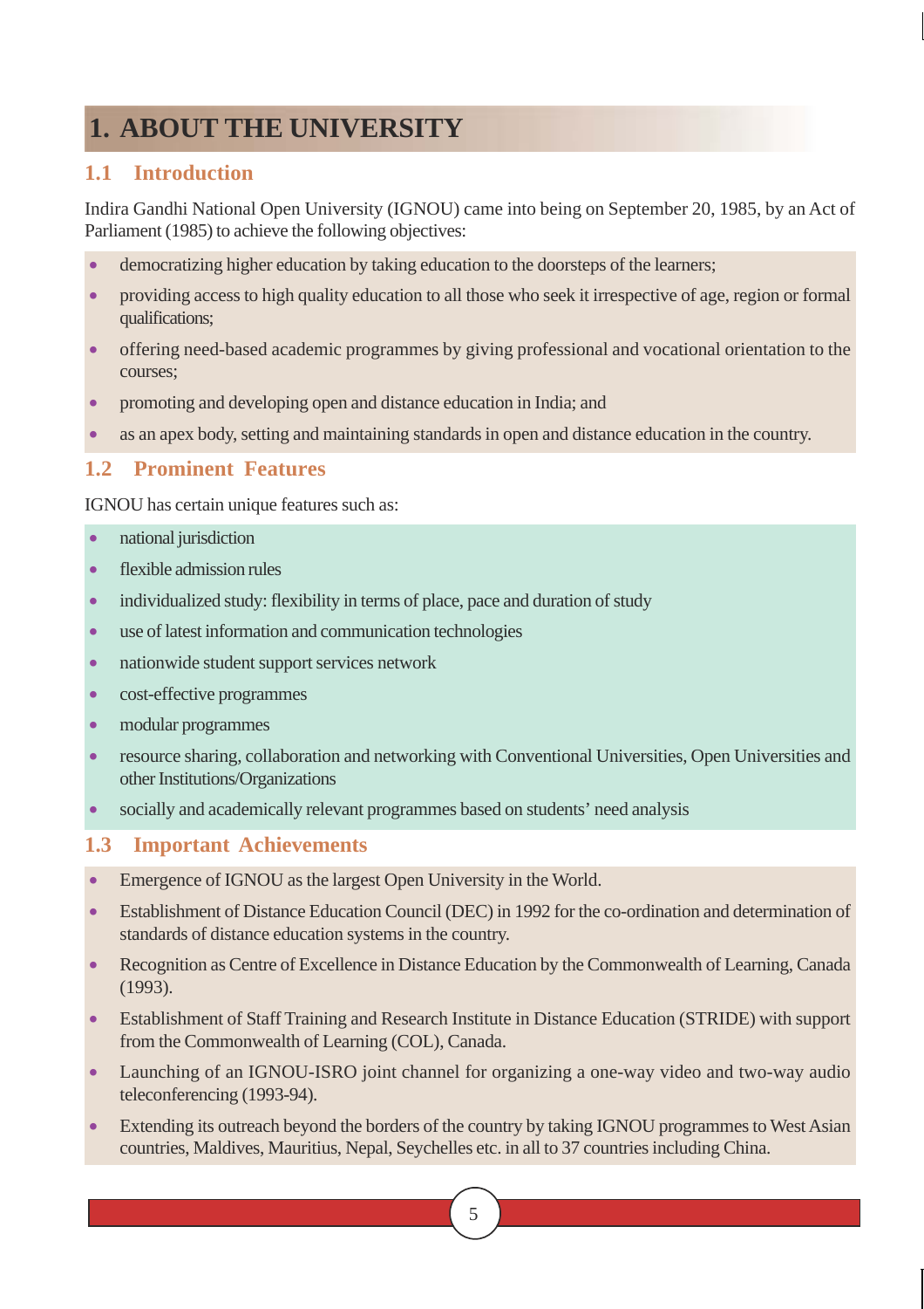# 1. ABOUT THE UNIVERSITY

## 1.1 Introduction

Indira Gandhi National Open University (IGNOU) came into being on September 20, 1985, by an Act of Parliament (1985) to achieve the following objectives:

- democratizing higher education by taking education to the doorsteps of the learners;
- providing access to high quality education to all those who seek it irrespective of age, region or formal qualifications;
- offering need-based academic programmes by giving professional and vocational orientation to the courses;
- promoting and developing open and distance education in India; and
- as an apex body, setting and maintaining standards in open and distance education in the country.

## 1.2 Prominent Features

IGNOU has certain unique features such as:

- national jurisdiction
- flexible admission rules
- individualized study: flexibility in terms of place, pace and duration of study
- use of latest information and communication technologies
- nationwide student support services network
- cost-effective programmes
- modular programmes
- resource sharing, collaboration and networking with Conventional Universities, Open Universities and other Institutions/Organizations
- socially and academically relevant programmes based on students' need analysis

## 1.3 Important Achievements

- Emergence of IGNOU as the largest Open University in the World.
- Establishment of Distance Education Council (DEC) in 1992 for the co-ordination and determination of standards of distance education systems in the country.
- Recognition as Centre of Excellence in Distance Education by the Commonwealth of Learning, Canada (1993).
- Establishment of Staff Training and Research Institute in Distance Education (STRIDE) with support from the Commonwealth of Learning (COL), Canada.
- Launching of an IGNOU-ISRO joint channel for organizing a one-way video and two-way audio teleconferencing (1993-94).
- Extending its outreach beyond the borders of the country by taking IGNOU programmes to West Asian countries, Maldives, Mauritius, Nepal, Seychelles etc. in all to 37 countries including China.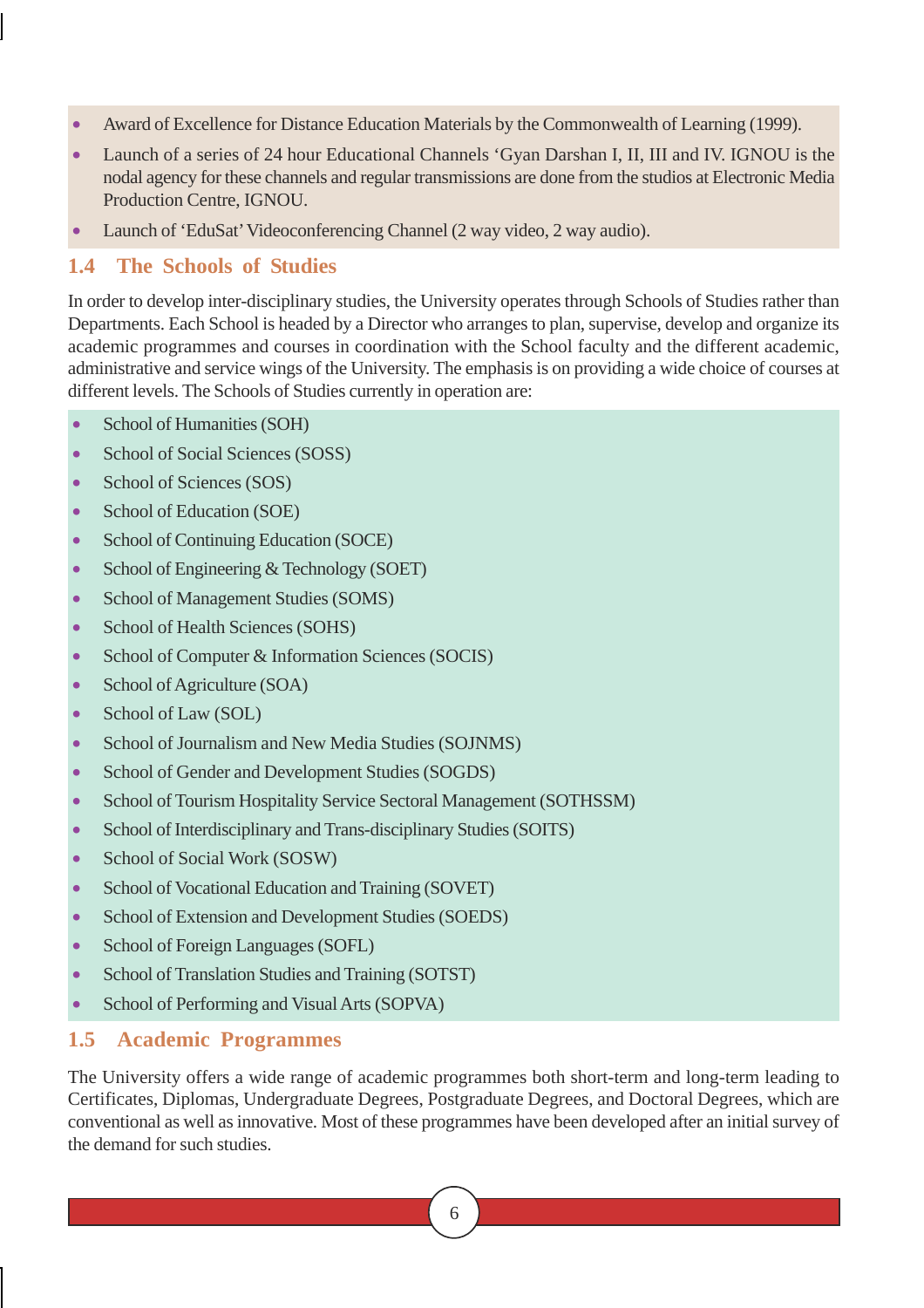- Award of Excellence for Distance Education Materials by the Commonwealth of Learning (1999).
- Launch of a series of 24 hour Educational Channels 'Gyan Darshan I, II, III and IV. IGNOU is the nodal agency for these channels and regular transmissions are done from the studios at Electronic Media Production Centre, IGNOU.
- Launch of 'EduSat' Videoconferencing Channel (2 way video, 2 way audio).

## 1.4 The Schools of Studies

In order to develop inter-disciplinary studies, the University operates through Schools of Studies rather than Departments. Each School is headed by a Director who arranges to plan, supervise, develop and organize its academic programmes and courses in coordination with the School faculty and the different academic, administrative and service wings of the University. The emphasis is on providing a wide choice of courses at different levels. The Schools of Studies currently in operation are:

- School of Humanities (SOH)
- School of Social Sciences (SOSS)
- School of Sciences (SOS)
- School of Education (SOE)
- School of Continuing Education (SOCE)
- School of Engineering & Technology (SOET)
- School of Management Studies (SOMS)
- School of Health Sciences (SOHS)
- School of Computer & Information Sciences (SOCIS)
- School of Agriculture (SOA)
- School of Law (SOL)
- School of Journalism and New Media Studies (SOJNMS)
- School of Gender and Development Studies (SOGDS)
- School of Tourism Hospitality Service Sectoral Management (SOTHSSM)
- School of Interdisciplinary and Trans-disciplinary Studies (SOITS)
- School of Social Work (SOSW)
- School of Vocational Education and Training (SOVET)
- School of Extension and Development Studies (SOEDS)
- School of Foreign Languages (SOFL)
- School of Translation Studies and Training (SOTST)
- School of Performing and Visual Arts (SOPVA)

## 1.5 Academic Programmes

The University offers a wide range of academic programmes both short-term and long-term leading to Certificates, Diplomas, Undergraduate Degrees, Postgraduate Degrees, and Doctoral Degrees, which are conventional as well as innovative. Most of these programmes have been developed after an initial survey of the demand for such studies.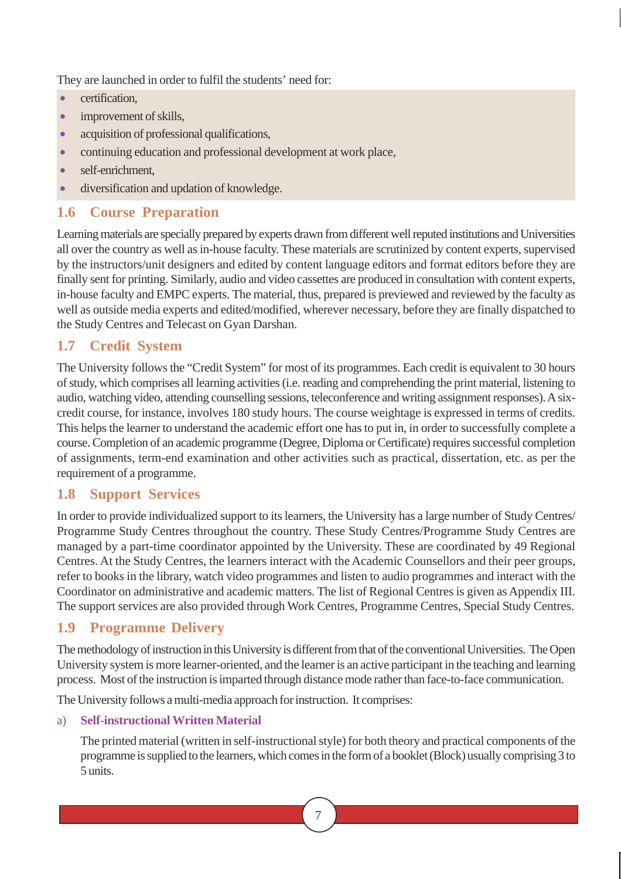They are launched in order to fulfil the students' need for:

- certification,
- improvement of skills,
- acquisition of professional qualifications,
- continuing education and professional development at work place,
- self-enrichment,
- diversification and updation of knowledge.

## 1.6 Course Preparation

Learning materials are specially prepared by experts drawn from different well reputed institutions and Universities all over the country as well as in-house faculty. These materials are scrutinized by content experts, supervised by the instructors/unit designers and edited by content language editors and format editors before they are finally sent for printing. Similarly, audio and video cassettes are produced in consultation with content experts, in-house faculty and EMPC experts. The material, thus, prepared is previewed and reviewed by the faculty as well as outside media experts and edited/modified, wherever necessary, before they are finally dispatched to the Study Centres and Telecast on Gyan Darshan.

## 1.7 Credit System

The University follows the "Credit System" for most of its programmes. Each credit is equivalent to 30 hours of study, which comprises all learning activities (i.e. reading and comprehending the print material, listening to audio, watching video, attending counselling sessions, teleconference and writing assignment responses). A six-credit course, for instance, involves 180 study hours. The course weightage is expressed in terms of credits. This helps the learner to understand the academic effort one has to put in, in order to successfully complete a course. Completion of an academic programme (Degree, Diploma or Certificate) requires successful completion of assignments, term-end examination and other activities such as practical, dissertation, etc. as per the requirement of a programme.

## 1.8 Support Services

In order to provide individualized support to its learners, the University has a large number of Study Centres/ Programme Study Centres throughout the country. These Study Centres/Programme Study Centres are managed by a part-time coordinator appointed by the University. These are coordinated by 49 Regional Centres. At the Study Centres, the learners interact with the Academic Counsellors and their peer groups, refer to books in the library, watch video programmes and listen to audio programmes and interact with the Coordinator on administrative and academic matters. The list of Regional Centres is given as Appendix III. The support services are also provided through Work Centres, Programme Centres, Special Study Centres.

## 1.9 Programme Delivery

The methodology of instruction in this University is different from that of the conventional Universities. The Open University system is more learner-oriented, and the learner is an active participant in the teaching and learning process. Most of the instruction is imparted through distance mode rather than face-to-face communication.

The University follows a multi-media approach for instruction. It comprises:

a) **Self-instructional Written Material**

The printed material (written in self-instructional style) for both theory and practical components of the programme is supplied to the learners, which comes in the form of a booklet (Block) usually comprising 3 to 5 units.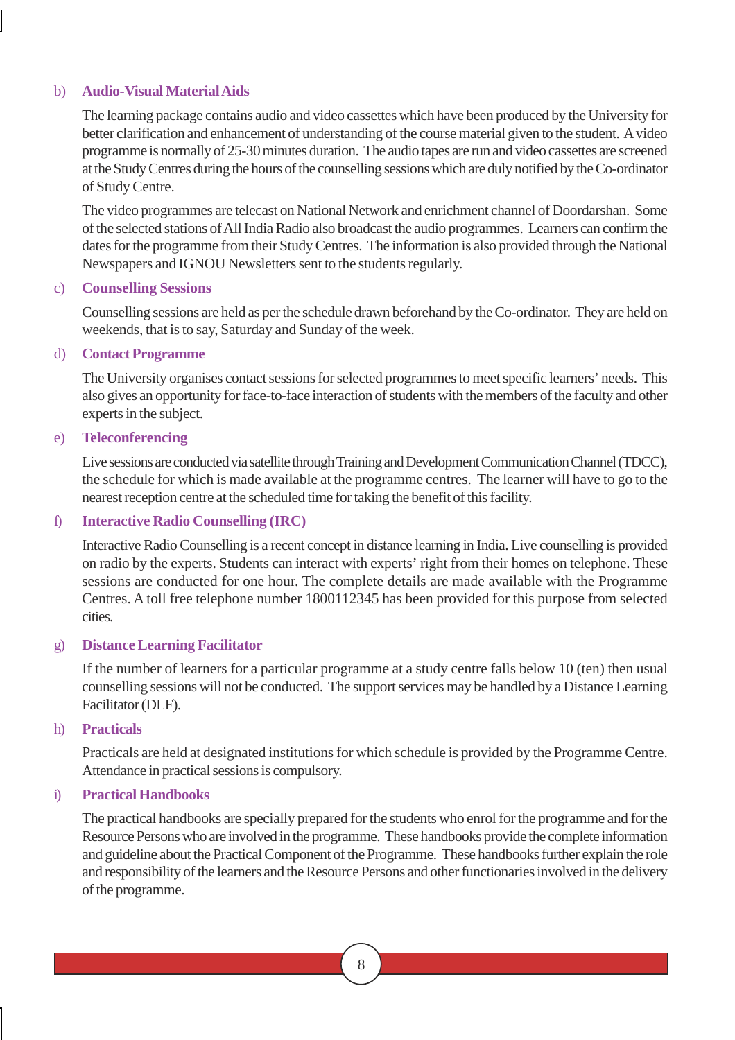b) **Audio-Visual Material Aids**

The learning package contains audio and video cassettes which have been produced by the University for better clarification and enhancement of understanding of the course material given to the student. A video programme is normally of 25-30 minutes duration. The audio tapes are run and video cassettes are screened at the Study Centres during the hours of the counselling sessions which are duly notified by the Co-ordinator of Study Centre.

The video programmes are telecast on National Network and enrichment channel of Doordarshan. Some of the selected stations of All India Radio also broadcast the audio programmes. Learners can confirm the dates for the programme from their Study Centres. The information is also provided through the National Newspapers and IGNOU Newsletters sent to the students regularly.

c) **Counselling Sessions**

Counselling sessions are held as per the schedule drawn beforehand by the Co-ordinator. They are held on weekends, that is to say, Saturday and Sunday of the week.

d) **Contact Programme**

The University organises contact sessions for selected programmes to meet specific learners' needs. This also gives an opportunity for face-to-face interaction of students with the members of the faculty and other experts in the subject.

e) **Teleconferencing**

Live sessions are conducted via satellite through Training and Development Communication Channel (TDCC), the schedule for which is made available at the programme centres. The learner will have to go to the nearest reception centre at the scheduled time for taking the benefit of this facility.

f) **Interactive Radio Counselling (IRC)**

Interactive Radio Counselling is a recent concept in distance learning in India. Live counselling is provided on radio by the experts. Students can interact with experts' right from their homes on telephone. These sessions are conducted for one hour. The complete details are made available with the Programme Centres. A toll free telephone number 1800112345 has been provided for this purpose from selected cities.

g) **Distance Learning Facilitator**

If the number of learners for a particular programme at a study centre falls below 10 (ten) then usual counselling sessions will not be conducted. The support services may be handled by a Distance Learning Facilitator (DLF).

h) **Practicals**

Practicals are held at designated institutions for which schedule is provided by the Programme Centre. Attendance in practical sessions is compulsory.

i) **Practical Handbooks**

The practical handbooks are specially prepared for the students who enrol for the programme and for the Resource Persons who are involved in the programme. These handbooks provide the complete information and guideline about the Practical Component of the Programme. These handbooks further explain the role and responsibility of the learners and the Resource Persons and other functionaries involved in the delivery of the programme.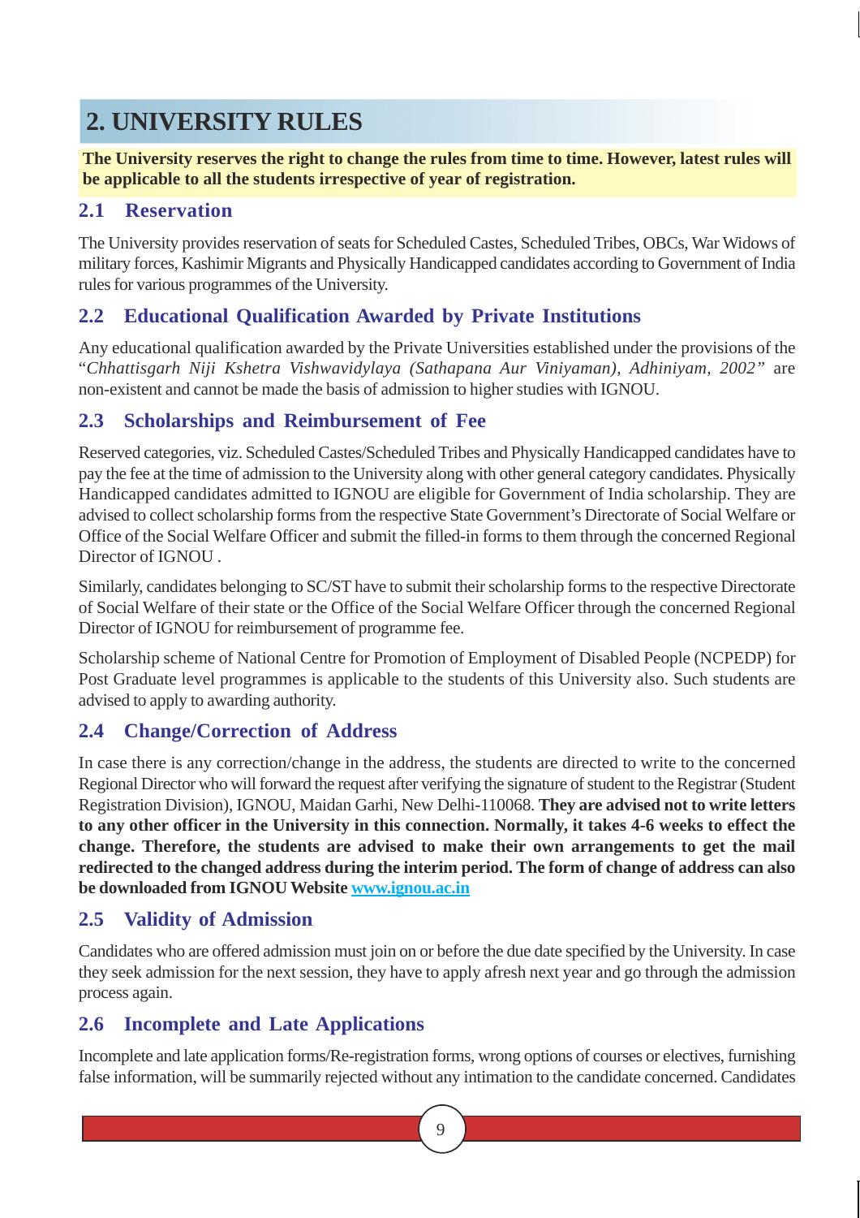# 2. UNIVERSITY RULES

**The University reserves the right to change the rules from time to time. However, latest rules will be applicable to all the students irrespective of year of registration.**

## 2.1 Reservation

The University provides reservation of seats for Scheduled Castes, Scheduled Tribes, OBCs, War Widows of military forces, Kashimir Migrants and Physically Handicapped candidates according to Government of India rules for various programmes of the University.

## 2.2 Educational Qualification Awarded by Private Institutions

Any educational qualification awarded by the Private Universities established under the provisions of the "*Chhattisgarh Niji Kshetra Vishwavidylaya (Sathapana Aur Viniyaman), Adhiniyam, 2002"* are non-existent and cannot be made the basis of admission to higher studies with IGNOU.

## 2.3 Scholarships and Reimbursement of Fee

Reserved categories, viz. Scheduled Castes/Scheduled Tribes and Physically Handicapped candidates have to pay the fee at the time of admission to the University along with other general category candidates. Physically Handicapped candidates admitted to IGNOU are eligible for Government of India scholarship. They are advised to collect scholarship forms from the respective State Government's Directorate of Social Welfare or Office of the Social Welfare Officer and submit the filled-in forms to them through the concerned Regional Director of IGNOU .

Similarly, candidates belonging to SC/ST have to submit their scholarship forms to the respective Directorate of Social Welfare of their state or the Office of the Social Welfare Officer through the concerned Regional Director of IGNOU for reimbursement of programme fee.

Scholarship scheme of National Centre for Promotion of Employment of Disabled People (NCPEDP) for Post Graduate level programmes is applicable to the students of this University also. Such students are advised to apply to awarding authority.

## 2.4 Change/Correction of Address

In case there is any correction/change in the address, the students are directed to write to the concerned Regional Director who will forward the request after verifying the signature of student to the Registrar (Student Registration Division), IGNOU, Maidan Garhi, New Delhi-110068. **They are advised not to write letters to any other officer in the University in this connection. Normally, it takes 4-6 weeks to effect the change. Therefore, the students are advised to make their own arrangements to get the mail redirected to the changed address during the interim period. The form of change of address can also be downloaded from IGNOU Website [www.ignou.ac.in](http://www.ignou.ac.in)**

## 2.5 Validity of Admission

Candidates who are offered admission must join on or before the due date specified by the University. In case they seek admission for the next session, they have to apply afresh next year and go through the admission process again.

## 2.6 Incomplete and Late Applications

Incomplete and late application forms/Re-registration forms, wrong options of courses or electives, furnishing false information, will be summarily rejected without any intimation to the candidate concerned. Candidates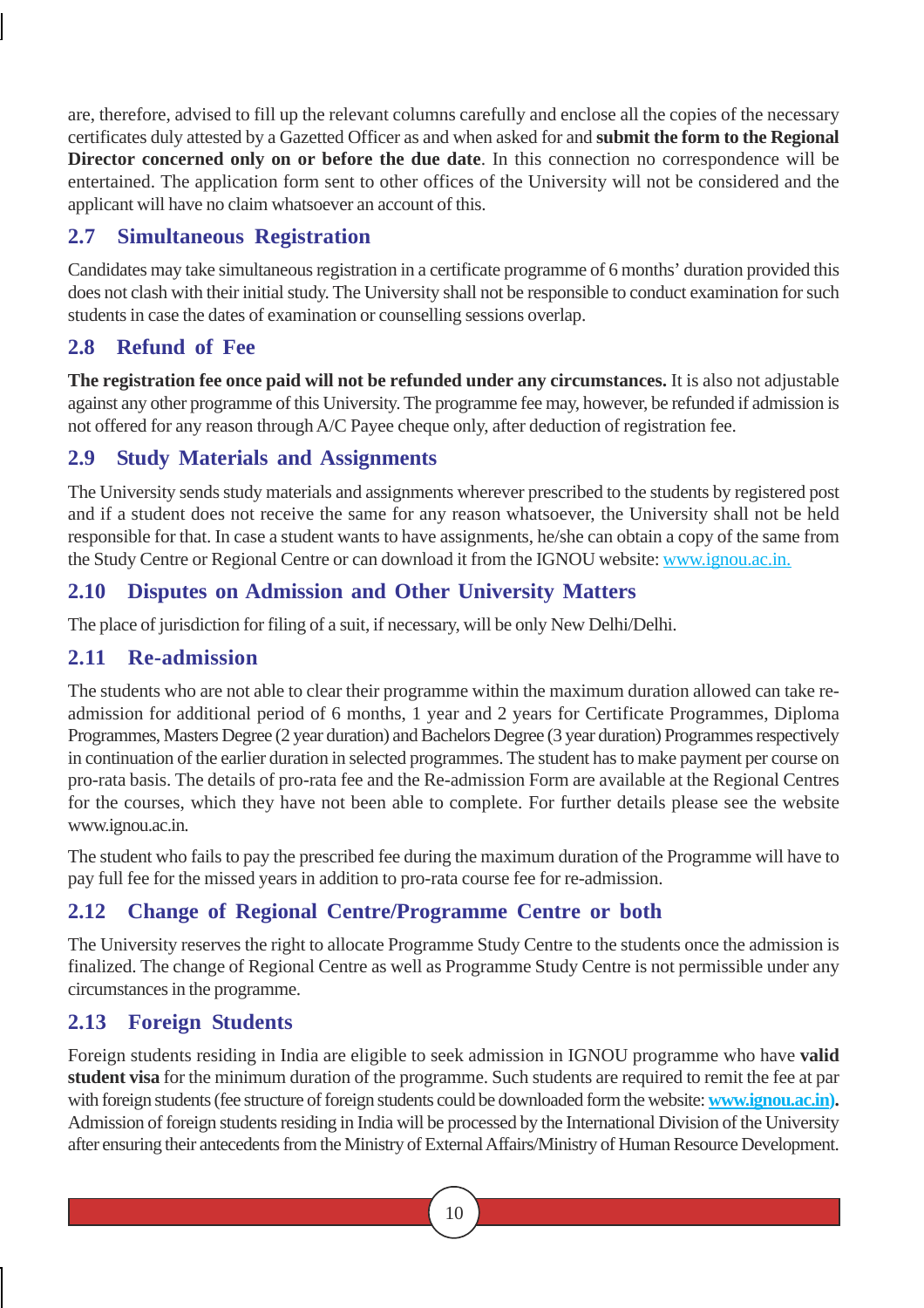are, therefore, advised to fill up the relevant columns carefully and enclose all the copies of the necessary certificates duly attested by a Gazetted Officer as and when asked for and **submit the form to the Regional Director concerned only on or before the due date**. In this connection no correspondence will be entertained. The application form sent to other offices of the University will not be considered and the applicant will have no claim whatsoever an account of this.

## 2.7 Simultaneous Registration

Candidates may take simultaneous registration in a certificate programme of 6 months' duration provided this does not clash with their initial study. The University shall not be responsible to conduct examination for such students in case the dates of examination or counselling sessions overlap.

## 2.8 Refund of Fee

**The registration fee once paid will not be refunded under any circumstances.** It is also not adjustable against any other programme of this University. The programme fee may, however, be refunded if admission is not offered for any reason through A/C Payee cheque only, after deduction of registration fee.

## 2.9 Study Materials and Assignments

The University sends study materials and assignments wherever prescribed to the students by registered post and if a student does not receive the same for any reason whatsoever, the University shall not be held responsible for that. In case a student wants to have assignments, he/she can obtain a copy of the same from the Study Centre or Regional Centre or can download it from the IGNOU website: www.ignou.ac.in.

## 2.10 Disputes on Admission and Other University Matters

The place of jurisdiction for filing of a suit, if necessary, will be only New Delhi/Delhi.

## 2.11 Re-admission

The students who are not able to clear their programme within the maximum duration allowed can take re-admission for additional period of 6 months, 1 year and 2 years for Certificate Programmes, Diploma Programmes, Masters Degree (2 year duration) and Bachelors Degree (3 year duration) Programmes respectively in continuation of the earlier duration in selected programmes. The student has to make payment per course on pro-rata basis. The details of pro-rata fee and the Re-admission Form are available at the Regional Centres for the courses, which they have not been able to complete. For further details please see the website www.ignou.ac.in.

The student who fails to pay the prescribed fee during the maximum duration of the Programme will have to pay full fee for the missed years in addition to pro-rata course fee for re-admission.

## 2.12 Change of Regional Centre/Programme Centre or both

The University reserves the right to allocate Programme Study Centre to the students once the admission is finalized. The change of Regional Centre as well as Programme Study Centre is not permissible under any circumstances in the programme.

## 2.13 Foreign Students

Foreign students residing in India are eligible to seek admission in IGNOU programme who have **valid student visa** for the minimum duration of the programme. Such students are required to remit the fee at par with foreign students (fee structure of foreign students could be downloaded form the website: **www.ignou.ac.in).** Admission of foreign students residing in India will be processed by the International Division of the University after ensuring their antecedents from the Ministry of External Affairs/Ministry of Human Resource Development.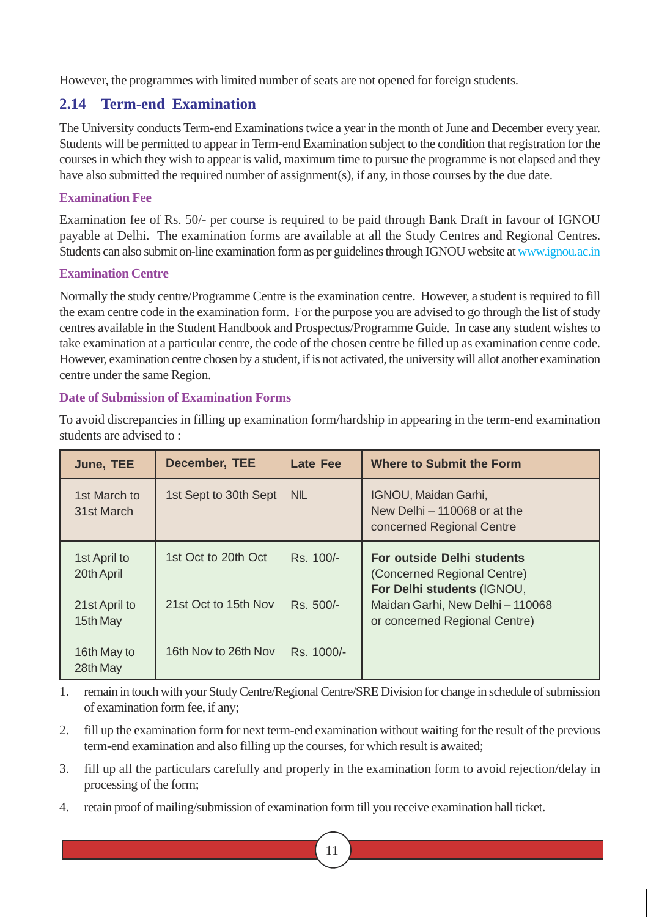However, the programmes with limited number of seats are not opened for foreign students.

## 2.14 Term-end Examination

The University conducts Term-end Examinations twice a year in the month of June and December every year. Students will be permitted to appear in Term-end Examination subject to the condition that registration for the courses in which they wish to appear is valid, maximum time to pursue the programme is not elapsed and they have also submitted the required number of assignment(s), if any, in those courses by the due date.

### Examination Fee

Examination fee of Rs. 50/- per course is required to be paid through Bank Draft in favour of IGNOU payable at Delhi. The examination forms are available at all the Study Centres and Regional Centres. Students can also submit on-line examination form as per guidelines through IGNOU website at www.ignou.ac.in

### Examination Centre

Normally the study centre/Programme Centre is the examination centre. However, a student is required to fill the exam centre code in the examination form. For the purpose you are advised to go through the list of study centres available in the Student Handbook and Prospectus/Programme Guide. In case any student wishes to take examination at a particular centre, the code of the chosen centre be filled up as examination centre code. However, examination centre chosen by a student, if is not activated, the university will allot another examination centre under the same Region.

### Date of Submission of Examination Forms

To avoid discrepancies in filling up examination form/hardship in appearing in the term-end examination students are advised to :

| June, TEE | December, TEE | Late Fee | Where to Submit the Form |
|---|---|---|---|
| 1st March to 31st March | 1st Sept to 30th Sept | NIL | IGNOU, Maidan Garhi, New Delhi – 110068 or at the concerned Regional Centre |
| 1st April to 20th April | 1st Oct to 20th Oct | Rs. 100/- | **For outside Delhi students** (Concerned Regional Centre) **For Delhi students** (IGNOU, Maidan Garhi, New Delhi – 110068 or concerned Regional Centre) |
| 21st April to 15th May | 21st Oct to 15th Nov | Rs. 500/- | |
| 16th May to 28th May | 16th Nov to 26th Nov | Rs. 1000/- | |

1. remain in touch with your Study Centre/Regional Centre/SRE Division for change in schedule of submission of examination form fee, if any;
2. fill up the examination form for next term-end examination without waiting for the result of the previous term-end examination and also filling up the courses, for which result is awaited;
3. fill up all the particulars carefully and properly in the examination form to avoid rejection/delay in processing of the form;
4. retain proof of mailing/submission of examination form till you receive examination hall ticket.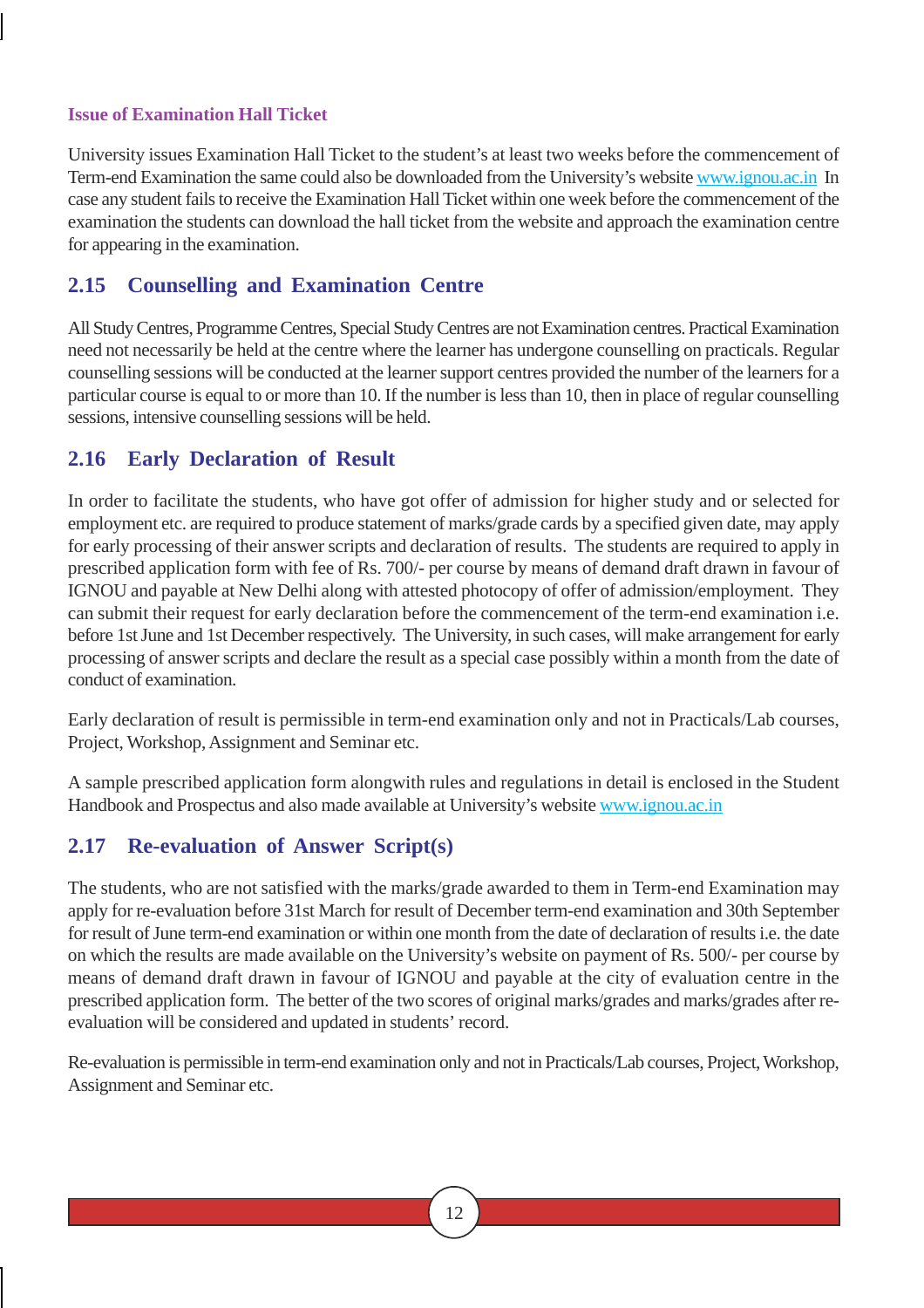### Issue of Examination Hall Ticket

University issues Examination Hall Ticket to the student's at least two weeks before the commencement of Term-end Examination the same could also be downloaded from the University's website www.ignou.ac.in In case any student fails to receive the Examination Hall Ticket within one week before the commencement of the examination the students can download the hall ticket from the website and approach the examination centre for appearing in the examination.

## 2.15 Counselling and Examination Centre

All Study Centres, Programme Centres, Special Study Centres are not Examination centres. Practical Examination need not necessarily be held at the centre where the learner has undergone counselling on practicals. Regular counselling sessions will be conducted at the learner support centres provided the number of the learners for a particular course is equal to or more than 10. If the number is less than 10, then in place of regular counselling sessions, intensive counselling sessions will be held.

## 2.16 Early Declaration of Result

In order to facilitate the students, who have got offer of admission for higher study and or selected for employment etc. are required to produce statement of marks/grade cards by a specified given date, may apply for early processing of their answer scripts and declaration of results. The students are required to apply in prescribed application form with fee of Rs. 700/- per course by means of demand draft drawn in favour of IGNOU and payable at New Delhi along with attested photocopy of offer of admission/employment. They can submit their request for early declaration before the commencement of the term-end examination i.e. before 1st June and 1st December respectively. The University, in such cases, will make arrangement for early processing of answer scripts and declare the result as a special case possibly within a month from the date of conduct of examination.

Early declaration of result is permissible in term-end examination only and not in Practicals/Lab courses, Project, Workshop, Assignment and Seminar etc.

A sample prescribed application form alongwith rules and regulations in detail is enclosed in the Student Handbook and Prospectus and also made available at University's website www.ignou.ac.in

## 2.17 Re-evaluation of Answer Script(s)

The students, who are not satisfied with the marks/grade awarded to them in Term-end Examination may apply for re-evaluation before 31st March for result of December term-end examination and 30th September for result of June term-end examination or within one month from the date of declaration of results i.e. the date on which the results are made available on the University's website on payment of Rs. 500/- per course by means of demand draft drawn in favour of IGNOU and payable at the city of evaluation centre in the prescribed application form. The better of the two scores of original marks/grades and marks/grades after re-evaluation will be considered and updated in students' record.

Re-evaluation is permissible in term-end examination only and not in Practicals/Lab courses, Project, Workshop, Assignment and Seminar etc.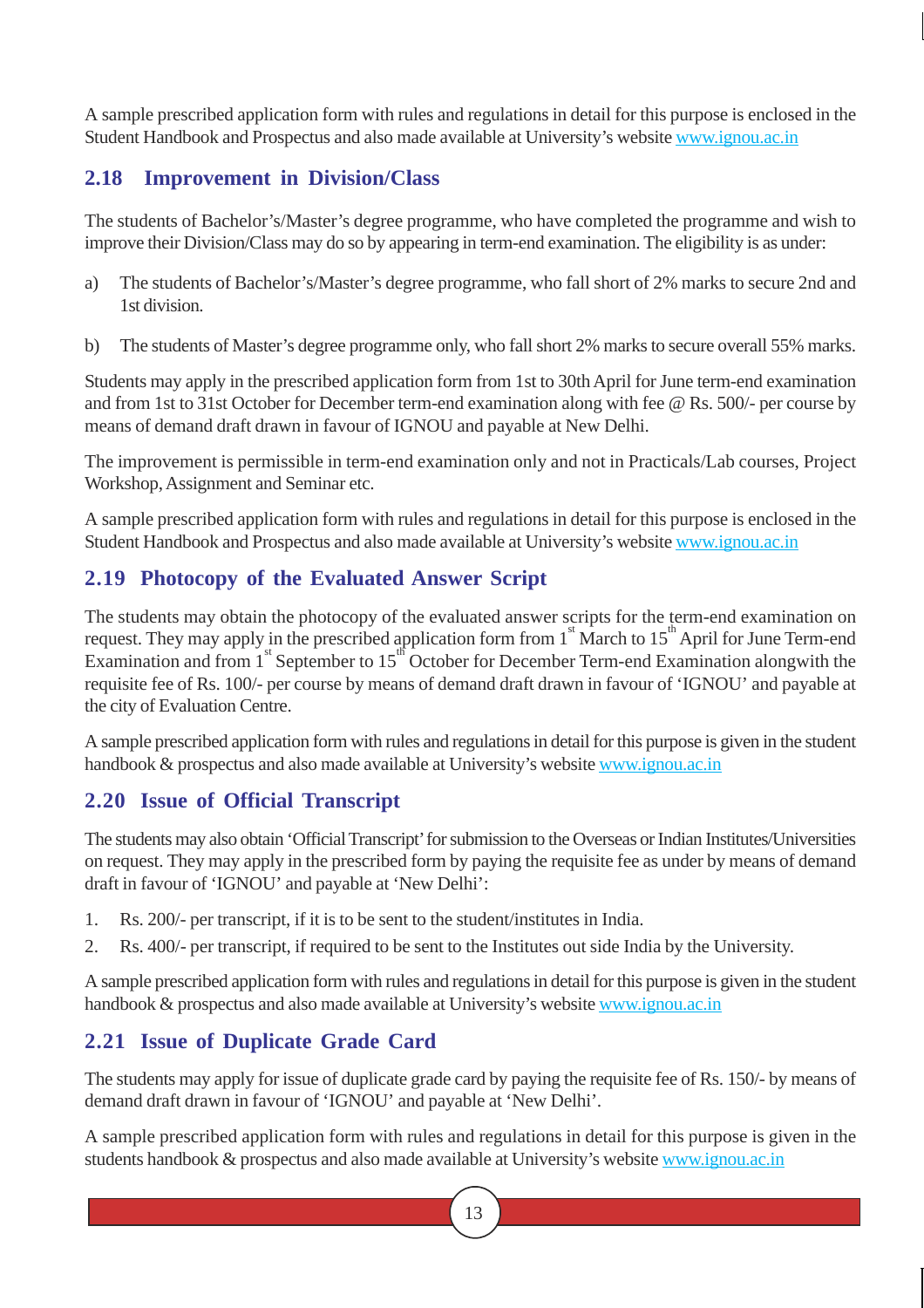A sample prescribed application form with rules and regulations in detail for this purpose is enclosed in the Student Handbook and Prospectus and also made available at University's website www.ignou.ac.in

## 2.18 Improvement in Division/Class

The students of Bachelor's/Master's degree programme, who have completed the programme and wish to improve their Division/Class may do so by appearing in term-end examination. The eligibility is as under:

a) The students of Bachelor's/Master's degree programme, who fall short of 2% marks to secure 2nd and 1st division.

b) The students of Master's degree programme only, who fall short 2% marks to secure overall 55% marks.

Students may apply in the prescribed application form from 1st to 30th April for June term-end examination and from 1st to 31st October for December term-end examination along with fee @ Rs. 500/- per course by means of demand draft drawn in favour of IGNOU and payable at New Delhi.

The improvement is permissible in term-end examination only and not in Practicals/Lab courses, Project Workshop, Assignment and Seminar etc.

A sample prescribed application form with rules and regulations in detail for this purpose is enclosed in the Student Handbook and Prospectus and also made available at University's website www.ignou.ac.in

## 2.19 Photocopy of the Evaluated Answer Script

The students may obtain the photocopy of the evaluated answer scripts for the term-end examination on request. They may apply in the prescribed application form from 1st March to 15th April for June Term-end Examination and from 1st September to 15th October for December Term-end Examination alongwith the requisite fee of Rs. 100/- per course by means of demand draft drawn in favour of 'IGNOU' and payable at the city of Evaluation Centre.

A sample prescribed application form with rules and regulations in detail for this purpose is given in the student handbook & prospectus and also made available at University's website www.ignou.ac.in

## 2.20 Issue of Official Transcript

The students may also obtain 'Official Transcript' for submission to the Overseas or Indian Institutes/Universities on request. They may apply in the prescribed form by paying the requisite fee as under by means of demand draft in favour of 'IGNOU' and payable at 'New Delhi':

1. Rs. 200/- per transcript, if it is to be sent to the student/institutes in India.
2. Rs. 400/- per transcript, if required to be sent to the Institutes out side India by the University.

A sample prescribed application form with rules and regulations in detail for this purpose is given in the student handbook & prospectus and also made available at University's website www.ignou.ac.in

## 2.21 Issue of Duplicate Grade Card

The students may apply for issue of duplicate grade card by paying the requisite fee of Rs. 150/- by means of demand draft drawn in favour of 'IGNOU' and payable at 'New Delhi'.

A sample prescribed application form with rules and regulations in detail for this purpose is given in the students handbook & prospectus and also made available at University's website www.ignou.ac.in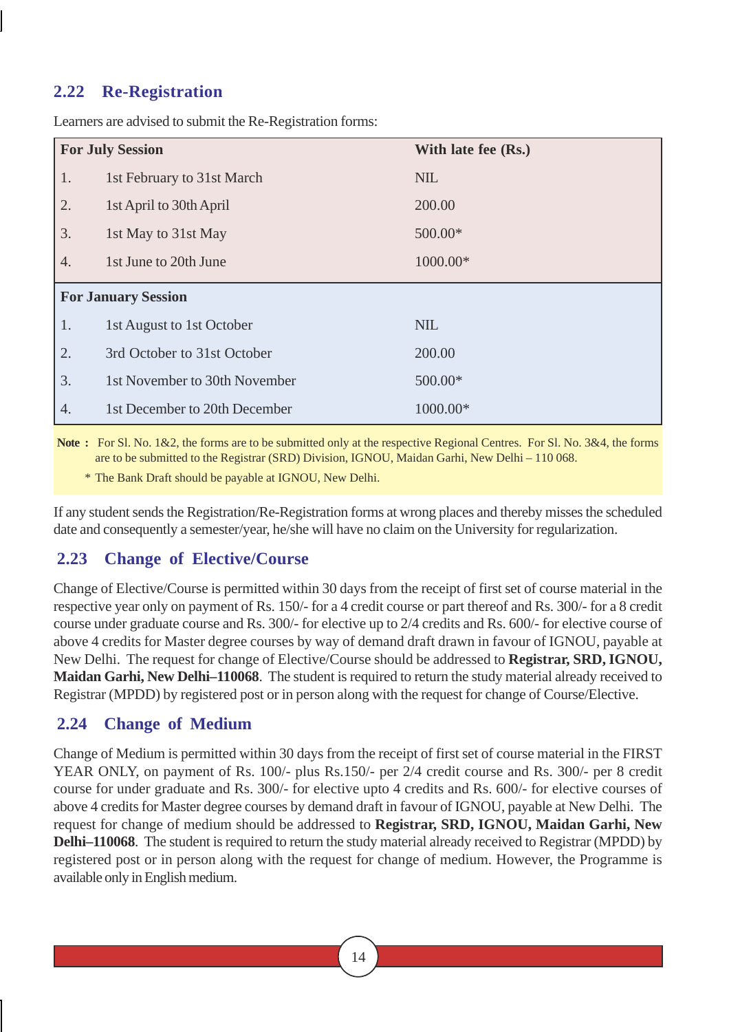## 2.22 Re-Registration

Learners are advised to submit the Re-Registration forms:

| For July Session | | With late fee (Rs.) |
|---|---|---|
| 1. | 1st February to 31st March | NIL |
| 2. | 1st April to 30th April | 200.00 |
| 3. | 1st May to 31st May | 500.00* |
| 4. | 1st June to 20th June | 1000.00* |
| **For January Session** | | |
| 1. | 1st August to 1st October | NIL |
| 2. | 3rd October to 31st October | 200.00 |
| 3. | 1st November to 30th November | 500.00* |
| 4. | 1st December to 20th December | 1000.00* |

**Note :** For Sl. No. 1&2, the forms are to be submitted only at the respective Regional Centres. For Sl. No. 3&4, the forms are to be submitted to the Registrar (SRD) Division, IGNOU, Maidan Garhi, New Delhi – 110 068.

\* The Bank Draft should be payable at IGNOU, New Delhi.

If any student sends the Registration/Re-Registration forms at wrong places and thereby misses the scheduled date and consequently a semester/year, he/she will have no claim on the University for regularization.

## 2.23 Change of Elective/Course

Change of Elective/Course is permitted within 30 days from the receipt of first set of course material in the respective year only on payment of Rs. 150/- for a 4 credit course or part thereof and Rs. 300/- for a 8 credit course under graduate course and Rs. 300/- for elective up to 2/4 credits and Rs. 600/- for elective course of above 4 credits for Master degree courses by way of demand draft drawn in favour of IGNOU, payable at New Delhi. The request for change of Elective/Course should be addressed to **Registrar, SRD, IGNOU, Maidan Garhi, New Delhi–110068**. The student is required to return the study material already received to Registrar (MPDD) by registered post or in person along with the request for change of Course/Elective.

## 2.24 Change of Medium

Change of Medium is permitted within 30 days from the receipt of first set of course material in the FIRST YEAR ONLY, on payment of Rs. 100/- plus Rs.150/- per 2/4 credit course and Rs. 300/- per 8 credit course for under graduate and Rs. 300/- for elective upto 4 credits and Rs. 600/- for elective courses of above 4 credits for Master degree courses by demand draft in favour of IGNOU, payable at New Delhi. The request for change of medium should be addressed to **Registrar, SRD, IGNOU, Maidan Garhi, New Delhi–110068**. The student is required to return the study material already received to Registrar (MPDD) by registered post or in person along with the request for change of medium. However, the Programme is available only in English medium.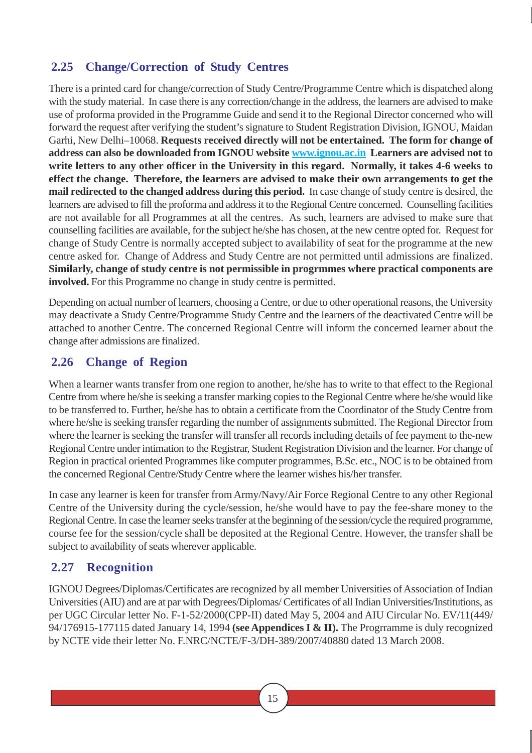## 2.25 Change/Correction of Study Centres

There is a printed card for change/correction of Study Centre/Programme Centre which is dispatched along with the study material. In case there is any correction/change in the address, the learners are advised to make use of proforma provided in the Programme Guide and send it to the Regional Director concerned who will forward the request after verifying the student's signature to Student Registration Division, IGNOU, Maidan Garhi, New Delhi–10068. **Requests received directly will not be entertained. The form for change of address can also be downloaded from IGNOU website www.ignou.ac.in Learners are advised not to write letters to any other officer in the University in this regard. Normally, it takes 4-6 weeks to effect the change. Therefore, the learners are advised to make their own arrangements to get the mail redirected to the changed address during this period.** In case change of study centre is desired, the learners are advised to fill the proforma and address it to the Regional Centre concerned. Counselling facilities are not available for all Programmes at all the centres. As such, learners are advised to make sure that counselling facilities are available, for the subject he/she has chosen, at the new centre opted for. Request for change of Study Centre is normally accepted subject to availability of seat for the programme at the new centre asked for. Change of Address and Study Centre are not permitted until admissions are finalized. **Similarly, change of study centre is not permissible in progrmmes where practical components are involved.** For this Programme no change in study centre is permitted.

Depending on actual number of learners, choosing a Centre, or due to other operational reasons, the University may deactivate a Study Centre/Programme Study Centre and the learners of the deactivated Centre will be attached to another Centre. The concerned Regional Centre will inform the concerned learner about the change after admissions are finalized.

## 2.26 Change of Region

When a learner wants transfer from one region to another, he/she has to write to that effect to the Regional Centre from where he/she is seeking a transfer marking copies to the Regional Centre where he/she would like to be transferred to. Further, he/she has to obtain a certificate from the Coordinator of the Study Centre from where he/she is seeking transfer regarding the number of assignments submitted. The Regional Director from where the learner is seeking the transfer will transfer all records including details of fee payment to the-new Regional Centre under intimation to the Registrar, Student Registration Division and the learner. For change of Region in practical oriented Programmes like computer programmes, B.Sc. etc., NOC is to be obtained from the concerned Regional Centre/Study Centre where the learner wishes his/her transfer.

In case any learner is keen for transfer from Army/Navy/Air Force Regional Centre to any other Regional Centre of the University during the cycle/session, he/she would have to pay the fee-share money to the Regional Centre. In case the learner seeks transfer at the beginning of the session/cycle the required programme, course fee for the session/cycle shall be deposited at the Regional Centre. However, the transfer shall be subject to availability of seats wherever applicable.

## 2.27 Recognition

IGNOU Degrees/Diplomas/Certificates are recognized by all member Universities of Association of Indian Universities (AIU) and are at par with Degrees/Diplomas/ Certificates of all Indian Universities/Institutions, as per UGC Circular letter No. F-1-52/2000(CPP-II) dated May 5, 2004 and AIU Circular No. EV/11(449/ 94/176915-177115 dated January 14, 1994 **(see Appendices I & II).** The Progrramme is duly recognized by NCTE vide their letter No. F.NRC/NCTE/F-3/DH-389/2007/40880 dated 13 March 2008.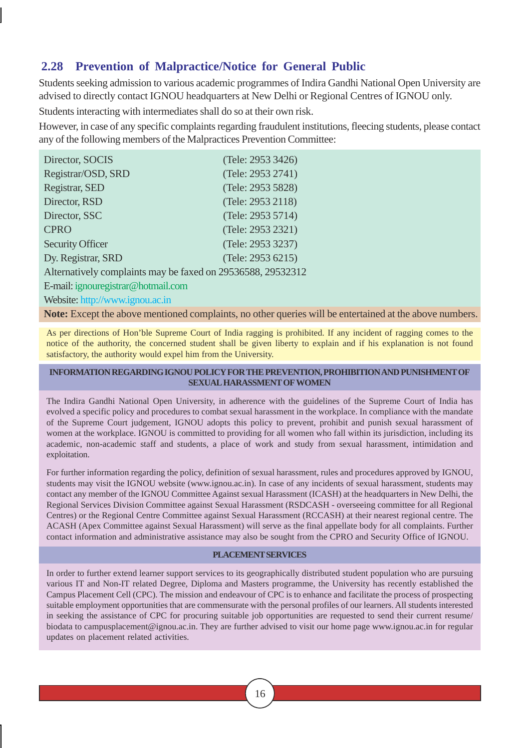## 2.28 Prevention of Malpractice/Notice for General Public

Students seeking admission to various academic programmes of Indira Gandhi National Open University are advised to directly contact IGNOU headquarters at New Delhi or Regional Centres of IGNOU only.

Students interacting with intermediates shall do so at their own risk.

However, in case of any specific complaints regarding fraudulent institutions, fleecing students, please contact any of the following members of the Malpractices Prevention Committee:

| | |
|---|---|
| Director, SOCIS | (Tele: 2953 3426) |
| Registrar/OSD, SRD | (Tele: 2953 2741) |
| Registrar, SED | (Tele: 2953 5828) |
| Director, RSD | (Tele: 2953 2118) |
| Director, SSC | (Tele: 2953 5714) |
| CPRO | (Tele: 2953 2321) |
| Security Officer | (Tele: 2953 3237) |
| Dy. Registrar, SRD | (Tele: 2953 6215) |

Alternatively complaints may be faxed on 29536588, 29532312

E-mail: ignouregistrar@hotmail.com

Website: http://www.ignou.ac.in

**Note:** Except the above mentioned complaints, no other queries will be entertained at the above numbers.

As per directions of Hon'ble Supreme Court of India ragging is prohibited. If any incident of ragging comes to the notice of the authority, the concerned student shall be given liberty to explain and if his explanation is not found satisfactory, the authority would expel him from the University.

### INFORMATION REGARDING IGNOU POLICY FOR THE PREVENTION, PROHIBITION AND PUNISHMENT OF SEXUAL HARASSMENT OF WOMEN

The Indira Gandhi National Open University, in adherence with the guidelines of the Supreme Court of India has evolved a specific policy and procedures to combat sexual harassment in the workplace. In compliance with the mandate of the Supreme Court judgement, IGNOU adopts this policy to prevent, prohibit and punish sexual harassment of women at the workplace. IGNOU is committed to providing for all women who fall within its jurisdiction, including its academic, non-academic staff and students, a place of work and study from sexual harassment, intimidation and exploitation.

For further information regarding the policy, definition of sexual harassment, rules and procedures approved by IGNOU, students may visit the IGNOU website (www.ignou.ac.in). In case of any incidents of sexual harassment, students may contact any member of the IGNOU Committee Against sexual Harassment (ICASH) at the headquarters in New Delhi, the Regional Services Division Committee against Sexual Harassment (RSDCASH - overseeing committee for all Regional Centres) or the Regional Centre Committee against Sexual Harassment (RCCASH) at their nearest regional centre. The ACASH (Apex Committee against Sexual Harassment) will serve as the final appellate body for all complaints. Further contact information and administrative assistance may also be sought from the CPRO and Security Office of IGNOU.

### PLACEMENT SERVICES

In order to further extend learner support services to its geographically distributed student population who are pursuing various IT and Non-IT related Degree, Diploma and Masters programme, the University has recently established the Campus Placement Cell (CPC). The mission and endeavour of CPC is to enhance and facilitate the process of prospecting suitable employment opportunities that are commensurate with the personal profiles of our learners. All students interested in seeking the assistance of CPC for procuring suitable job opportunities are requested to send their current resume/ biodata to campusplacement@ignou.ac.in. They are further advised to visit our home page www.ignou.ac.in for regular updates on placement related activities.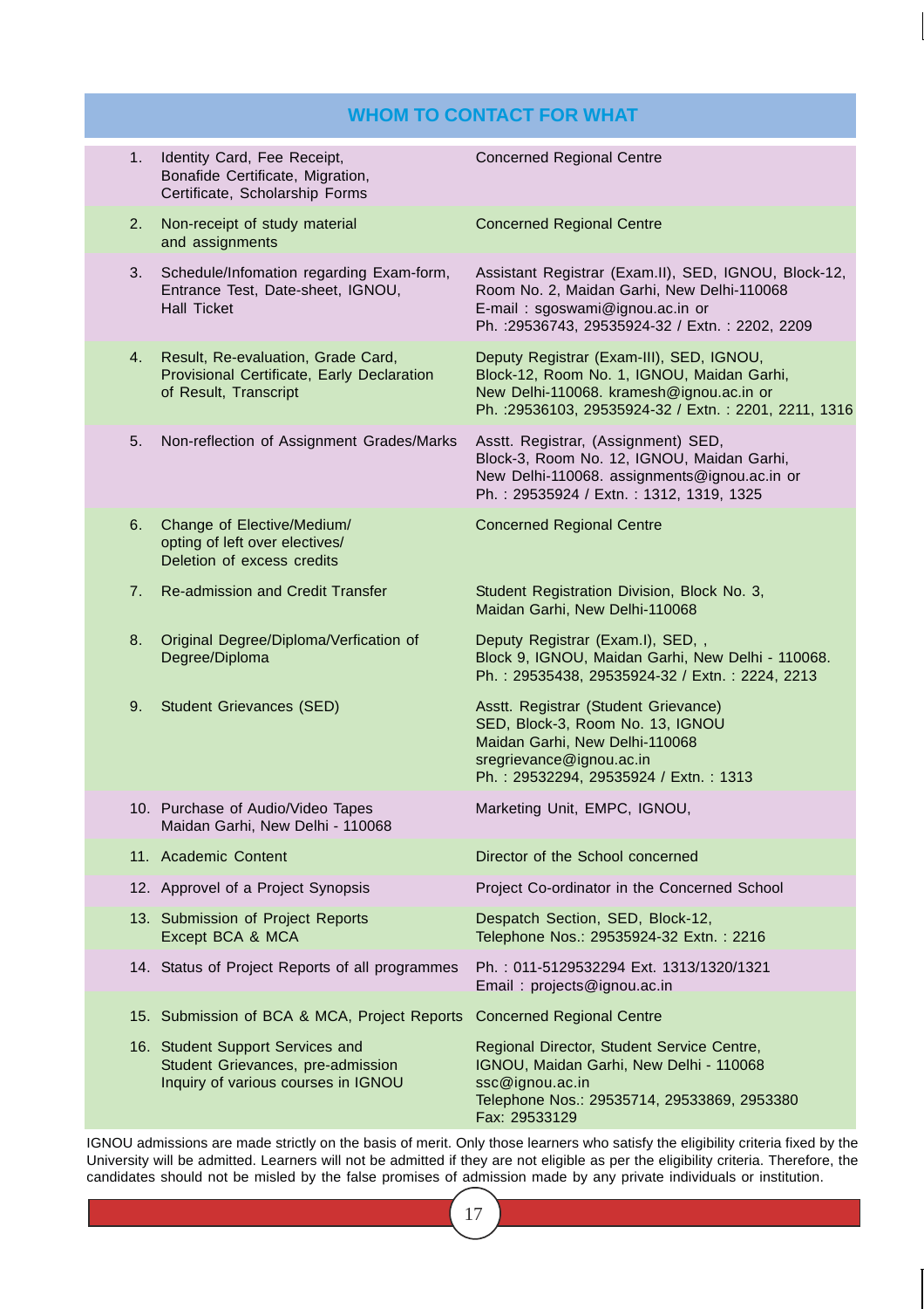## WHOM TO CONTACT FOR WHAT

| | | |
|---|---|---|
| 1. | Identity Card, Fee Receipt, Bonafide Certificate, Migration, Certificate, Scholarship Forms | Concerned Regional Centre |
| 2. | Non-receipt of study material and assignments | Concerned Regional Centre |
| 3. | Schedule/Infomation regarding Exam-form, Entrance Test, Date-sheet, IGNOU, Hall Ticket | Assistant Registrar (Exam.II), SED, IGNOU, Block-12, Room No. 2, Maidan Garhi, New Delhi-110068 E-mail : sgoswami@ignou.ac.in or Ph. :29536743, 29535924-32 / Extn. : 2202, 2209 |
| 4. | Result, Re-evaluation, Grade Card, Provisional Certificate, Early Declaration of Result, Transcript | Deputy Registrar (Exam-III), SED, IGNOU, Block-12, Room No. 1, IGNOU, Maidan Garhi, New Delhi-110068. kramesh@ignou.ac.in or Ph. :29536103, 29535924-32 / Extn. : 2201, 2211, 1316 |
| 5. | Non-reflection of Assignment Grades/Marks | Asstt. Registrar, (Assignment) SED, Block-3, Room No. 12, IGNOU, Maidan Garhi, New Delhi-110068. assignments@ignou.ac.in or Ph. : 29535924 / Extn. : 1312, 1319, 1325 |
| 6. | Change of Elective/Medium/ opting of left over electives/ Deletion of excess credits | Concerned Regional Centre |
| 7. | Re-admission and Credit Transfer | Student Registration Division, Block No. 3, Maidan Garhi, New Delhi-110068 |
| 8. | Original Degree/Diploma/Verfication of Degree/Diploma | Deputy Registrar (Exam.I), SED, , Block 9, IGNOU, Maidan Garhi, New Delhi - 110068. Ph. : 29535438, 29535924-32 / Extn. : 2224, 2213 |
| 9. | Student Grievances (SED) | Asstt. Registrar (Student Grievance) SED, Block-3, Room No. 13, IGNOU Maidan Garhi, New Delhi-110068 sregrievance@ignou.ac.in Ph. : 29532294, 29535924 / Extn. : 1313 |
| 10. | Purchase of Audio/Video Tapes Maidan Garhi, New Delhi - 110068 | Marketing Unit, EMPC, IGNOU, |
| 11. | Academic Content | Director of the School concerned |
| 12. | Approvel of a Project Synopsis | Project Co-ordinator in the Concerned School |
| 13. | Submission of Project Reports Except BCA & MCA | Despatch Section, SED, Block-12, Telephone Nos.: 29535924-32 Extn. : 2216 |
| 14. | Status of Project Reports of all programmes | Ph. : 011-5129532294 Ext. 1313/1320/1321 Email : projects@ignou.ac.in |
| 15. | Submission of BCA & MCA, Project Reports | Concerned Regional Centre |
| 16. | Student Support Services and Student Grievances, pre-admission Inquiry of various courses in IGNOU | Regional Director, Student Service Centre, IGNOU, Maidan Garhi, New Delhi - 110068 ssc@ignou.ac.in Telephone Nos.: 29535714, 29533869, 2953380 Fax: 29533129 |

IGNOU admissions are made strictly on the basis of merit. Only those learners who satisfy the eligibility criteria fixed by the University will be admitted. Learners will not be admitted if they are not eligible as per the eligibility criteria. Therefore, the candidates should not be misled by the false promises of admission made by any private individuals or institution.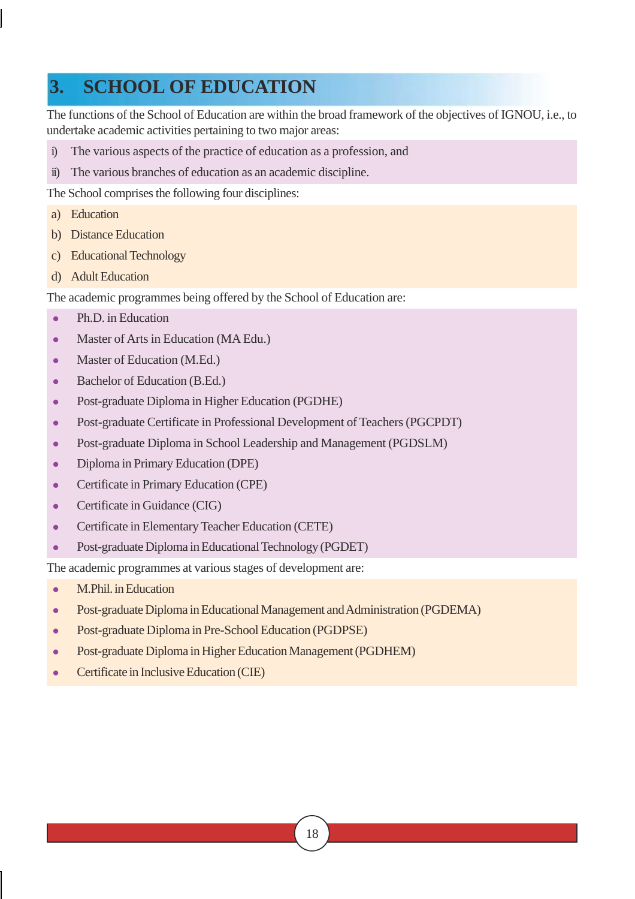# 3. SCHOOL OF EDUCATION

The functions of the School of Education are within the broad framework of the objectives of IGNOU, i.e., to undertake academic activities pertaining to two major areas:

i) The various aspects of the practice of education as a profession, and

ii) The various branches of education as an academic discipline.

The School comprises the following four disciplines:

a) Education

b) Distance Education

c) Educational Technology

d) Adult Education

The academic programmes being offered by the School of Education are:

- Ph.D. in Education
- Master of Arts in Education (MA Edu.)
- Master of Education (M.Ed.)
- Bachelor of Education (B.Ed.)
- Post-graduate Diploma in Higher Education (PGDHE)
- Post-graduate Certificate in Professional Development of Teachers (PGCPDT)
- Post-graduate Diploma in School Leadership and Management (PGDSLM)
- Diploma in Primary Education (DPE)
- Certificate in Primary Education (CPE)
- Certificate in Guidance (CIG)
- Certificate in Elementary Teacher Education (CETE)
- Post-graduate Diploma in Educational Technology (PGDET)

The academic programmes at various stages of development are:

- M.Phil. in Education
- Post-graduate Diploma in Educational Management and Administration (PGDEMA)
- Post-graduate Diploma in Pre-School Education (PGDPSE)
- Post-graduate Diploma in Higher Education Management (PGDHEM)
- Certificate in Inclusive Education (CIE)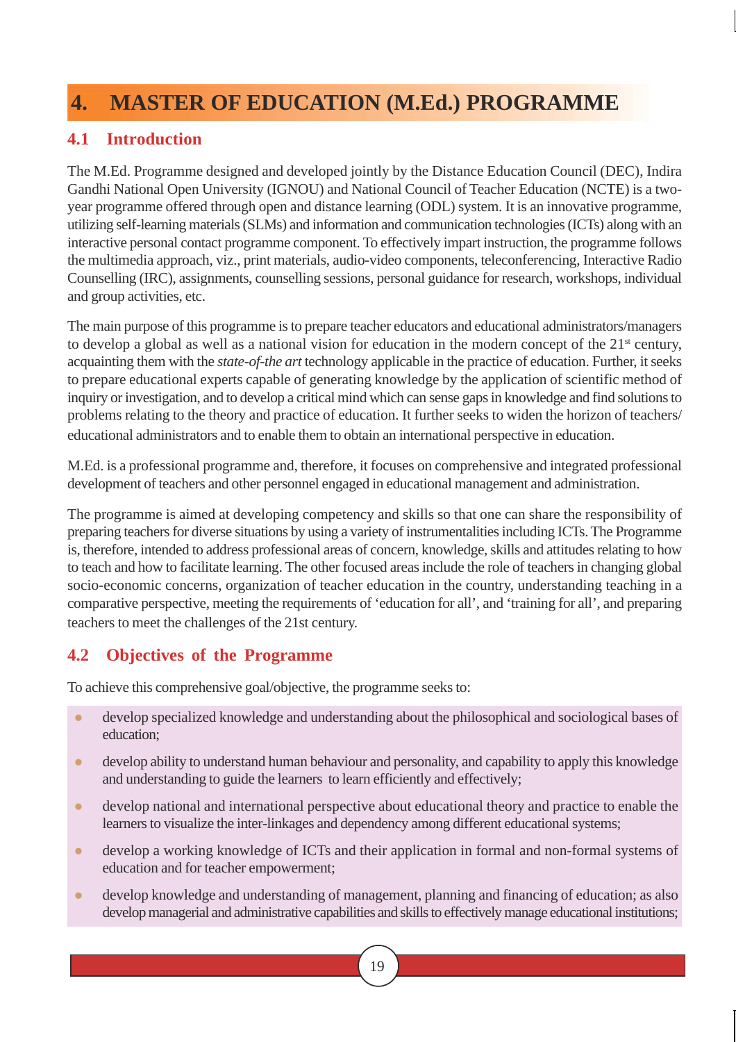# 4. MASTER OF EDUCATION (M.Ed.) PROGRAMME

## 4.1 Introduction

The M.Ed. Programme designed and developed jointly by the Distance Education Council (DEC), Indira Gandhi National Open University (IGNOU) and National Council of Teacher Education (NCTE) is a two-year programme offered through open and distance learning (ODL) system. It is an innovative programme, utilizing self-learning materials (SLMs) and information and communication technologies (ICTs) along with an interactive personal contact programme component. To effectively impart instruction, the programme follows the multimedia approach, viz., print materials, audio-video components, teleconferencing, Interactive Radio Counselling (IRC), assignments, counselling sessions, personal guidance for research, workshops, individual and group activities, etc.

The main purpose of this programme is to prepare teacher educators and educational administrators/managers to develop a global as well as a national vision for education in the modern concept of the 21st century, acquainting them with the *state-of-the art* technology applicable in the practice of education. Further, it seeks to prepare educational experts capable of generating knowledge by the application of scientific method of inquiry or investigation, and to develop a critical mind which can sense gaps in knowledge and find solutions to problems relating to the theory and practice of education. It further seeks to widen the horizon of teachers/ educational administrators and to enable them to obtain an international perspective in education.

M.Ed. is a professional programme and, therefore, it focuses on comprehensive and integrated professional development of teachers and other personnel engaged in educational management and administration.

The programme is aimed at developing competency and skills so that one can share the responsibility of preparing teachers for diverse situations by using a variety of instrumentalities including ICTs. The Programme is, therefore, intended to address professional areas of concern, knowledge, skills and attitudes relating to how to teach and how to facilitate learning. The other focused areas include the role of teachers in changing global socio-economic concerns, organization of teacher education in the country, understanding teaching in a comparative perspective, meeting the requirements of 'education for all', and 'training for all', and preparing teachers to meet the challenges of the 21st century.

## 4.2 Objectives of the Programme

To achieve this comprehensive goal/objective, the programme seeks to:

- develop specialized knowledge and understanding about the philosophical and sociological bases of education;
- develop ability to understand human behaviour and personality, and capability to apply this knowledge and understanding to guide the learners to learn efficiently and effectively;
- develop national and international perspective about educational theory and practice to enable the learners to visualize the inter-linkages and dependency among different educational systems;
- develop a working knowledge of ICTs and their application in formal and non-formal systems of education and for teacher empowerment;
- develop knowledge and understanding of management, planning and financing of education; as also develop managerial and administrative capabilities and skills to effectively manage educational institutions;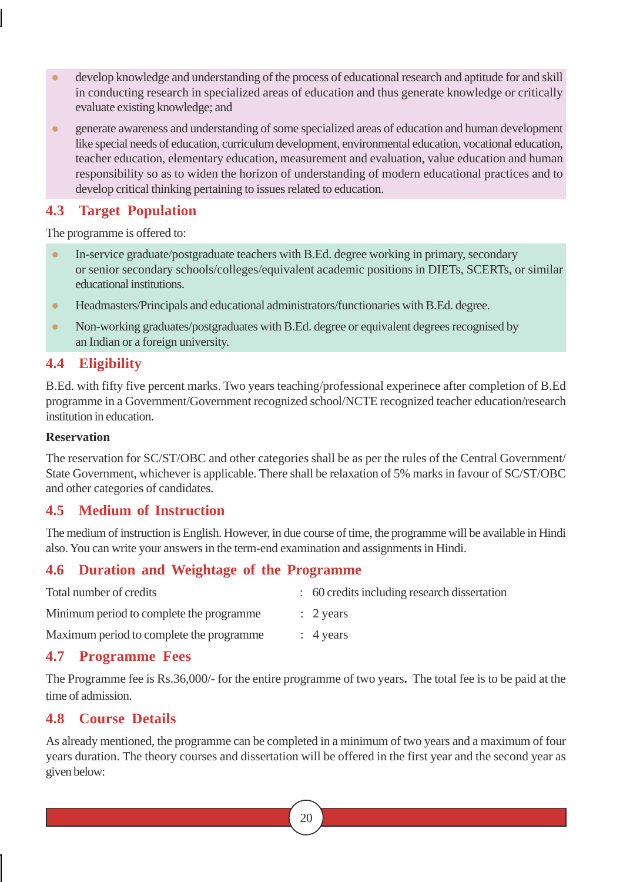- develop knowledge and understanding of the process of educational research and aptitude for and skill in conducting research in specialized areas of education and thus generate knowledge or critically evaluate existing knowledge; and
- generate awareness and understanding of some specialized areas of education and human development like special needs of education, curriculum development, environmental education, vocational education, teacher education, elementary education, measurement and evaluation, value education and human responsibility so as to widen the horizon of understanding of modern educational practices and to develop critical thinking pertaining to issues related to education.

## 4.3 Target Population

The programme is offered to:

- In-service graduate/postgraduate teachers with B.Ed. degree working in primary, secondary or senior secondary schools/colleges/equivalent academic positions in DIETs, SCERTs, or similar educational institutions.
- Headmasters/Principals and educational administrators/functionaries with B.Ed. degree.
- Non-working graduates/postgraduates with B.Ed. degree or equivalent degrees recognised by an Indian or a foreign university.

## 4.4 Eligibility

B.Ed. with fifty five percent marks. Two years teaching/professional experinece after completion of B.Ed programme in a Government/Government recognized school/NCTE recognized teacher education/research institution in education.

**Reservation**

The reservation for SC/ST/OBC and other categories shall be as per the rules of the Central Government/ State Government, whichever is applicable. There shall be relaxation of 5% marks in favour of SC/ST/OBC and other categories of candidates.

## 4.5 Medium of Instruction

The medium of instruction is English. However, in due course of time, the programme will be available in Hindi also. You can write your answers in the term-end examination and assignments in Hindi.

## 4.6 Duration and Weightage of the Programme

| | | |
|---|---|---|
| Total number of credits | : | 60 credits including research dissertation |
| Minimum period to complete the programme | : | 2 years |
| Maximum period to complete the programme | : | 4 years |

## 4.7 Programme Fees

The Programme fee is Rs.36,000/- for the entire programme of two years**.** The total fee is to be paid at the time of admission.

## 4.8 Course Details

As already mentioned, the programme can be completed in a minimum of two years and a maximum of four years duration. The theory courses and dissertation will be offered in the first year and the second year as given below: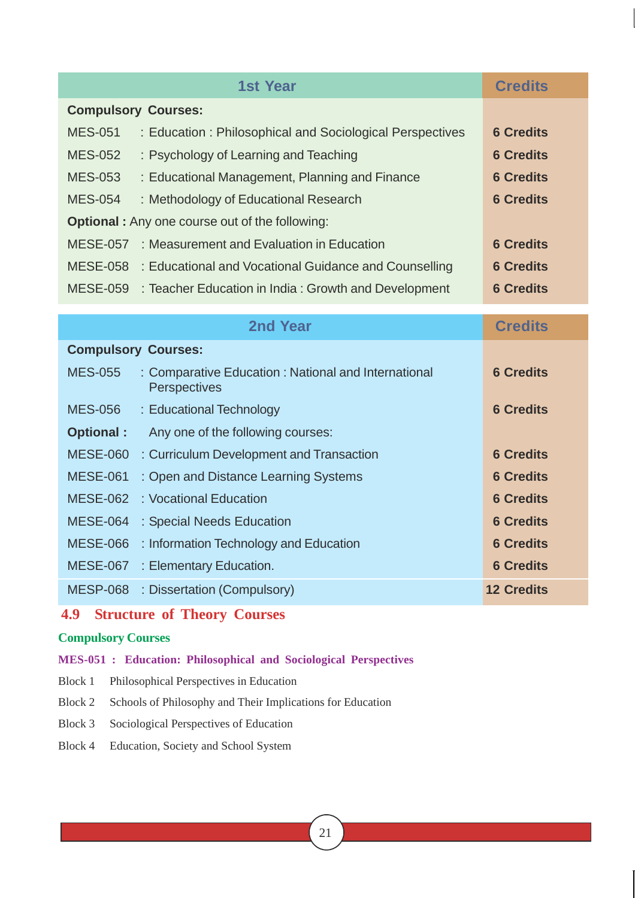| 1st Year | | Credits |
|---|---|---|
| **Compulsory Courses:** | | |
| MES-051 | : Education : Philosophical and Sociological Perspectives | **6 Credits** |
| MES-052 | : Psychology of Learning and Teaching | **6 Credits** |
| MES-053 | : Educational Management, Planning and Finance | **6 Credits** |
| MES-054 | : Methodology of Educational Research | **6 Credits** |
| **Optional :** Any one course out of the following: | | |
| MESE-057 | : Measurement and Evaluation in Education | **6 Credits** |
| MESE-058 | : Educational and Vocational Guidance and Counselling | **6 Credits** |
| MESE-059 | : Teacher Education in India : Growth and Development | **6 Credits** |

| 2nd Year | | Credits |
|---|---|---|
| **Compulsory Courses:** | | |
| MES-055 | : Comparative Education : National and International Perspectives | **6 Credits** |
| MES-056 | : Educational Technology | **6 Credits** |
| **Optional :** | Any one of the following courses: | |
| MESE-060 | : Curriculum Development and Transaction | **6 Credits** |
| MESE-061 | : Open and Distance Learning Systems | **6 Credits** |
| MESE-062 | : Vocational Education | **6 Credits** |
| MESE-064 | : Special Needs Education | **6 Credits** |
| MESE-066 | : Information Technology and Education | **6 Credits** |
| MESE-067 | : Elementary Education. | **6 Credits** |
| MESP-068 | : Dissertation (Compulsory) | **12 Credits** |

## 4.9 Structure of Theory Courses

### Compulsory Courses

**MES-051 : Education: Philosophical and Sociological Perspectives**

Block 1 Philosophical Perspectives in Education

Block 2 Schools of Philosophy and Their Implications for Education

Block 3 Sociological Perspectives of Education

Block 4 Education, Society and School System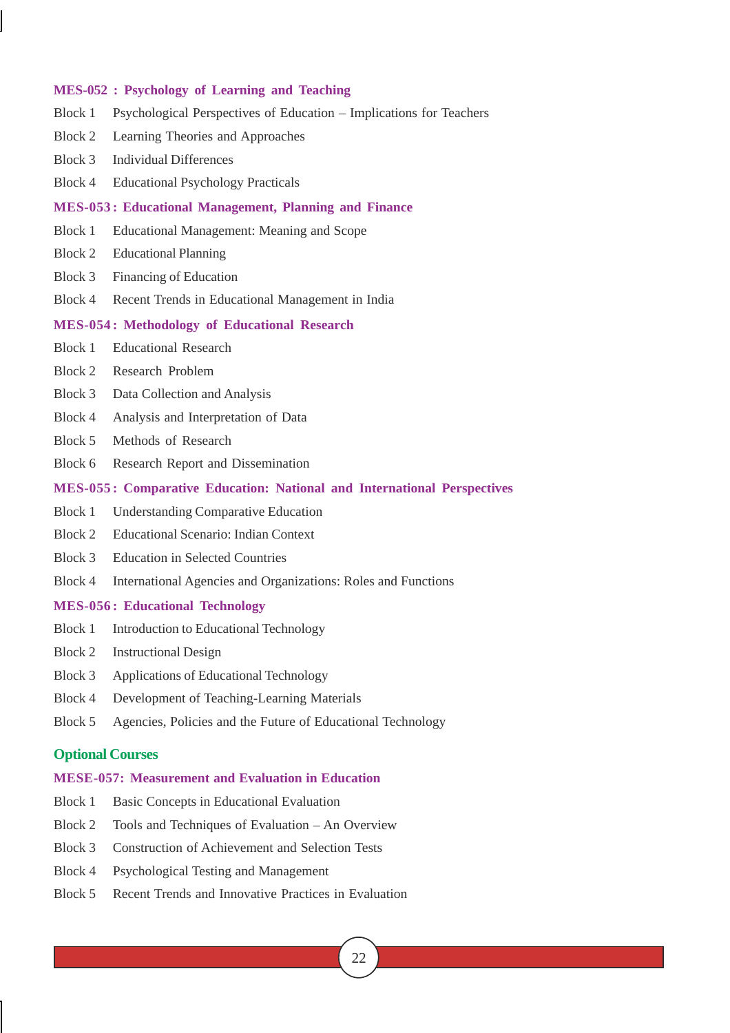### MES-052 : Psychology of Learning and Teaching

Block 1 Psychological Perspectives of Education – Implications for Teachers

Block 2 Learning Theories and Approaches

Block 3 Individual Differences

Block 4 Educational Psychology Practicals

### MES-053 : Educational Management, Planning and Finance

Block 1 Educational Management: Meaning and Scope

Block 2 Educational Planning

Block 3 Financing of Education

Block 4 Recent Trends in Educational Management in India

### MES-054 : Methodology of Educational Research

Block 1 Educational Research

Block 2 Research Problem

Block 3 Data Collection and Analysis

Block 4 Analysis and Interpretation of Data

Block 5 Methods of Research

Block 6 Research Report and Dissemination

### MES-055 : Comparative Education: National and International Perspectives

Block 1 Understanding Comparative Education

Block 2 Educational Scenario: Indian Context

Block 3 Education in Selected Countries

Block 4 International Agencies and Organizations: Roles and Functions

### MES-056 : Educational Technology

Block 1 Introduction to Educational Technology

Block 2 Instructional Design

Block 3 Applications of Educational Technology

Block 4 Development of Teaching-Learning Materials

Block 5 Agencies, Policies and the Future of Educational Technology

## Optional Courses

### MESE-057: Measurement and Evaluation in Education

Block 1 Basic Concepts in Educational Evaluation

Block 2 Tools and Techniques of Evaluation – An Overview

Block 3 Construction of Achievement and Selection Tests

Block 4 Psychological Testing and Management

Block 5 Recent Trends and Innovative Practices in Evaluation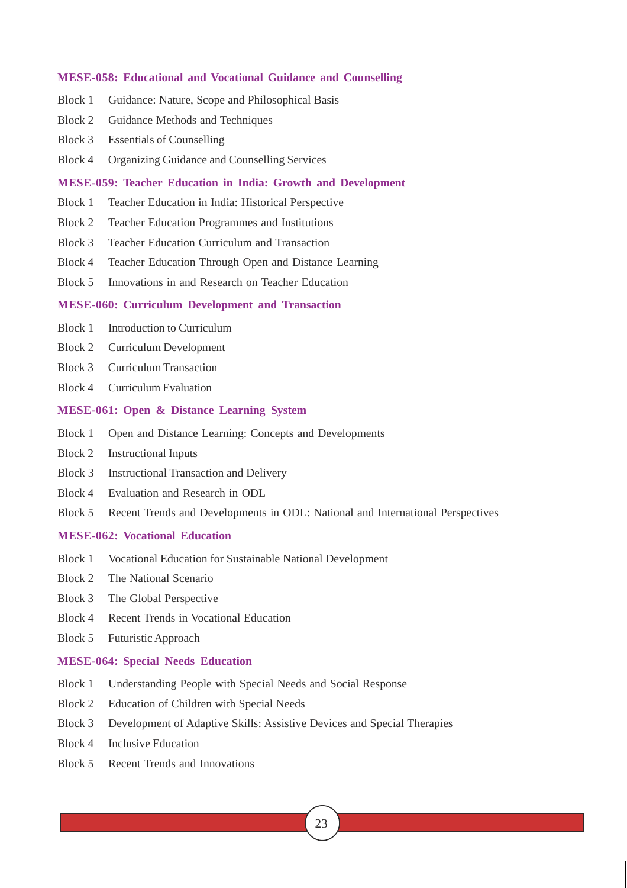### MESE-058: Educational and Vocational Guidance and Counselling

Block 1 Guidance: Nature, Scope and Philosophical Basis

Block 2 Guidance Methods and Techniques

Block 3 Essentials of Counselling

Block 4 Organizing Guidance and Counselling Services

### MESE-059: Teacher Education in India: Growth and Development

Block 1 Teacher Education in India: Historical Perspective

Block 2 Teacher Education Programmes and Institutions

Block 3 Teacher Education Curriculum and Transaction

Block 4 Teacher Education Through Open and Distance Learning

Block 5 Innovations in and Research on Teacher Education

### MESE-060: Curriculum Development and Transaction

Block 1 Introduction to Curriculum

Block 2 Curriculum Development

Block 3 Curriculum Transaction

Block 4 Curriculum Evaluation

### MESE-061: Open & Distance Learning System

Block 1 Open and Distance Learning: Concepts and Developments

Block 2 Instructional Inputs

Block 3 Instructional Transaction and Delivery

Block 4 Evaluation and Research in ODL

Block 5 Recent Trends and Developments in ODL: National and International Perspectives

### MESE-062: Vocational Education

Block 1 Vocational Education for Sustainable National Development

Block 2 The National Scenario

Block 3 The Global Perspective

Block 4 Recent Trends in Vocational Education

Block 5 Futuristic Approach

### MESE-064: Special Needs Education

Block 1 Understanding People with Special Needs and Social Response

Block 2 Education of Children with Special Needs

Block 3 Development of Adaptive Skills: Assistive Devices and Special Therapies

Block 4 Inclusive Education

Block 5 Recent Trends and Innovations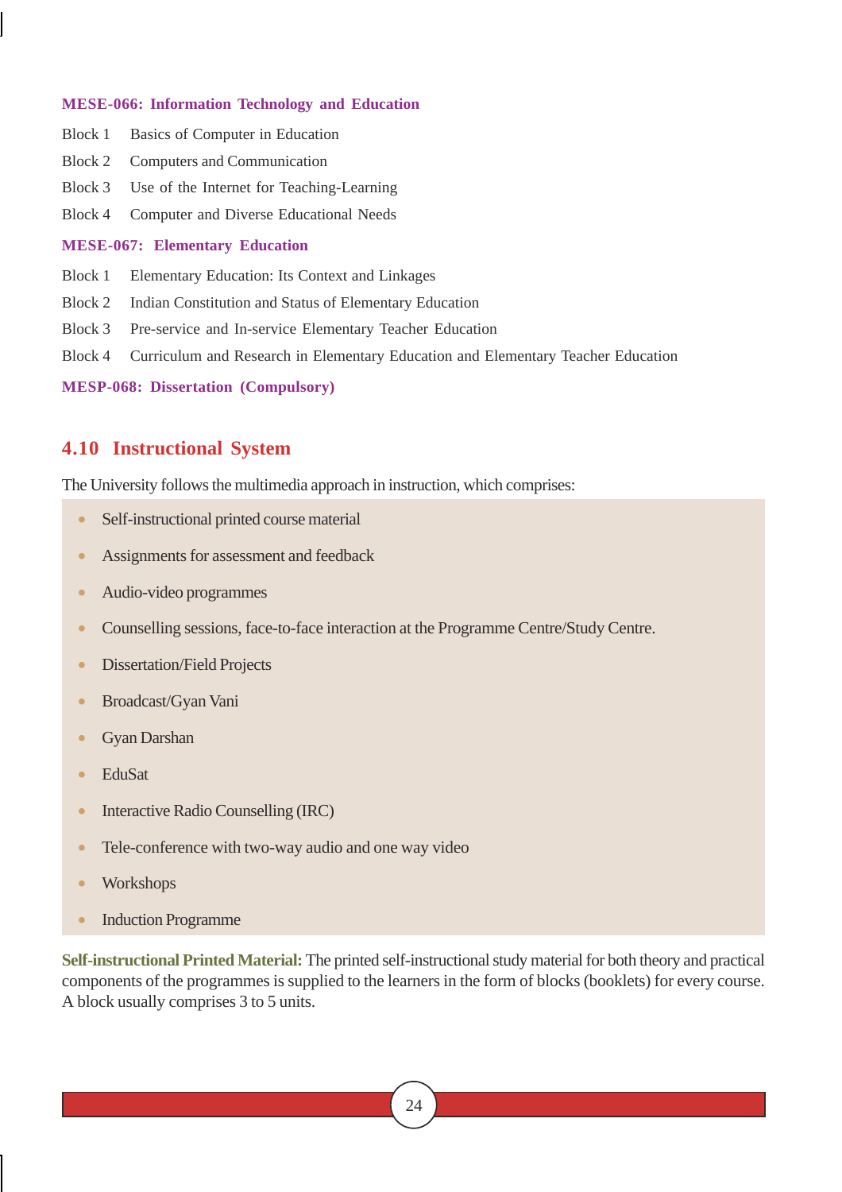**MESE-066: Information Technology and Education**

Block 1 Basics of Computer in Education

Block 2 Computers and Communication

Block 3 Use of the Internet for Teaching-Learning

Block 4 Computer and Diverse Educational Needs

**MESE-067: Elementary Education**

Block 1 Elementary Education: Its Context and Linkages

Block 2 Indian Constitution and Status of Elementary Education

Block 3 Pre-service and In-service Elementary Teacher Education

Block 4 Curriculum and Research in Elementary Education and Elementary Teacher Education

**MESP-068: Dissertation (Compulsory)**

## 4.10 Instructional System

The University follows the multimedia approach in instruction, which comprises:

- Self-instructional printed course material
- Assignments for assessment and feedback
- Audio-video programmes
- Counselling sessions, face-to-face interaction at the Programme Centre/Study Centre.
- Dissertation/Field Projects
- Broadcast/Gyan Vani
- Gyan Darshan
- EduSat
- Interactive Radio Counselling (IRC)
- Tele-conference with two-way audio and one way video
- Workshops
- Induction Programme

**Self-instructional Printed Material:** The printed self-instructional study material for both theory and practical components of the programmes is supplied to the learners in the form of blocks (booklets) for every course. A block usually comprises 3 to 5 units.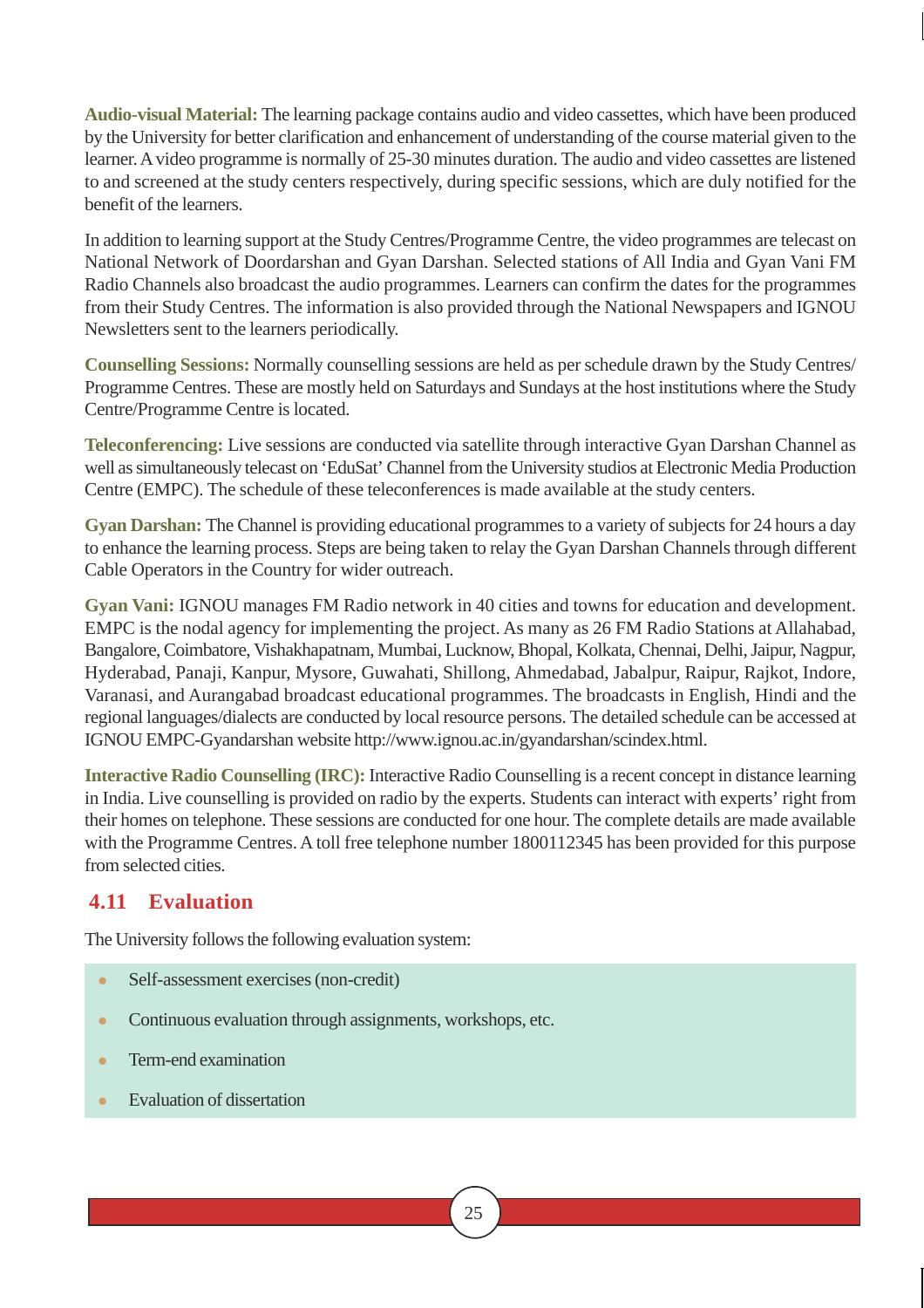**Audio-visual Material:** The learning package contains audio and video cassettes, which have been produced by the University for better clarification and enhancement of understanding of the course material given to the learner. A video programme is normally of 25-30 minutes duration. The audio and video cassettes are listened to and screened at the study centers respectively, during specific sessions, which are duly notified for the benefit of the learners.

In addition to learning support at the Study Centres/Programme Centre, the video programmes are telecast on National Network of Doordarshan and Gyan Darshan. Selected stations of All India and Gyan Vani FM Radio Channels also broadcast the audio programmes. Learners can confirm the dates for the programmes from their Study Centres. The information is also provided through the National Newspapers and IGNOU Newsletters sent to the learners periodically.

**Counselling Sessions:** Normally counselling sessions are held as per schedule drawn by the Study Centres/ Programme Centres. These are mostly held on Saturdays and Sundays at the host institutions where the Study Centre/Programme Centre is located.

**Teleconferencing:** Live sessions are conducted via satellite through interactive Gyan Darshan Channel as well as simultaneously telecast on 'EduSat' Channel from the University studios at Electronic Media Production Centre (EMPC). The schedule of these teleconferences is made available at the study centers.

**Gyan Darshan:** The Channel is providing educational programmes to a variety of subjects for 24 hours a day to enhance the learning process. Steps are being taken to relay the Gyan Darshan Channels through different Cable Operators in the Country for wider outreach.

**Gyan Vani:** IGNOU manages FM Radio network in 40 cities and towns for education and development. EMPC is the nodal agency for implementing the project. As many as 26 FM Radio Stations at Allahabad, Bangalore, Coimbatore, Vishakhapatnam, Mumbai, Lucknow, Bhopal, Kolkata, Chennai, Delhi, Jaipur, Nagpur, Hyderabad, Panaji, Kanpur, Mysore, Guwahati, Shillong, Ahmedabad, Jabalpur, Raipur, Rajkot, Indore, Varanasi, and Aurangabad broadcast educational programmes. The broadcasts in English, Hindi and the regional languages/dialects are conducted by local resource persons. The detailed schedule can be accessed at IGNOU EMPC-Gyandarshan website http://www.ignou.ac.in/gyandarshan/scindex.html.

**Interactive Radio Counselling (IRC):** Interactive Radio Counselling is a recent concept in distance learning in India. Live counselling is provided on radio by the experts. Students can interact with experts' right from their homes on telephone. These sessions are conducted for one hour. The complete details are made available with the Programme Centres. A toll free telephone number 1800112345 has been provided for this purpose from selected cities.

## 4.11 Evaluation

The University follows the following evaluation system:

- Self-assessment exercises (non-credit)
- Continuous evaluation through assignments, workshops, etc.
- Term-end examination
- Evaluation of dissertation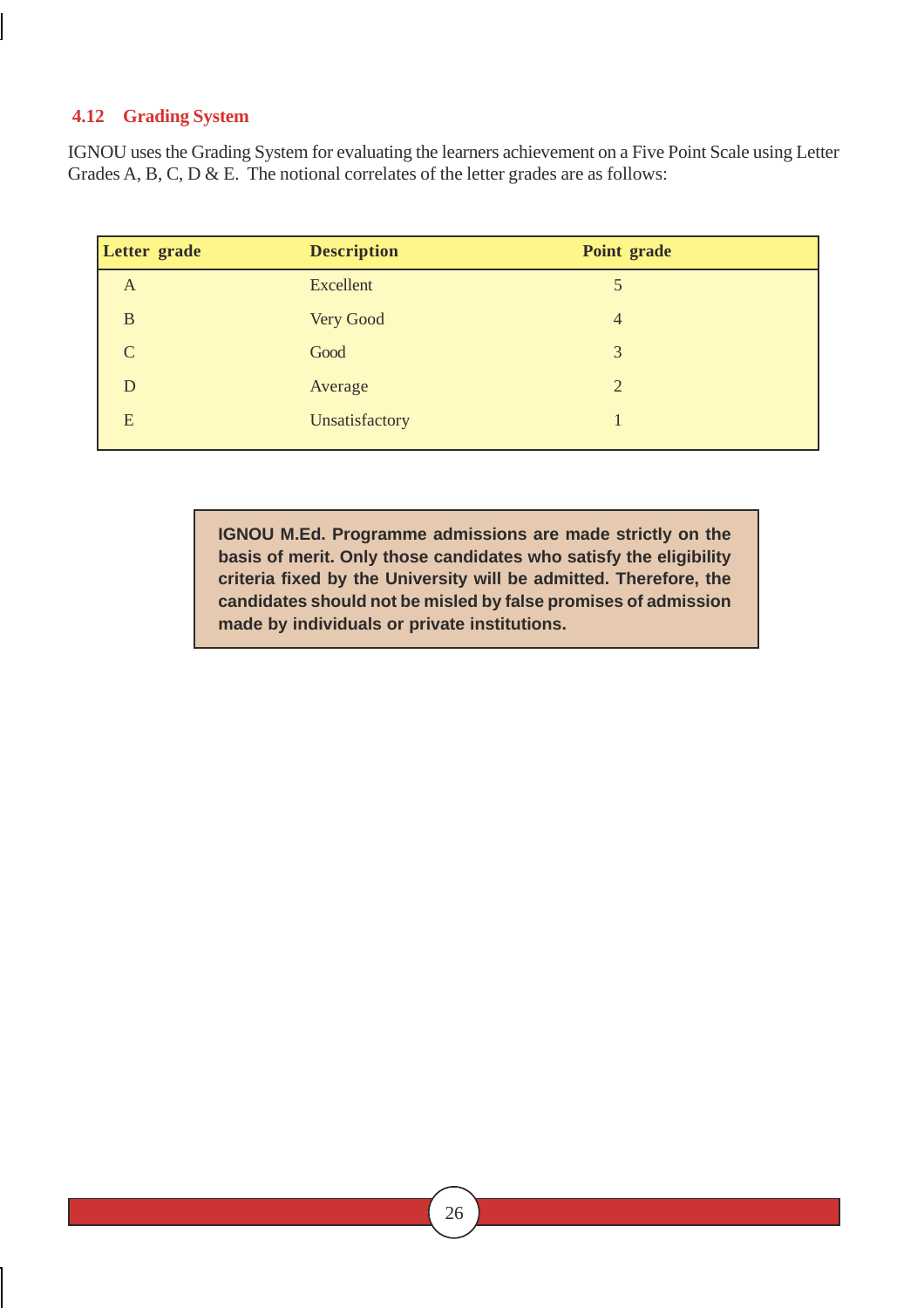## 4.12 Grading System

IGNOU uses the Grading System for evaluating the learners achievement on a Five Point Scale using Letter Grades A, B, C, D & E. The notional correlates of the letter grades are as follows:

| Letter grade | Description | Point grade |
|---|---|---|
| A | Excellent | 5 |
| B | Very Good | 4 |
| C | Good | 3 |
| D | Average | 2 |
| E | Unsatisfactory | 1 |

**IGNOU M.Ed. Programme admissions are made strictly on the basis of merit. Only those candidates who satisfy the eligibility criteria fixed by the University will be admitted. Therefore, the candidates should not be misled by false promises of admission made by individuals or private institutions.**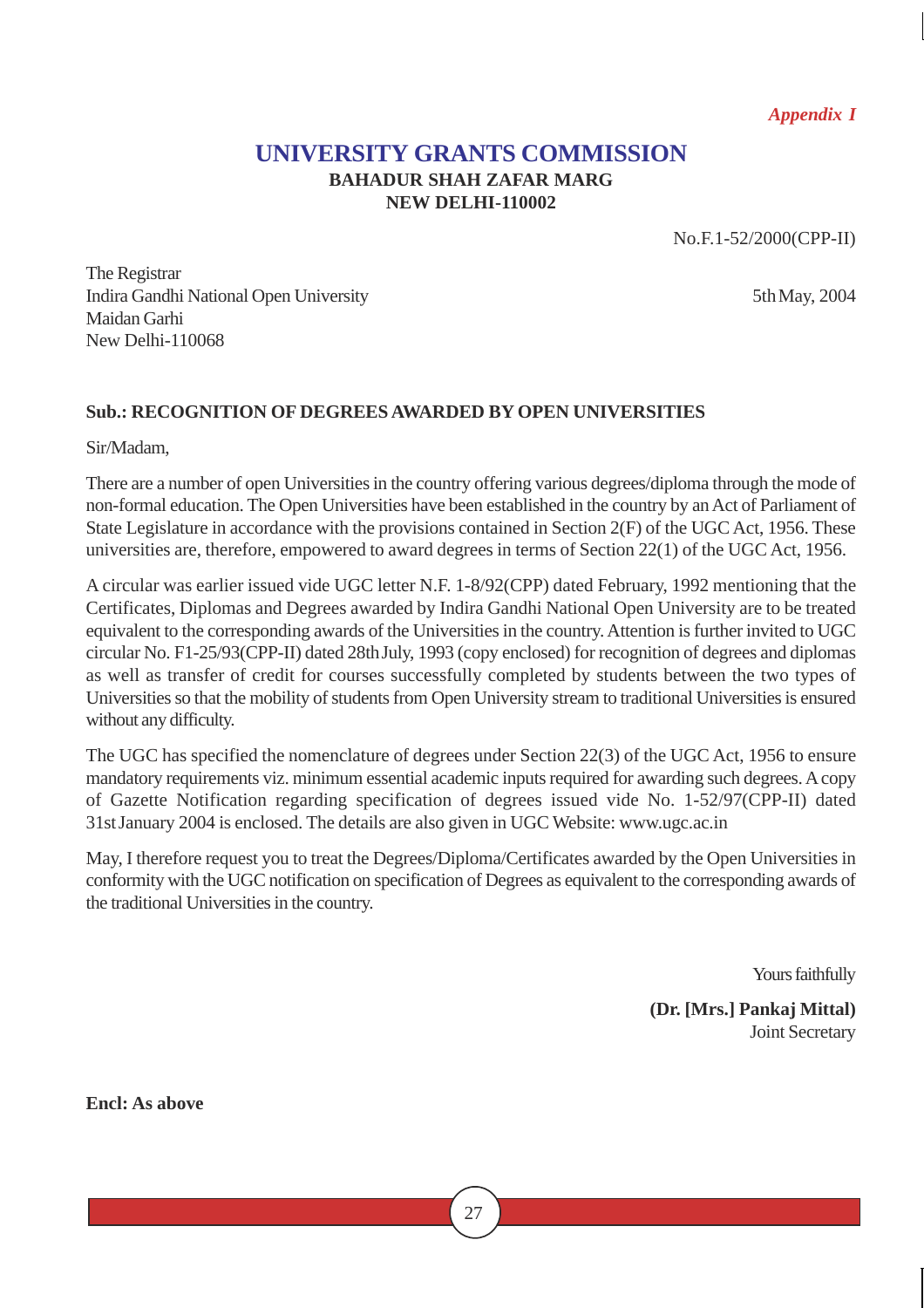*Appendix I*

# UNIVERSITY GRANTS COMMISSION

**BAHADUR SHAH ZAFAR MARG**

**NEW DELHI-110002**

No.F.1-52/2000(CPP-II)

The Registrar
Indira Gandhi National Open University
Maidan Garhi
New Delhi-110068

5th May, 2004

**Sub.: RECOGNITION OF DEGREES AWARDED BY OPEN UNIVERSITIES**

Sir/Madam,

There are a number of open Universities in the country offering various degrees/diploma through the mode of non-formal education. The Open Universities have been established in the country by an Act of Parliament of State Legislature in accordance with the provisions contained in Section 2(F) of the UGC Act, 1956. These universities are, therefore, empowered to award degrees in terms of Section 22(1) of the UGC Act, 1956.

A circular was earlier issued vide UGC letter N.F. 1-8/92(CPP) dated February, 1992 mentioning that the Certificates, Diplomas and Degrees awarded by Indira Gandhi National Open University are to be treated equivalent to the corresponding awards of the Universities in the country. Attention is further invited to UGC circular No. F1-25/93(CPP-II) dated 28th July, 1993 (copy enclosed) for recognition of degrees and diplomas as well as transfer of credit for courses successfully completed by students between the two types of Universities so that the mobility of students from Open University stream to traditional Universities is ensured without any difficulty.

The UGC has specified the nomenclature of degrees under Section 22(3) of the UGC Act, 1956 to ensure mandatory requirements viz. minimum essential academic inputs required for awarding such degrees. A copy of Gazette Notification regarding specification of degrees issued vide No. 1-52/97(CPP-II) dated 31st January 2004 is enclosed. The details are also given in UGC Website: www.ugc.ac.in

May, I therefore request you to treat the Degrees/Diploma/Certificates awarded by the Open Universities in conformity with the UGC notification on specification of Degrees as equivalent to the corresponding awards of the traditional Universities in the country.

Yours faithfully

**(Dr. [Mrs.] Pankaj Mittal)**
Joint Secretary

**Encl: As above**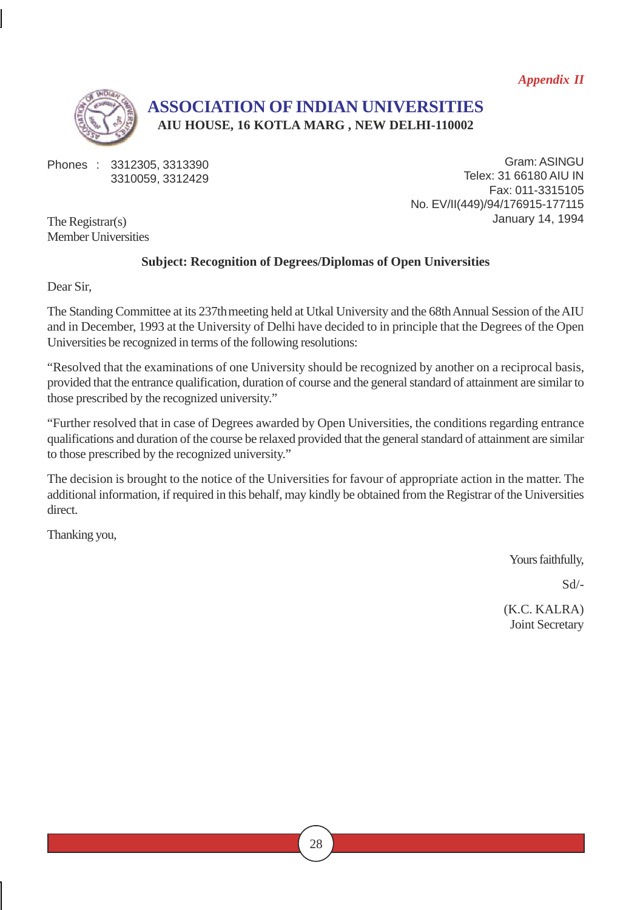*Appendix II*

# ASSOCIATION OF INDIAN UNIVERSITIES

**AIU HOUSE, 16 KOTLA MARG , NEW DELHI-110002**

Phones : 3312305, 3313390
3310059, 3312429

Gram: ASINGU
Telex: 31 66180 AIU IN
Fax: 011-3315105
No. EV/II(449)/94/176915-177115
January 14, 1994

The Registrar(s)
Member Universities

**Subject: Recognition of Degrees/Diplomas of Open Universities**

Dear Sir,

The Standing Committee at its 237th meeting held at Utkal University and the 68th Annual Session of the AIU and in December, 1993 at the University of Delhi have decided to in principle that the Degrees of the Open Universities be recognized in terms of the following resolutions:

"Resolved that the examinations of one University should be recognized by another on a reciprocal basis, provided that the entrance qualification, duration of course and the general standard of attainment are similar to those prescribed by the recognized university."

"Further resolved that in case of Degrees awarded by Open Universities, the conditions regarding entrance qualifications and duration of the course be relaxed provided that the general standard of attainment are similar to those prescribed by the recognized university."

The decision is brought to the notice of the Universities for favour of appropriate action in the matter. The additional information, if required in this behalf, may kindly be obtained from the Registrar of the Universities direct.

Thanking you,

Yours faithfully,

Sd/-

(K.C. KALRA)
Joint Secretary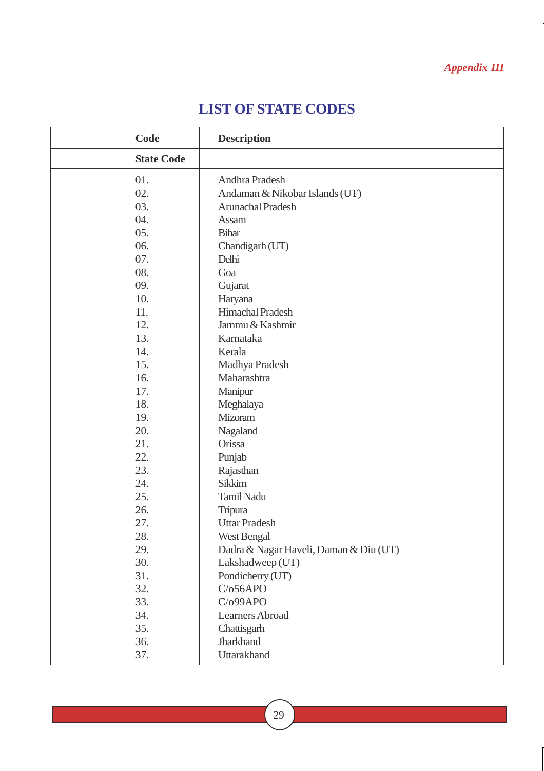*Appendix III*

# LIST OF STATE CODES

| Code | Description |
|---|---|
| **State Code** | |
| 01. | Andhra Pradesh |
| 02. | Andaman & Nikobar Islands (UT) |
| 03. | Arunachal Pradesh |
| 04. | Assam |
| 05. | Bihar |
| 06. | Chandigarh (UT) |
| 07. | Delhi |
| 08. | Goa |
| 09. | Gujarat |
| 10. | Haryana |
| 11. | Himachal Pradesh |
| 12. | Jammu & Kashmir |
| 13. | Karnataka |
| 14. | Kerala |
| 15. | Madhya Pradesh |
| 16. | Maharashtra |
| 17. | Manipur |
| 18. | Meghalaya |
| 19. | Mizoram |
| 20. | Nagaland |
| 21. | Orissa |
| 22. | Punjab |
| 23. | Rajasthan |
| 24. | Sikkim |
| 25. | Tamil Nadu |
| 26. | Tripura |
| 27. | Uttar Pradesh |
| 28. | West Bengal |
| 29. | Dadra & Nagar Haveli, Daman & Diu (UT) |
| 30. | Lakshadweep (UT) |
| 31. | Pondicherry (UT) |
| 32. | C/o56APO |
| 33. | C/o99APO |
| 34. | Learners Abroad |
| 35. | Chattisgarh |
| 36. | Jharkhand |
| 37. | Uttarakhand |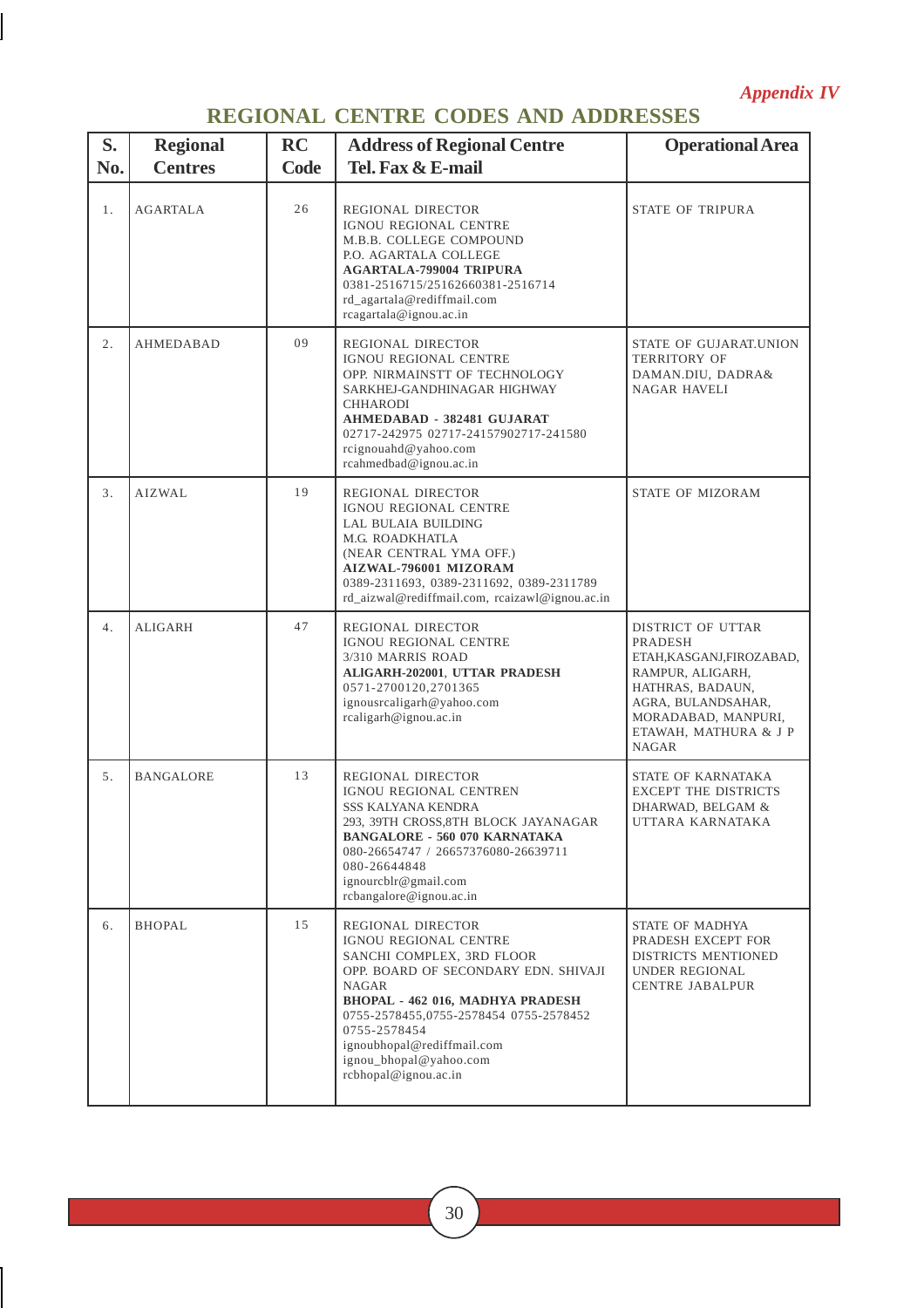*Appendix IV*

## REGIONAL CENTRE CODES AND ADDRESSES

| S. No. | Regional Centres | RC Code | Address of Regional Centre Tel. Fax & E-mail | Operational Area |
|---|---|---|---|---|
| 1. | AGARTALA | 26 | REGIONAL DIRECTOR<br>IGNOU REGIONAL CENTRE<br>M.B.B. COLLEGE COMPOUND<br>P.O. AGARTALA COLLEGE<br>**AGARTALA-799004 TRIPURA**<br>0381-2516715/25162660381-2516714<br>rd_agartala@rediffmail.com<br>rcagartala@ignou.ac.in | STATE OF TRIPURA |
| 2. | AHMEDABAD | 09 | REGIONAL DIRECTOR<br>IGNOU REGIONAL CENTRE<br>OPP. NIRMAINSTT OF TECHNOLOGY<br>SARKHEJ-GANDHINAGAR HIGHWAY<br>CHHARODI<br>**AHMEDABAD - 382481 GUJARAT**<br>02717-242975 02717-24157902717-241580<br>rcignouahd@yahoo.com<br>rcahmedbad@ignou.ac.in | STATE OF GUJARAT.UNION TERRITORY OF DAMAN.DIU, DADRA& NAGAR HAVELI |
| 3. | AIZWAL | 19 | REGIONAL DIRECTOR<br>IGNOU REGIONAL CENTRE<br>LAL BULAIA BUILDING<br>M.G. ROADKHATLA<br>(NEAR CENTRAL YMA OFF.)<br>**AIZWAL-796001 MIZORAM**<br>0389-2311693, 0389-2311692, 0389-2311789<br>rd_aizwal@rediffmail.com, rcaizawl@ignou.ac.in | STATE OF MIZORAM |
| 4. | ALIGARH | 47 | REGIONAL DIRECTOR<br>IGNOU REGIONAL CENTRE<br>3/310 MARRIS ROAD<br>**ALIGARH-202001, UTTAR PRADESH**<br>0571-2700120,2701365<br>ignousrcaligarh@yahoo.com<br>rcaligarh@ignou.ac.in | DISTRICT OF UTTAR PRADESH ETAH,KASGANJ,FIROZABAD, RAMPUR, ALIGARH, HATHRAS, BADAUN, AGRA, BULANDSAHAR, MORADABAD, MANPURI, ETAWAH, MATHURA & J P NAGAR |
| 5. | BANGALORE | 13 | REGIONAL DIRECTOR<br>IGNOU REGIONAL CENTREN<br>SSS KALYANA KENDRA<br>293, 39TH CROSS,8TH BLOCK JAYANAGAR<br>**BANGALORE - 560 070 KARNATAKA**<br>080-26654747 / 26657376080-26639711<br>080-26644848<br>ignourcblr@gmail.com<br>rcbangalore@ignou.ac.in | STATE OF KARNATAKA EXCEPT THE DISTRICTS DHARWAD, BELGAM & UTTARA KARNATAKA |
| 6. | BHOPAL | 15 | REGIONAL DIRECTOR<br>IGNOU REGIONAL CENTRE<br>SANCHI COMPLEX, 3RD FLOOR<br>OPP. BOARD OF SECONDARY EDN. SHIVAJI NAGAR<br>**BHOPAL - 462 016, MADHYA PRADESH**<br>0755-2578455,0755-2578454 0755-2578452<br>0755-2578454<br>ignoubhopal@rediffmail.com<br>ignou_bhopal@yahoo.com<br>rcbhopal@ignou.ac.in | STATE OF MADHYA PRADESH EXCEPT FOR DISTRICTS MENTIONED UNDER REGIONAL CENTRE JABALPUR |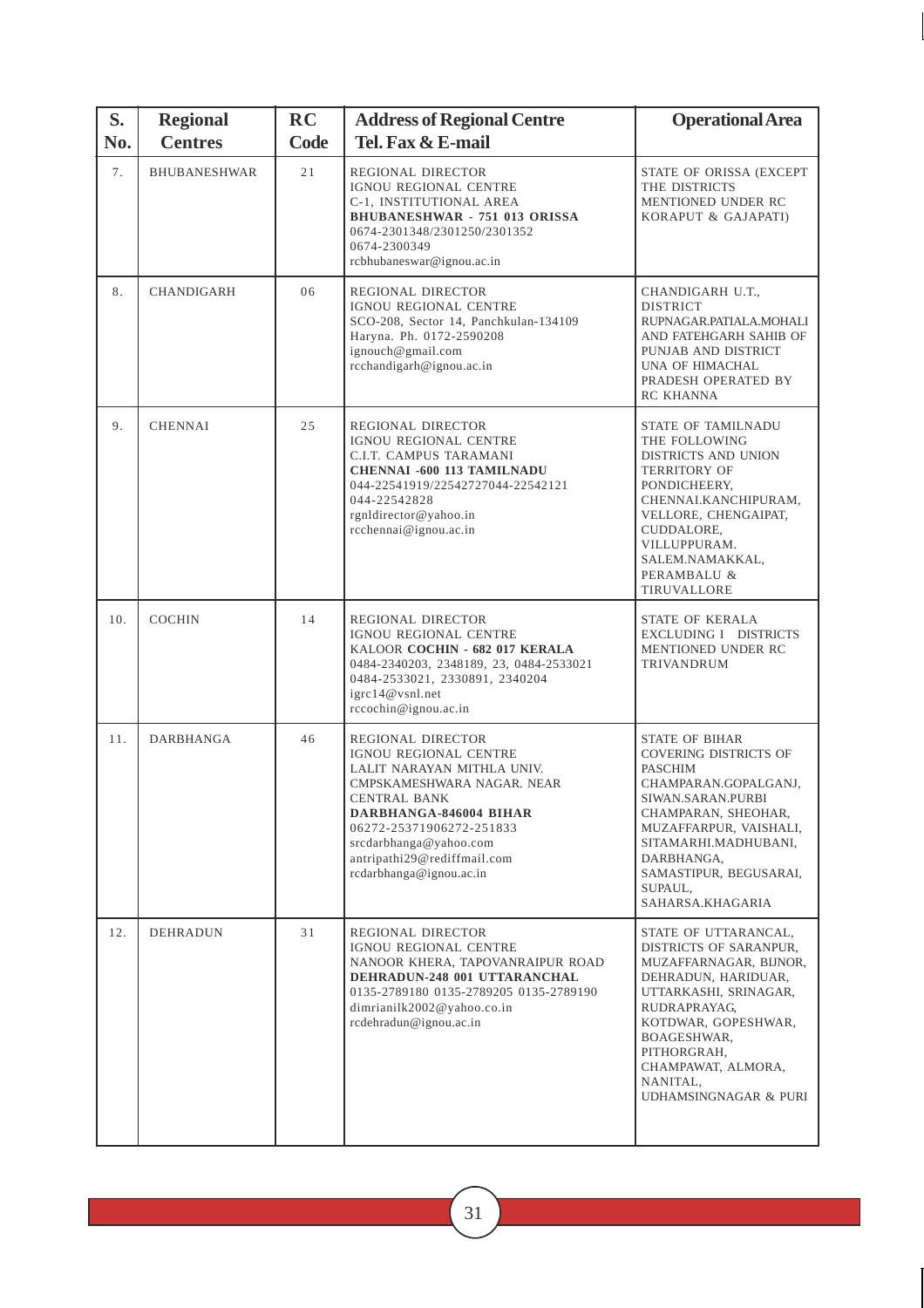| S. No. | Regional Centres | RC Code | Address of Regional Centre Tel. Fax & E-mail | Operational Area |
|---|---|---|---|---|
| 7. | BHUBANESHWAR | 21 | REGIONAL DIRECTOR<br>IGNOU REGIONAL CENTRE<br>C-1, INSTITUTIONAL AREA<br>**BHUBANESHWAR - 751 013 ORISSA**<br>0674-2301348/2301250/2301352<br>0674-2300349<br>rcbhubaneswar@ignou.ac.in | STATE OF ORISSA (EXCEPT THE DISTRICTS MENTIONED UNDER RC KORAPUT & GAJAPATI) |
| 8. | CHANDIGARH | 06 | REGIONAL DIRECTOR<br>IGNOU REGIONAL CENTRE<br>SCO-208, Sector 14, Panchkulan-134109<br>Haryna. Ph. 0172-2590208<br>ignouch@gmail.com<br>rcchandigarh@ignou.ac.in | CHANDIGARH U.T., DISTRICT RUPNAGAR.PATIALA.MOHALI AND FATEHGARH SAHIB OF PUNJAB AND DISTRICT UNA OF HIMACHAL PRADESH OPERATED BY RC KHANNA |
| 9. | CHENNAI | 25 | REGIONAL DIRECTOR<br>IGNOU REGIONAL CENTRE<br>C.I.T. CAMPUS TARAMANI<br>**CHENNAI -600 113 TAMILNADU**<br>044-22541919/22542727044-22542121<br>044-22542828<br>rgnldirector@yahoo.in<br>rcchennai@ignou.ac.in | STATE OF TAMILNADU THE FOLLOWING DISTRICTS AND UNION TERRITORY OF PONDICHEERY, CHENNAI.KANCHIPURAM, VELLORE, CHENGAIPAT, CUDDALORE, VILLUPPURAM. SALEM.NAMAKKAL, PERAMBALU & TIRUVALLORE |
| 10. | COCHIN | 14 | REGIONAL DIRECTOR<br>IGNOU REGIONAL CENTRE<br>KALOOR **COCHIN - 682 017 KERALA**<br>0484-2340203, 2348189, 23, 0484-2533021<br>0484-2533021, 2330891, 2340204<br>igrc14@vsnl.net<br>rccochin@ignou.ac.in | STATE OF KERALA EXCLUDING I DISTRICTS MENTIONED UNDER RC TRIVANDRUM |
| 11. | DARBHANGA | 46 | REGIONAL DIRECTOR<br>IGNOU REGIONAL CENTRE<br>LALIT NARAYAN MITHLA UNIV.<br>CMPSKAMESHWARA NAGAR. NEAR CENTRAL BANK<br>**DARBHANGA-846004 BIHAR**<br>06272-25371906272-251833<br>srcdarbhanga@yahoo.com<br>antripathi29@rediffmail.com<br>rcdarbhanga@ignou.ac.in | STATE OF BIHAR COVERING DISTRICTS OF PASCHIM CHAMPARAN.GOPALGANJ, SIWAN.SARAN.PURBI CHAMPARAN, SHEOHAR, MUZAFFARPUR, VAISHALI, SITAMARHI.MADHUBANI, DARBHANGA, SAMASTIPUR, BEGUSARAI, SUPAUL, SAHARSA.KHAGARIA |
| 12. | DEHRADUN | 31 | REGIONAL DIRECTOR<br>IGNOU REGIONAL CENTRE<br>NANOOR KHERA, TAPOVANRAIPUR ROAD<br>**DEHRADUN-248 001 UTTARANCHAL**<br>0135-2789180 0135-2789205 0135-2789190<br>dimrianilk2002@yahoo.co.in<br>rcdehradun@ignou.ac.in | STATE OF UTTARANCAL, DISTRICTS OF SARANPUR, MUZAFFARNAGAR, BIJNOR, DEHRADUN, HARIDUAR, UTTARKASHI, SRINAGAR, RUDRAPRAYAG, KOTDWAR, GOPESHWAR, BOAGESHWAR, PITHORGRAH, CHAMPAWAT, ALMORA, NANITAL, UDHAMSINGNAGAR & PURI |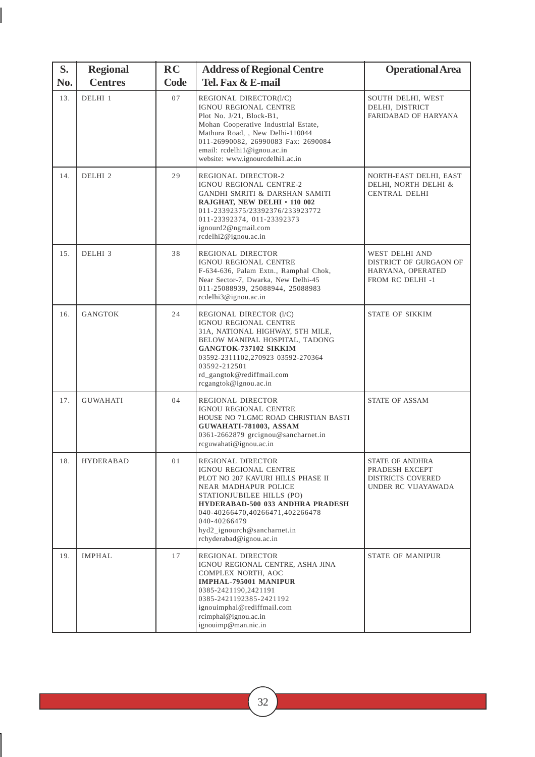| S. No. | Regional Centres | RC Code | Address of Regional Centre Tel. Fax & E-mail | Operational Area |
|---|---|---|---|---|
| 13. | DELHI 1 | 07 | REGIONAL DIRECTOR(I/C)<br>IGNOU REGIONAL CENTRE<br>Plot No. J/21, Block-B1,<br>Mohan Cooperative Industrial Estate,<br>Mathura Road, , New Delhi-110044<br>011-26990082, 26990083 Fax: 2690084<br>email: rcdelhi1@ignou.ac.in<br>website: www.ignourcdelhi1.ac.in | SOUTH DELHI, WEST DELHI, DISTRICT FARIDABAD OF HARYANA |
| 14. | DELHI 2 | 29 | REGIONAL DIRECTOR-2<br>IGNOU REGIONAL CENTRE-2<br>GANDHI SMRITI & DARSHAN SAMITI<br>**RAJGHAT, NEW DELHI • 110 002**<br>011-23392375/23392376/233923772<br>011-23392374, 011-23392373<br>ignourd2@ngmail.com<br>rcdelhi2@ignou.ac.in | NORTH-EAST DELHI, EAST DELHI, NORTH DELHI & CENTRAL DELHI |
| 15. | DELHI 3 | 38 | REGIONAL DIRECTOR<br>IGNOU REGIONAL CENTRE<br>F-634-636, Palam Extn., Ramphal Chok,<br>Near Sector-7, Dwarka, New Delhi-45<br>011-25088939, 25088944, 25088983<br>rcdelhi3@ignou.ac.in | WEST DELHI AND DISTRICT OF GURGAON OF HARYANA, OPERATED FROM RC DELHI -1 |
| 16. | GANGTOK | 24 | REGIONAL DIRECTOR (I/C)<br>IGNOU REGIONAL CENTRE<br>31A, NATIONAL HIGHWAY, 5TH MILE,<br>BELOW MANIPAL HOSPITAL, TADONG<br>**GANGTOK-737102 SIKKIM**<br>03592-2311102,270923 03592-270364<br>03592-212501<br>rd_gangtok@rediffmail.com<br>rcgangtok@ignou.ac.in | STATE OF SIKKIM |
| 17. | GUWAHATI | 04 | REGIONAL DIRECTOR<br>IGNOU REGIONAL CENTRE<br>HOUSE NO 71.GMC ROAD CHRISTIAN BASTI<br>**GUWAHATI-781003, ASSAM**<br>0361-2662879 grcignou@sancharnet.in<br>rcguwahati@ignou.ac.in | STATE OF ASSAM |
| 18. | HYDERABAD | 01 | REGIONAL DIRECTOR<br>IGNOU REGIONAL CENTRE<br>PLOT NO 207 KAVURI HILLS PHASE II<br>NEAR MADHAPUR POLICE<br>STATIONJUBILEE HILLS (PO)<br>**HYDERABAD-500 033 ANDHRA PRADESH**<br>040-40266470,40266471,402266478<br>040-40266479<br>hyd2_ignourch@sancharnet.in<br>rchyderabad@ignou.ac.in | STATE OF ANDHRA PRADESH EXCEPT DISTRICTS COVERED UNDER RC VIJAYAWADA |
| 19. | IMPHAL | 17 | REGIONAL DIRECTOR<br>IGNOU REGIONAL CENTRE, ASHA JINA<br>COMPLEX NORTH, AOC<br>**IMPHAL-795001 MANIPUR**<br>0385-2421190,2421191<br>0385-2421192385-2421192<br>ignouimphal@rediffmail.com<br>rcimphal@ignou.ac.in<br>ignouimp@man.nic.in | STATE OF MANIPUR |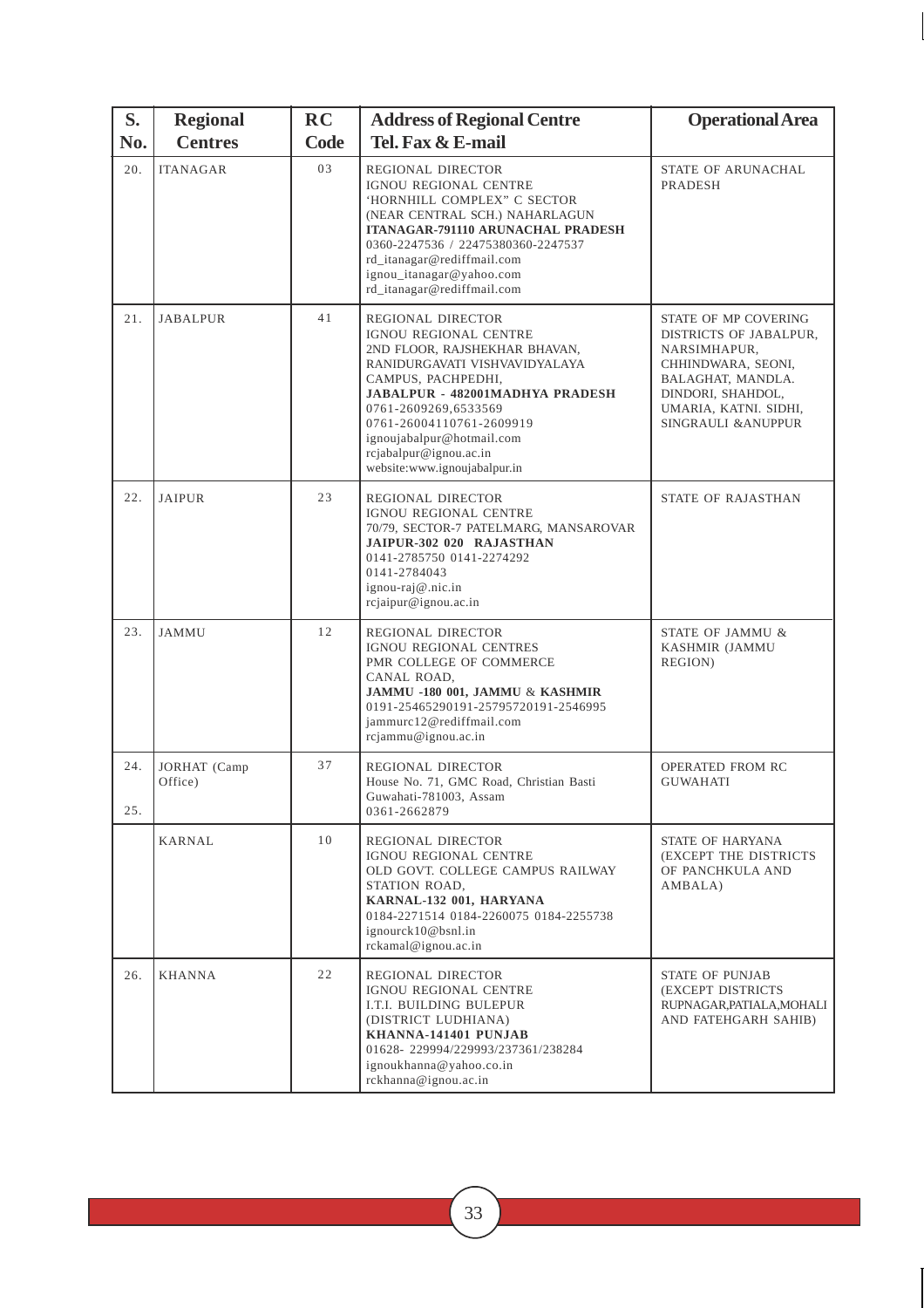| S. No. | Regional Centres | RC Code | Address of Regional Centre Tel. Fax & E-mail | Operational Area |
|---|---|---|---|---|
| 20. | ITANAGAR | 03 | REGIONAL DIRECTOR<br>IGNOU REGIONAL CENTRE<br>'HORNHILL COMPLEX" C SECTOR<br>(NEAR CENTRAL SCH.) NAHARLAGUN<br>**ITANAGAR-791110 ARUNACHAL PRADESH**<br>0360-2247536 / 22475380360-2247537<br>rd_itanagar@rediffmail.com<br>ignou_itanagar@yahoo.com<br>rd_itanagar@rediffmail.com | STATE OF ARUNACHAL PRADESH |
| 21. | JABALPUR | 41 | REGIONAL DIRECTOR<br>IGNOU REGIONAL CENTRE<br>2ND FLOOR, RAJSHEKHAR BHAVAN,<br>RANIDURGAVATI VISHVAVIDYALAYA<br>CAMPUS, PACHPEDHI,<br>**JABALPUR - 482001MADHYA PRADESH**<br>0761-2609269,6533569<br>0761-26004110761-2609919<br>ignoujabalpur@hotmail.com<br>rcjabalpur@ignou.ac.in<br>website:www.ignoujabalpur.in | STATE OF MP COVERING DISTRICTS OF JABALPUR, NARSIMHAPUR, CHHINDWARA, SEONI, BALAGHAT, MANDLA. DINDORI, SHAHDOL, UMARIA, KATNI. SIDHI, SINGRAULI &ANUPPUR |
| 22. | JAIPUR | 23 | REGIONAL DIRECTOR<br>IGNOU REGIONAL CENTRE<br>70/79, SECTOR-7 PATELMARG, MANSAROVAR<br>**JAIPUR-302 020 RAJASTHAN**<br>0141-2785750 0141-2274292<br>0141-2784043<br>ignou-raj@.nic.in<br>rcjaipur@ignou.ac.in | STATE OF RAJASTHAN |
| 23. | JAMMU | 12 | REGIONAL DIRECTOR<br>IGNOU REGIONAL CENTRES<br>PMR COLLEGE OF COMMERCE<br>CANAL ROAD,<br>**JAMMU -180 001, JAMMU & KASHMIR**<br>0191-25465290191-25795720191-2546995<br>jammurc12@rediffmail.com<br>rcjammu@ignou.ac.in | STATE OF JAMMU & KASHMIR (JAMMU REGION) |
| 24. | JORHAT (Camp Office) | 37 | REGIONAL DIRECTOR<br>House No. 71, GMC Road, Christian Basti<br>Guwahati-781003, Assam<br>0361-2662879 | OPERATED FROM RC GUWAHATI |
| 25. | KARNAL | 10 | REGIONAL DIRECTOR<br>IGNOU REGIONAL CENTRE<br>OLD GOVT. COLLEGE CAMPUS RAILWAY STATION ROAD,<br>**KARNAL-132 001, HARYANA**<br>0184-2271514 0184-2260075 0184-2255738<br>ignourck10@bsnl.in<br>rckamal@ignou.ac.in | STATE OF HARYANA (EXCEPT THE DISTRICTS OF PANCHKULA AND AMBALA) |
| 26. | KHANNA | 22 | REGIONAL DIRECTOR<br>IGNOU REGIONAL CENTRE<br>I.T.I. BUILDING BULEPUR<br>(DISTRICT LUDHIANA)<br>**KHANNA-141401 PUNJAB**<br>01628- 229994/229993/237361/238284<br>ignoukhanna@yahoo.co.in<br>rckhanna@ignou.ac.in | STATE OF PUNJAB (EXCEPT DISTRICTS RUPNAGAR,PATIALA,MOHALI AND FATEHGARH SAHIB) |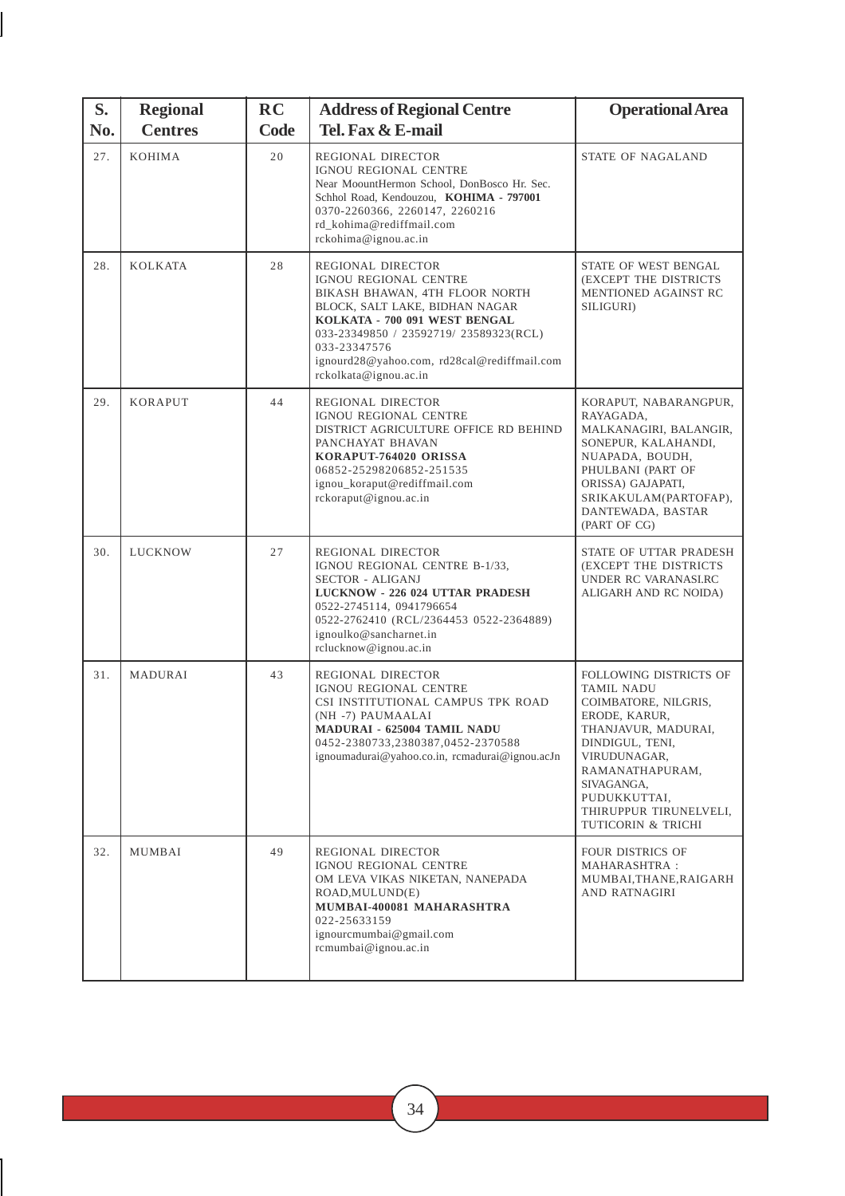| S. No. | Regional Centres | RC Code | Address of Regional Centre Tel. Fax & E-mail | Operational Area |
|---|---|---|---|---|
| 27. | KOHIMA | 20 | REGIONAL DIRECTOR<br>IGNOU REGIONAL CENTRE<br>Near MoountHermon School, DonBosco Hr. Sec. Schhol Road, Kendouzou, **KOHIMA - 797001**<br>0370-2260366, 2260147, 2260216<br>rd_kohima@rediffmail.com<br>rckohima@ignou.ac.in | STATE OF NAGALAND |
| 28. | KOLKATA | 28 | REGIONAL DIRECTOR<br>IGNOU REGIONAL CENTRE<br>BIKASH BHAWAN, 4TH FLOOR NORTH BLOCK, SALT LAKE, BIDHAN NAGAR<br>**KOLKATA - 700 091 WEST BENGAL**<br>033-23349850 / 23592719/ 23589323(RCL)<br>033-23347576<br>ignourd28@yahoo.com, rd28cal@rediffmail.com<br>rckolkata@ignou.ac.in | STATE OF WEST BENGAL (EXCEPT THE DISTRICTS MENTIONED AGAINST RC SILIGURI) |
| 29. | KORAPUT | 44 | REGIONAL DIRECTOR<br>IGNOU REGIONAL CENTRE<br>DISTRICT AGRICULTURE OFFICE RD BEHIND PANCHAYAT BHAVAN<br>**KORAPUT-764020 ORISSA**<br>06852-25298206852-251535<br>ignou_koraput@rediffmail.com<br>rckoraput@ignou.ac.in | KORAPUT, NABARANGPUR, RAYAGADA, MALKANAGIRI, BALANGIR, SONEPUR, KALAHANDI, NUAPADA, BOUDH, PHULBANI (PART OF ORISSA) GAJAPATI, SRIKAKULAM(PARTOFAP), DANTEWADA, BASTAR (PART OF CG) |
| 30. | LUCKNOW | 27 | REGIONAL DIRECTOR<br>IGNOU REGIONAL CENTRE B-1/33, SECTOR - ALIGANJ<br>**LUCKNOW - 226 024 UTTAR PRADESH**<br>0522-2745114, 0941796654<br>0522-2762410 (RCL/2364453 0522-2364889)<br>ignoulko@sancharnet.in<br>rclucknow@ignou.ac.in | STATE OF UTTAR PRADESH (EXCEPT THE DISTRICTS UNDER RC VARANASI.RC ALIGARH AND RC NOIDA) |
| 31. | MADURAI | 43 | REGIONAL DIRECTOR<br>IGNOU REGIONAL CENTRE<br>CSI INSTITUTIONAL CAMPUS TPK ROAD (NH -7) PAUMAALAI<br>**MADURAI - 625004 TAMIL NADU**<br>0452-2380733,2380387,0452-2370588<br>ignoumadurai@yahoo.co.in, rcmadurai@ignou.acJn | FOLLOWING DISTRICTS OF TAMIL NADU COIMBATORE, NILGRIS, ERODE, KARUR, THANJAVUR, MADURAI, DINDIGUL, TENI, VIRUDUNAGAR, RAMANATHAPURAM, SIVAGANGA, PUDUKKUTTAI, THIRUPPUR TIRUNELVELI, TUTICORIN & TRICHI |
| 32. | MUMBAI | 49 | REGIONAL DIRECTOR<br>IGNOU REGIONAL CENTRE<br>OM LEVA VIKAS NIKETAN, NANEPADA ROAD,MULUND(E)<br>**MUMBAI-400081 MAHARASHTRA**<br>022-25633159<br>ignourcmumbai@gmail.com<br>rcmumbai@ignou.ac.in | FOUR DISTRICS OF MAHARASHTRA : MUMBAI,THANE,RAIGARH AND RATNAGIRI |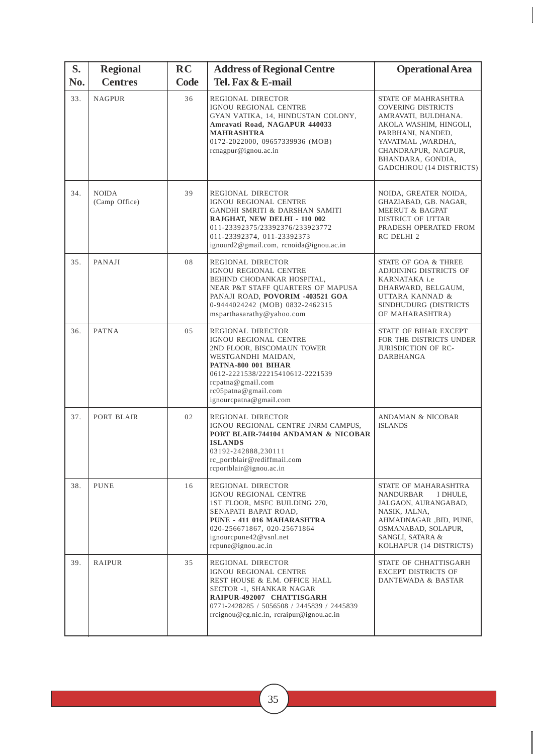| S. No. | Regional Centres | RC Code | Address of Regional Centre Tel. Fax & E-mail | Operational Area |
|---|---|---|---|---|
| 33. | NAGPUR | 36 | REGIONAL DIRECTOR<br>IGNOU REGIONAL CENTRE<br>GYAN VATIKA, 14, HINDUSTAN COLONY,<br>**Amravati Road, NAGAPUR 440033**<br>**MAHRASHTRA**<br>0172-2022000, 09657339936 (MOB)<br>rcnagpur@ignou.ac.in | STATE OF MAHRASHTRA COVERING DISTRICTS AMRAVATI, BULDHANA. AKOLA WASHIM, HINGOLI, PARBHANI, NANDED, YAVATMAL ,WARDHA, CHANDRAPUR, NAGPUR, BHANDARA, GONDIA, GADCHIROU (14 DISTRICTS) |
| 34. | NOIDA<br>(Camp Office) | 39 | REGIONAL DIRECTOR<br>IGNOU REGIONAL CENTRE<br>GANDHI SMRITI & DARSHAN SAMITI<br>**RAJGHAT, NEW DELHI - 110 002**<br>011-23392375/23392376/233923772<br>011-23392374, 011-23392373<br>ignourd2@gmail.com, rcnoida@ignou.ac.in | NOIDA, GREATER NOIDA, GHAZIABAD, GB. NAGAR, MEERUT & BAGPAT DISTRICT OF UTTAR PRADESH OPERATED FROM RC DELHI 2 |
| 35. | PANAJI | 08 | REGIONAL DIRECTOR<br>IGNOU REGIONAL CENTRE<br>BEHIND CHODANKAR HOSPITAL,<br>NEAR P&T STAFF QUARTERS OF MAPUSA<br>PANAJI ROAD, **POVORIM -403521 GOA**<br>0-9444024242 (MOB) 0832-2462315<br>msparthasarathy@yahoo.com | STATE OF GOA & THREE ADJOINING DISTRICTS OF KARNATAKA i.e DHARWARD, BELGAUM, UTTARA KANNAD & SINDHUDURG (DISTRICTS OF MAHARASHTRA) |
| 36. | PATNA | 05 | REGIONAL DIRECTOR<br>IGNOU REGIONAL CENTRE<br>2ND FLOOR, BISCOMAUN TOWER<br>WESTGANDHI MAIDAN,<br>**PATNA-800 001 BIHAR**<br>0612-2221538/22215410612-2221539<br>rcpatna@gmail.com<br>rc05patna@gmail.com<br>ignourcpatna@gmail.com | STATE OF BIHAR EXCEPT FOR THE DISTRICTS UNDER JURISDICTION OF RC-DARBHANGA |
| 37. | PORT BLAIR | 02 | REGIONAL DIRECTOR<br>IGNOU REGIONAL CENTRE JNRM CAMPUS,<br>**PORT BLAIR-744104 ANDAMAN & NICOBAR ISLANDS**<br>03192-242888,230111<br>rc_portblair@rediffmail.com<br>rcportblair@ignou.ac.in | ANDAMAN & NICOBAR ISLANDS |
| 38. | PUNE | 16 | REGIONAL DIRECTOR<br>IGNOU REGIONAL CENTRE<br>1ST FLOOR, MSFC BUILDING 270,<br>SENAPATI BAPAT ROAD,<br>**PUNE - 411 016 MAHARASHTRA**<br>020-256671867, 020-25671864<br>ignourcpune42@vsnl.net<br>rcpune@ignou.ac.in | STATE OF MAHARASHTRA NANDURBAR I DHULE, JALGAON, AURANGABAD, NASIK, JALNA, AHMADNAGAR ,BID, PUNE, OSMANABAD, SOLAPUR, SANGLI, SATARA & KOLHAPUR (14 DISTRICTS) |
| 39. | RAIPUR | 35 | REGIONAL DIRECTOR<br>IGNOU REGIONAL CENTRE<br>REST HOUSE & E.M. OFFICE HALL<br>SECTOR -1, SHANKAR NAGAR<br>**RAIPUR-492007 CHHATTISGARH**<br>0771-2428285 / 5056508 / 2445839 / 2445839<br>rrcignou@cg.nic.in, rcraipur@ignou.ac.in | STATE OF CHHATTISGARH EXCEPT DISTRICTS OF DANTEWADA & BASTAR |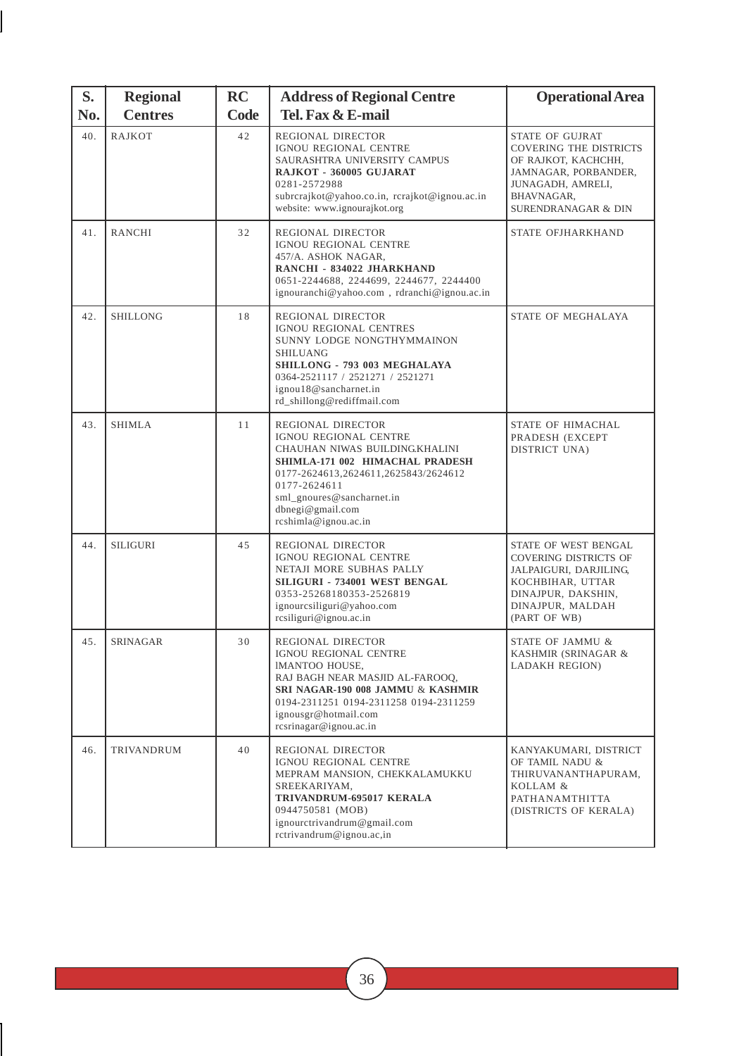| S. No. | Regional Centres | RC Code | Address of Regional Centre Tel. Fax & E-mail | Operational Area |
|---|---|---|---|---|
| 40. | RAJKOT | 42 | REGIONAL DIRECTOR<br>IGNOU REGIONAL CENTRE<br>SAURASHTRA UNIVERSITY CAMPUS<br>**RAJKOT - 360005 GUJARAT**<br>0281-2572988<br>subrcrajkot@yahoo.co.in, rcrajkot@ignou.ac.in<br>website: www.ignourajkot.org | STATE OF GUJRAT COVERING THE DISTRICTS OF RAJKOT, KACHCHH, JAMNAGAR, PORBANDER, JUNAGADH, AMRELI, BHAVNAGAR, SURENDRANAGAR & DIN |
| 41. | RANCHI | 32 | REGIONAL DIRECTOR<br>IGNOU REGIONAL CENTRE<br>457/A. ASHOK NAGAR,<br>**RANCHI - 834022 JHARKHAND**<br>0651-2244688, 2244699, 2244677, 2244400<br>ignouranchi@yahoo.com , rdranchi@ignou.ac.in | STATE OFJHARKHAND |
| 42. | SHILLONG | 18 | REGIONAL DIRECTOR<br>IGNOU REGIONAL CENTRES<br>SUNNY LODGE NONGTHYMMAINON<br>SHILUANG<br>**SHILLONG - 793 003 MEGHALAYA**<br>0364-2521117 / 2521271 / 2521271<br>ignou18@sancharnet.in<br>rd_shillong@rediffmail.com | STATE OF MEGHALAYA |
| 43. | SHIMLA | 11 | REGIONAL DIRECTOR<br>IGNOU REGIONAL CENTRE<br>CHAUHAN NIWAS BUILDING,KHALINI<br>**SHIMLA-171 002 HIMACHAL PRADESH**<br>0177-2624613,2624611,2625843/2624612<br>0177-2624611<br>sml_gnoures@sancharnet.in<br>dbnegi@gmail.com<br>rcshimla@ignou.ac.in | STATE OF HIMACHAL PRADESH (EXCEPT DISTRICT UNA) |
| 44. | SILIGURI | 45 | REGIONAL DIRECTOR<br>IGNOU REGIONAL CENTRE<br>NETAJI MORE SUBHAS PALLY<br>**SILIGURI - 734001 WEST BENGAL**<br>0353-25268180353-2526819<br>ignourcsiliguri@yahoo.com<br>rcsiliguri@ignou.ac.in | STATE OF WEST BENGAL COVERING DISTRICTS OF JALPAIGURI, DARJILING, KOCHBIHAR, UTTAR DINAJPUR, DAKSHIN, DINAJPUR, MALDAH (PART OF WB) |
| 45. | SRINAGAR | 30 | REGIONAL DIRECTOR<br>IGNOU REGIONAL CENTRE<br>lMANTOO HOUSE,<br>RAJ BAGH NEAR MASJID AL-FAROOQ,<br>**SRI NAGAR-190 008 JAMMU & KASHMIR**<br>0194-2311251 0194-2311258 0194-2311259<br>ignousgr@hotmail.com<br>rcsrinagar@ignou.ac.in | STATE OF JAMMU & KASHMIR (SRINAGAR & LADAKH REGION) |
| 46. | TRIVANDRUM | 40 | REGIONAL DIRECTOR<br>IGNOU REGIONAL CENTRE<br>MEPRAM MANSION, CHEKKALAMUKKU<br>SREEKARIYAM,<br>**TRIVANDRUM-695017 KERALA**<br>0944750581 (MOB)<br>ignourctrivandrum@gmail.com<br>rctrivandrum@ignou.ac,in | KANYAKUMARI, DISTRICT OF TAMIL NADU & THIRUVANANTHAPURAM, KOLLAM & PATHANAMTHITTA (DISTRICTS OF KERALA) |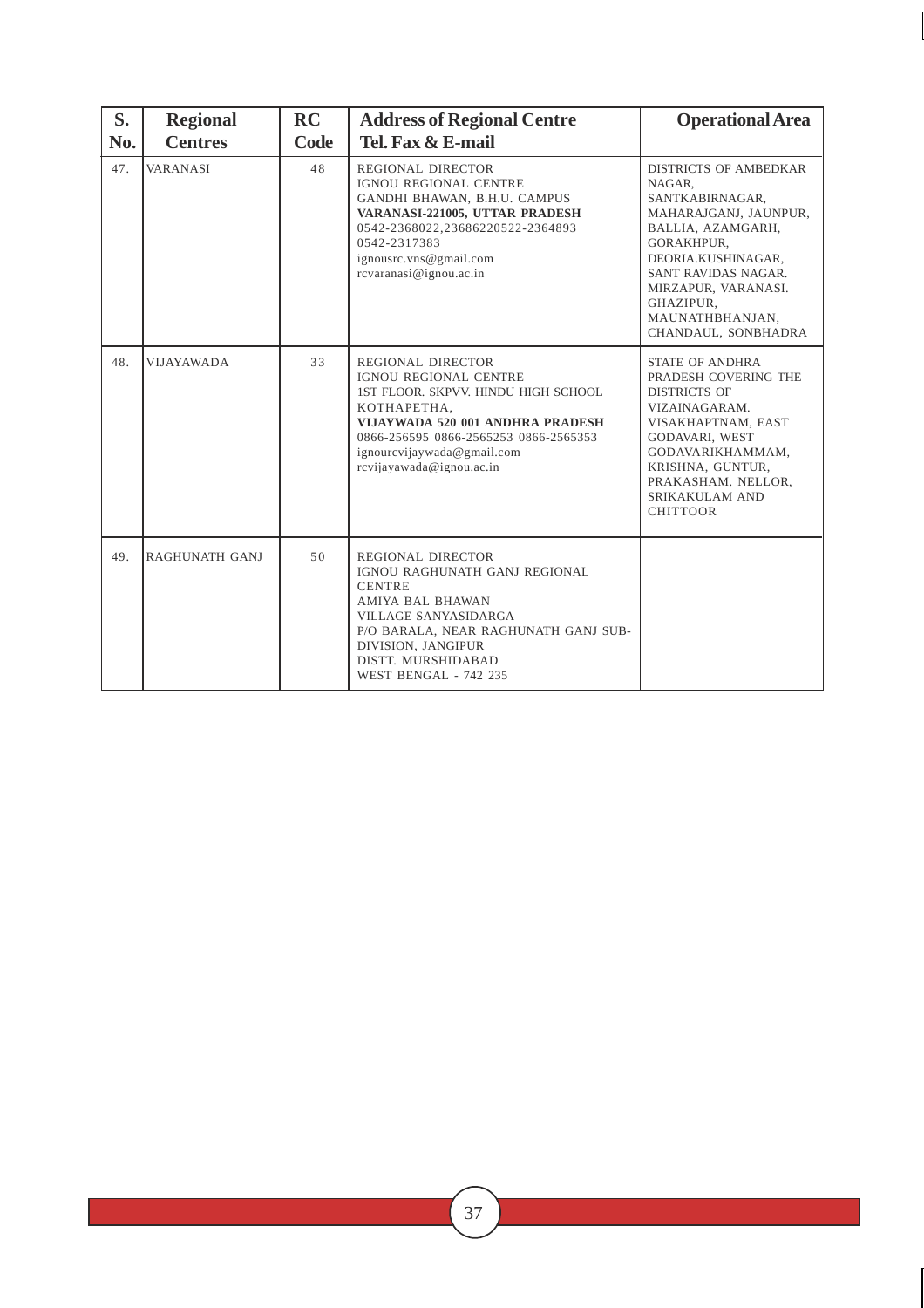| S. No. | Regional Centres | RC Code | Address of Regional Centre Tel. Fax & E-mail | Operational Area |
|---|---|---|---|---|
| 47. | VARANASI | 48 | REGIONAL DIRECTOR<br>IGNOU REGIONAL CENTRE<br>GANDHI BHAWAN, B.H.U. CAMPUS<br>**VARANASI-221005, UTTAR PRADESH**<br>0542-2368022,23686220522-2364893<br>0542-2317383<br>ignousrc.vns@gmail.com<br>rcvaranasi@ignou.ac.in | DISTRICTS OF AMBEDKAR NAGAR, SANTKABIRNAGAR, MAHARAJGANJ, JAUNPUR, BALLIA, AZAMGARH, GORAKHPUR, DEORIA.KUSHINAGAR, SANT RAVIDAS NAGAR. MIRZAPUR, VARANASI. GHAZIPUR, MAUNATHBHANJAN, CHANDAUL, SONBHADRA |
| 48. | VIJAYAWADA | 33 | REGIONAL DIRECTOR<br>IGNOU REGIONAL CENTRE<br>1ST FLOOR. SKPVV. HINDU HIGH SCHOOL<br>KOTHAPETHA,<br>**VIJAYWADA 520 001 ANDHRA PRADESH**<br>0866-256595 0866-2565253 0866-2565353<br>ignourcvijaywada@gmail.com<br>rcvijayawada@ignou.ac.in | STATE OF ANDHRA PRADESH COVERING THE DISTRICTS OF VIZAINAGARAM. VISAKHAPTNAM, EAST GODAVARI, WEST GODAVARIKHAMMAM, KRISHNA, GUNTUR, PRAKASHAM. NELLOR, SRIKAKULAM AND CHITTOOR |
| 49. | RAGHUNATH GANJ | 50 | REGIONAL DIRECTOR<br>IGNOU RAGHUNATH GANJ REGIONAL CENTRE<br>AMIYA BAL BHAWAN<br>VILLAGE SANYASIDARGA<br>P/O BARALA, NEAR RAGHUNATH GANJ SUB-DIVISION, JANGIPUR<br>DISTT. MURSHIDABAD<br>WEST BENGAL - 742 235 | |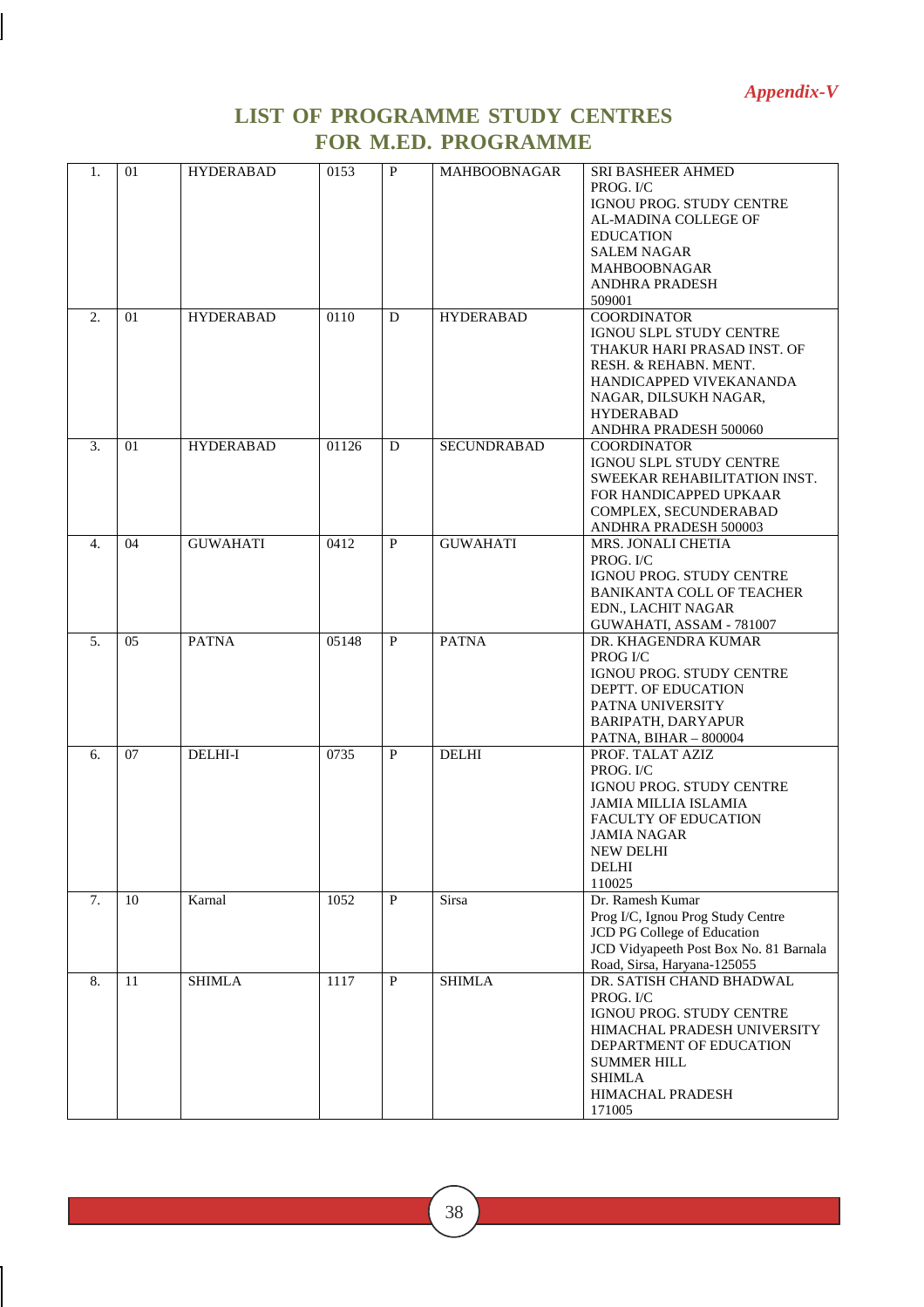*Appendix-V*

## LIST OF PROGRAMME STUDY CENTRES FOR M.ED. PROGRAMME

| | | | | | | |
|---|---|---|---|---|---|---|
| 1. | 01 | HYDERABAD | 0153 | P | MAHBOOBNAGAR | SRI BASHEER AHMED PROG. I/C IGNOU PROG. STUDY CENTRE AL-MADINA COLLEGE OF EDUCATION SALEM NAGAR MAHBOOBNAGAR ANDHRA PRADESH 509001 |
| 2. | 01 | HYDERABAD | 0110 | D | HYDERABAD | COORDINATOR IGNOU SLPL STUDY CENTRE THAKUR HARI PRASAD INST. OF RESH. & REHABN. MENT. HANDICAPPED VIVEKANANDA NAGAR, DILSUKH NAGAR, HYDERABAD ANDHRA PRADESH 500060 |
| 3. | 01 | HYDERABAD | 01126 | D | SECUNDRABAD | COORDINATOR IGNOU SLPL STUDY CENTRE SWEEKAR REHABILITATION INST. FOR HANDICAPPED UPKAAR COMPLEX, SECUNDERABAD ANDHRA PRADESH 500003 |
| 4. | 04 | GUWAHATI | 0412 | P | GUWAHATI | MRS. JONALI CHETIA PROG. I/C IGNOU PROG. STUDY CENTRE BANIKANTA COLL OF TEACHER EDN., LACHIT NAGAR GUWAHATI, ASSAM - 781007 |
| 5. | 05 | PATNA | 05148 | P | PATNA | DR. KHAGENDRA KUMAR PROG I/C IGNOU PROG. STUDY CENTRE DEPTT. OF EDUCATION PATNA UNIVERSITY BARIPATH, DARYAPUR PATNA, BIHAR – 800004 |
| 6. | 07 | DELHI-I | 0735 | P | DELHI | PROF. TALAT AZIZ PROG. I/C IGNOU PROG. STUDY CENTRE JAMIA MILLIA ISLAMIA FACULTY OF EDUCATION JAMIA NAGAR NEW DELHI DELHI 110025 |
| 7. | 10 | Karnal | 1052 | P | Sirsa | Dr. Ramesh Kumar Prog I/C, Ignou Prog Study Centre JCD PG College of Education JCD Vidyapeeth Post Box No. 81 Barnala Road, Sirsa, Haryana-125055 |
| 8. | 11 | SHIMLA | 1117 | P | SHIMLA | DR. SATISH CHAND BHADWAL PROG. I/C IGNOU PROG. STUDY CENTRE HIMACHAL PRADESH UNIVERSITY DEPARTMENT OF EDUCATION SUMMER HILL SHIMLA HIMACHAL PRADESH 171005 |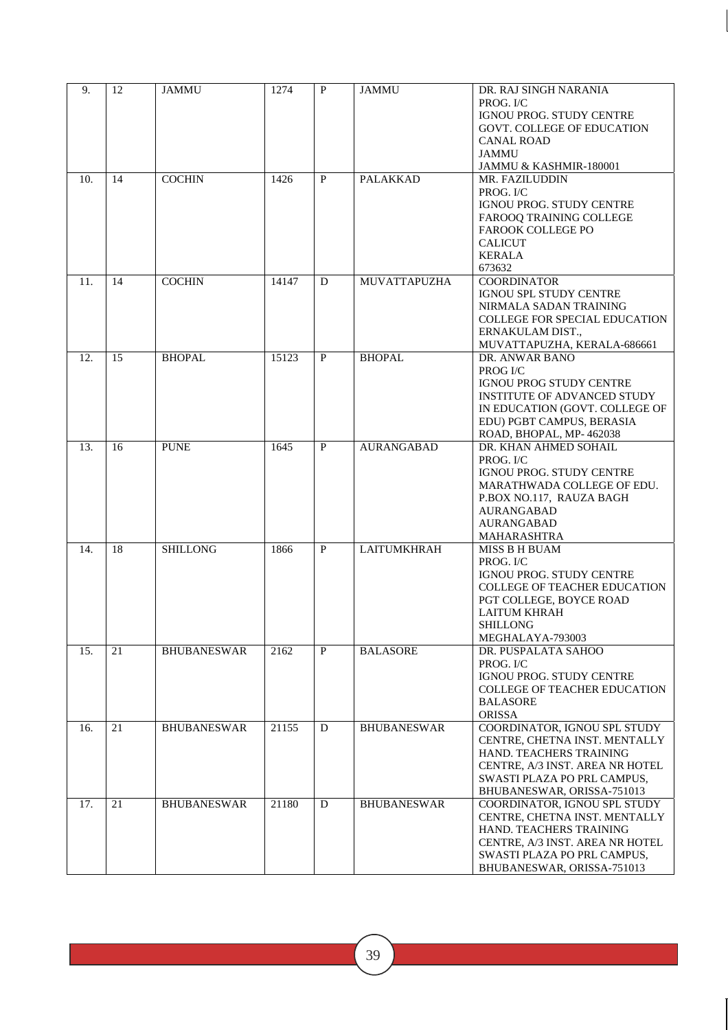| 9. | 12 | JAMMU | 1274 | P | JAMMU | DR. RAJ SINGH NARANIA<br>PROG. I/C<br>IGNOU PROG. STUDY CENTRE<br>GOVT. COLLEGE OF EDUCATION<br>CANAL ROAD<br>JAMMU<br>JAMMU & KASHMIR-180001 |
|---|---|---|---|---|---|---|
| 10. | 14 | COCHIN | 1426 | P | PALAKKAD | MR. FAZILUDDIN<br>PROG. I/C<br>IGNOU PROG. STUDY CENTRE<br>FAROOQ TRAINING COLLEGE<br>FAROOK COLLEGE PO<br>CALICUT<br>KERALA<br>673632 |
| 11. | 14 | COCHIN | 14147 | D | MUVATTAPUZHA | COORDINATOR<br>IGNOU SPL STUDY CENTRE<br>NIRMALA SADAN TRAINING<br>COLLEGE FOR SPECIAL EDUCATION<br>ERNAKULAM DIST.,<br>MUVATTAPUZHA, KERALA-686661 |
| 12. | 15 | BHOPAL | 15123 | P | BHOPAL | DR. ANWAR BANO<br>PROG I/C<br>IGNOU PROG STUDY CENTRE<br>INSTITUTE OF ADVANCED STUDY<br>IN EDUCATION (GOVT. COLLEGE OF<br>EDU) PGBT CAMPUS, BERASIA<br>ROAD, BHOPAL, MP- 462038 |
| 13. | 16 | PUNE | 1645 | P | AURANGABAD | DR. KHAN AHMED SOHAIL<br>PROG. I/C<br>IGNOU PROG. STUDY CENTRE<br>MARATHWADA COLLEGE OF EDU.<br>P.BOX NO.117, RAUZA BAGH<br>AURANGABAD<br>AURANGABAD<br>MAHARASHTRA |
| 14. | 18 | SHILLONG | 1866 | P | LAITUMKHRAH | MISS B H BUAM<br>PROG. I/C<br>IGNOU PROG. STUDY CENTRE<br>COLLEGE OF TEACHER EDUCATION<br>PGT COLLEGE, BOYCE ROAD<br>LAITUM KHRAH<br>SHILLONG<br>MEGHALAYA-793003 |
| 15. | 21 | BHUBANESWAR | 2162 | P | BALASORE | DR. PUSPALATA SAHOO<br>PROG. I/C<br>IGNOU PROG. STUDY CENTRE<br>COLLEGE OF TEACHER EDUCATION<br>BALASORE<br>ORISSA |
| 16. | 21 | BHUBANESWAR | 21155 | D | BHUBANESWAR | COORDINATOR, IGNOU SPL STUDY<br>CENTRE, CHETNA INST. MENTALLY<br>HAND. TEACHERS TRAINING<br>CENTRE, A/3 INST. AREA NR HOTEL<br>SWASTI PLAZA PO PRL CAMPUS,<br>BHUBANESWAR, ORISSA-751013 |
| 17. | 21 | BHUBANESWAR | 21180 | D | BHUBANESWAR | COORDINATOR, IGNOU SPL STUDY<br>CENTRE, CHETNA INST. MENTALLY<br>HAND. TEACHERS TRAINING<br>CENTRE, A/3 INST. AREA NR HOTEL<br>SWASTI PLAZA PO PRL CAMPUS,<br>BHUBANESWAR, ORISSA-751013 |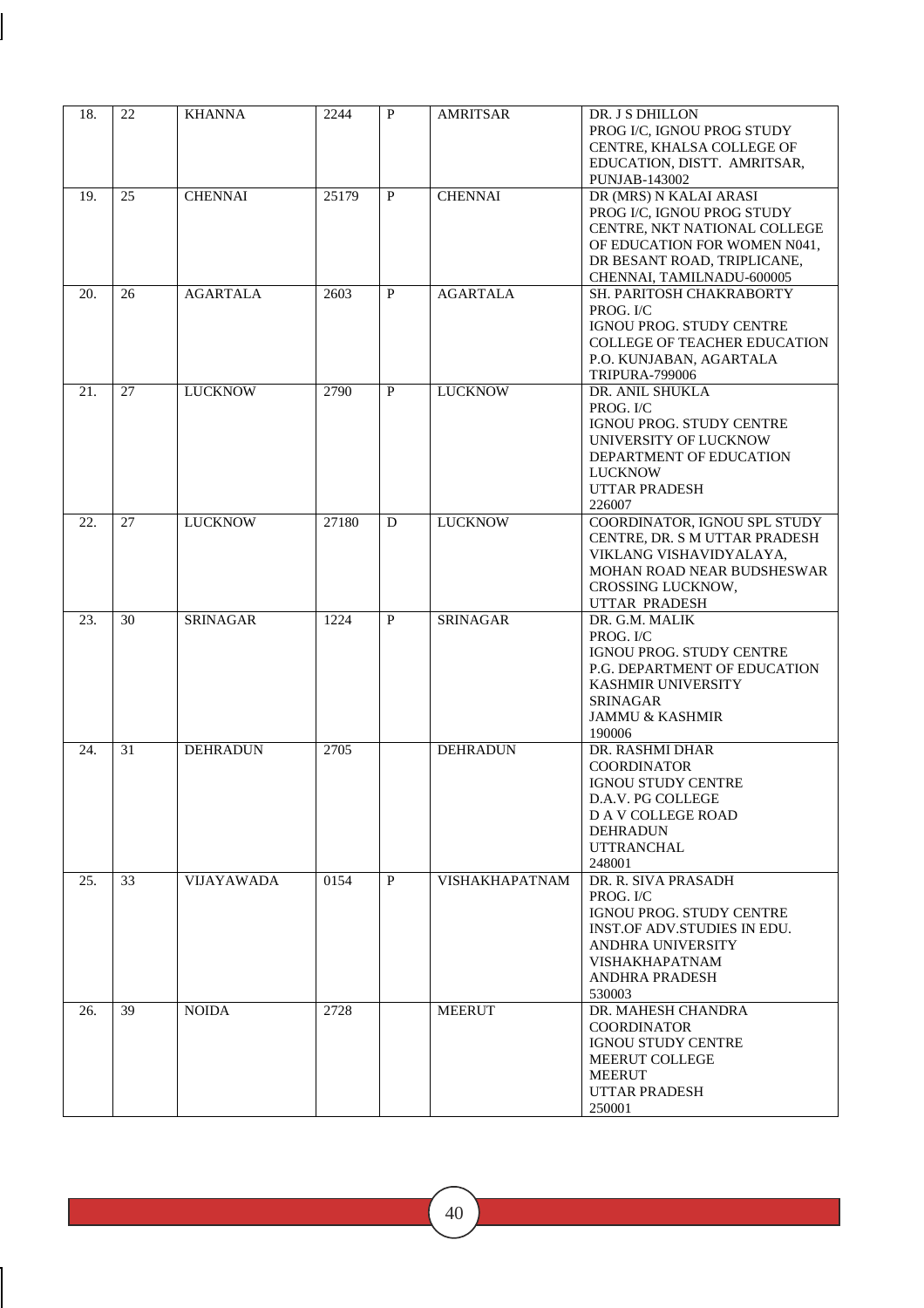| 18. | 22 | KHANNA | 2244 | P | AMRITSAR | DR. J S DHILLON<br>PROG I/C, IGNOU PROG STUDY CENTRE, KHALSA COLLEGE OF EDUCATION, DISTT. AMRITSAR, PUNJAB-143002 |
|---|---|---|---|---|---|---|
| 19. | 25 | CHENNAI | 25179 | P | CHENNAI | DR (MRS) N KALAI ARASI<br>PROG I/C, IGNOU PROG STUDY CENTRE, NKT NATIONAL COLLEGE OF EDUCATION FOR WOMEN N041, DR BESANT ROAD, TRIPLICANE, CHENNAI, TAMILNADU-600005 |
| 20. | 26 | AGARTALA | 2603 | P | AGARTALA | SH. PARITOSH CHAKRABORTY<br>PROG. I/C<br>IGNOU PROG. STUDY CENTRE<br>COLLEGE OF TEACHER EDUCATION<br>P.O. KUNJABAN, AGARTALA<br>TRIPURA-799006 |
| 21. | 27 | LUCKNOW | 2790 | P | LUCKNOW | DR. ANIL SHUKLA<br>PROG. I/C<br>IGNOU PROG. STUDY CENTRE<br>UNIVERSITY OF LUCKNOW<br>DEPARTMENT OF EDUCATION<br>LUCKNOW<br>UTTAR PRADESH<br>226007 |
| 22. | 27 | LUCKNOW | 27180 | D | LUCKNOW | COORDINATOR, IGNOU SPL STUDY CENTRE, DR. S M UTTAR PRADESH VIKLANG VISHAVIDYALAYA, MOHAN ROAD NEAR BUDSHESWAR CROSSING LUCKNOW, UTTAR PRADESH |
| 23. | 30 | SRINAGAR | 1224 | P | SRINAGAR | DR. G.M. MALIK<br>PROG. I/C<br>IGNOU PROG. STUDY CENTRE<br>P.G. DEPARTMENT OF EDUCATION<br>KASHMIR UNIVERSITY<br>SRINAGAR<br>JAMMU & KASHMIR<br>190006 |
| 24. | 31 | DEHRADUN | 2705 | | DEHRADUN | DR. RASHMI DHAR<br>COORDINATOR<br>IGNOU STUDY CENTRE<br>D.A.V. PG COLLEGE<br>D A V COLLEGE ROAD<br>DEHRADUN<br>UTTRANCHAL<br>248001 |
| 25. | 33 | VIJAYAWADA | 0154 | P | VISHAKHAPATNAM | DR. R. SIVA PRASADH<br>PROG. I/C<br>IGNOU PROG. STUDY CENTRE<br>INST.OF ADV.STUDIES IN EDU.<br>ANDHRA UNIVERSITY<br>VISHAKHAPATNAM<br>ANDHRA PRADESH<br>530003 |
| 26. | 39 | NOIDA | 2728 | | MEERUT | DR. MAHESH CHANDRA<br>COORDINATOR<br>IGNOU STUDY CENTRE<br>MEERUT COLLEGE<br>MEERUT<br>UTTAR PRADESH<br>250001 |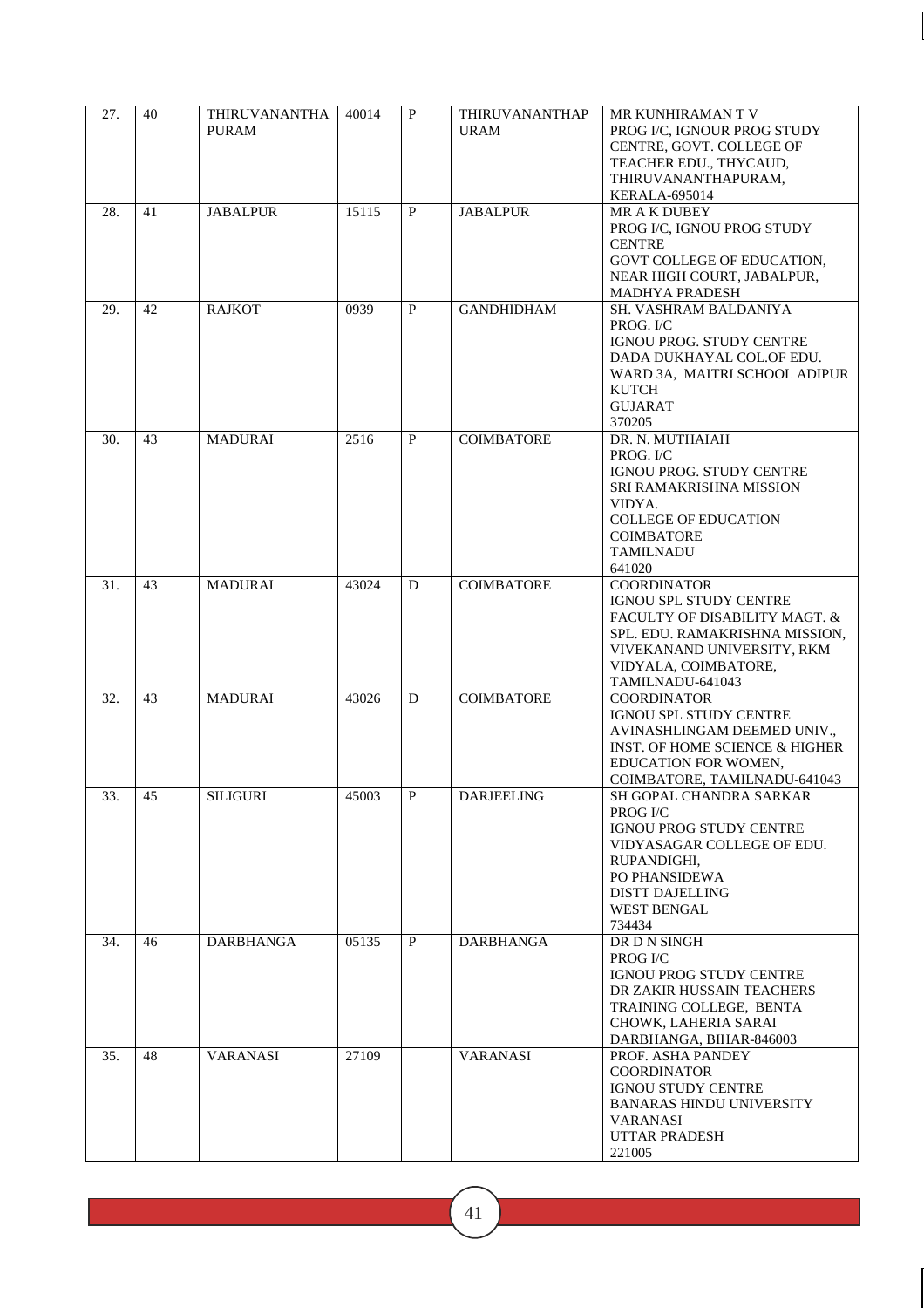| 27. | 40 | THIRUVANANTHAPURAM | 40014 | P | THIRUVANANTHAPURAM | MR KUNHIRAMAN T V PROG I/C, IGNOUR PROG STUDY CENTRE, GOVT. COLLEGE OF TEACHER EDU., THYCAUD, THIRUVANANTHAPURAM, KERALA-695014 |
|---|---|---|---|---|---|---|
| 28. | 41 | JABALPUR | 15115 | P | JABALPUR | MR A K DUBEY PROG I/C, IGNOU PROG STUDY CENTRE GOVT COLLEGE OF EDUCATION, NEAR HIGH COURT, JABALPUR, MADHYA PRADESH |
| 29. | 42 | RAJKOT | 0939 | P | GANDHIDHAM | SH. VASHRAM BALDANIYA PROG. I/C IGNOU PROG. STUDY CENTRE DADA DUKHAYAL COL.OF EDU. WARD 3A, MAITRI SCHOOL ADIPUR KUTCH GUJARAT 370205 |
| 30. | 43 | MADURAI | 2516 | P | COIMBATORE | DR. N. MUTHAIAH PROG. I/C IGNOU PROG. STUDY CENTRE SRI RAMAKRISHNA MISSION VIDYA. COLLEGE OF EDUCATION COIMBATORE TAMILNADU 641020 |
| 31. | 43 | MADURAI | 43024 | D | COIMBATORE | COORDINATOR IGNOU SPL STUDY CENTRE FACULTY OF DISABILITY MAGT. & SPL. EDU. RAMAKRISHNA MISSION, VIVEKANAND UNIVERSITY, RKM VIDYALA, COIMBATORE, TAMILNADU-641043 |
| 32. | 43 | MADURAI | 43026 | D | COIMBATORE | COORDINATOR IGNOU SPL STUDY CENTRE AVINASHLINGAM DEEMED UNIV., INST. OF HOME SCIENCE & HIGHER EDUCATION FOR WOMEN, COIMBATORE, TAMILNADU-641043 |
| 33. | 45 | SILIGURI | 45003 | P | DARJEELING | SH GOPAL CHANDRA SARKAR PROG I/C IGNOU PROG STUDY CENTRE VIDYASAGAR COLLEGE OF EDU. RUPANDIGHI, PO PHANSIDEWA DISTT DAJELLING WEST BENGAL 734434 |
| 34. | 46 | DARBHANGA | 05135 | P | DARBHANGA | DR D N SINGH PROG I/C IGNOU PROG STUDY CENTRE DR ZAKIR HUSSAIN TEACHERS TRAINING COLLEGE, BENTA CHOWK, LAHERIA SARAI DARBHANGA, BIHAR-846003 |
| 35. | 48 | VARANASI | 27109 | | VARANASI | PROF. ASHA PANDEY COORDINATOR IGNOU STUDY CENTRE BANARAS HINDU UNIVERSITY VARANASI UTTAR PRADESH 221005 |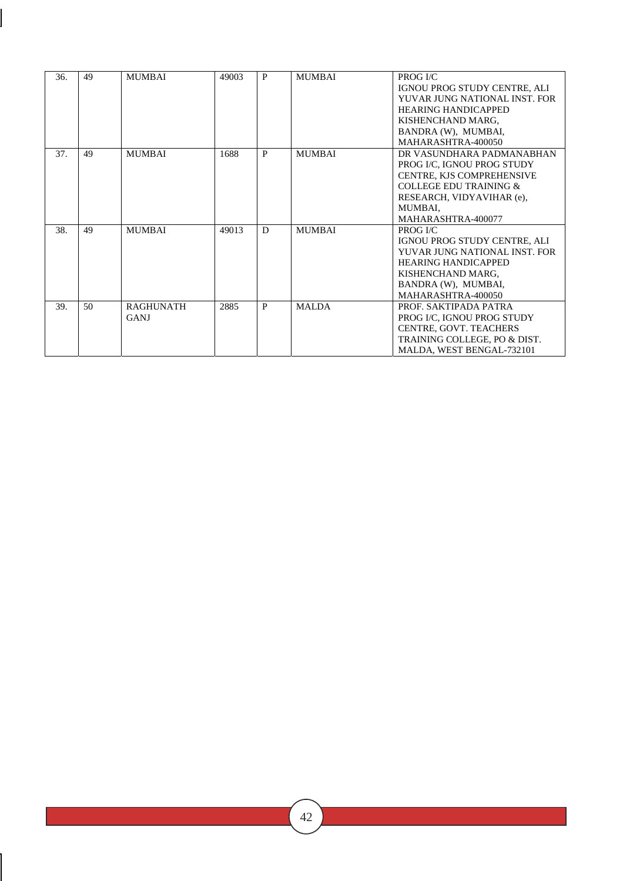| 36. | 49 | MUMBAI | 49003 | P | MUMBAI | PROG I/C IGNOU PROG STUDY CENTRE, ALI YUVAR JUNG NATIONAL INST. FOR HEARING HANDICAPPED KISHENCHAND MARG, BANDRA (W), MUMBAI, MAHARASHTRA-400050 |
|---|---|---|---|---|---|---|
| 37. | 49 | MUMBAI | 1688 | P | MUMBAI | DR VASUNDHARA PADMANABHAN PROG I/C, IGNOU PROG STUDY CENTRE, KJS COMPREHENSIVE COLLEGE EDU TRAINING & RESEARCH, VIDYAVIHAR (e), MUMBAI, MAHARASHTRA-400077 |
| 38. | 49 | MUMBAI | 49013 | D | MUMBAI | PROG I/C IGNOU PROG STUDY CENTRE, ALI YUVAR JUNG NATIONAL INST. FOR HEARING HANDICAPPED KISHENCHAND MARG, BANDRA (W), MUMBAI, MAHARASHTRA-400050 |
| 39. | 50 | RAGHUNATH GANJ | 2885 | P | MALDA | PROF. SAKTIPADA PATRA PROG I/C, IGNOU PROG STUDY CENTRE, GOVT. TEACHERS TRAINING COLLEGE, PO & DIST. MALDA, WEST BENGAL-732101 |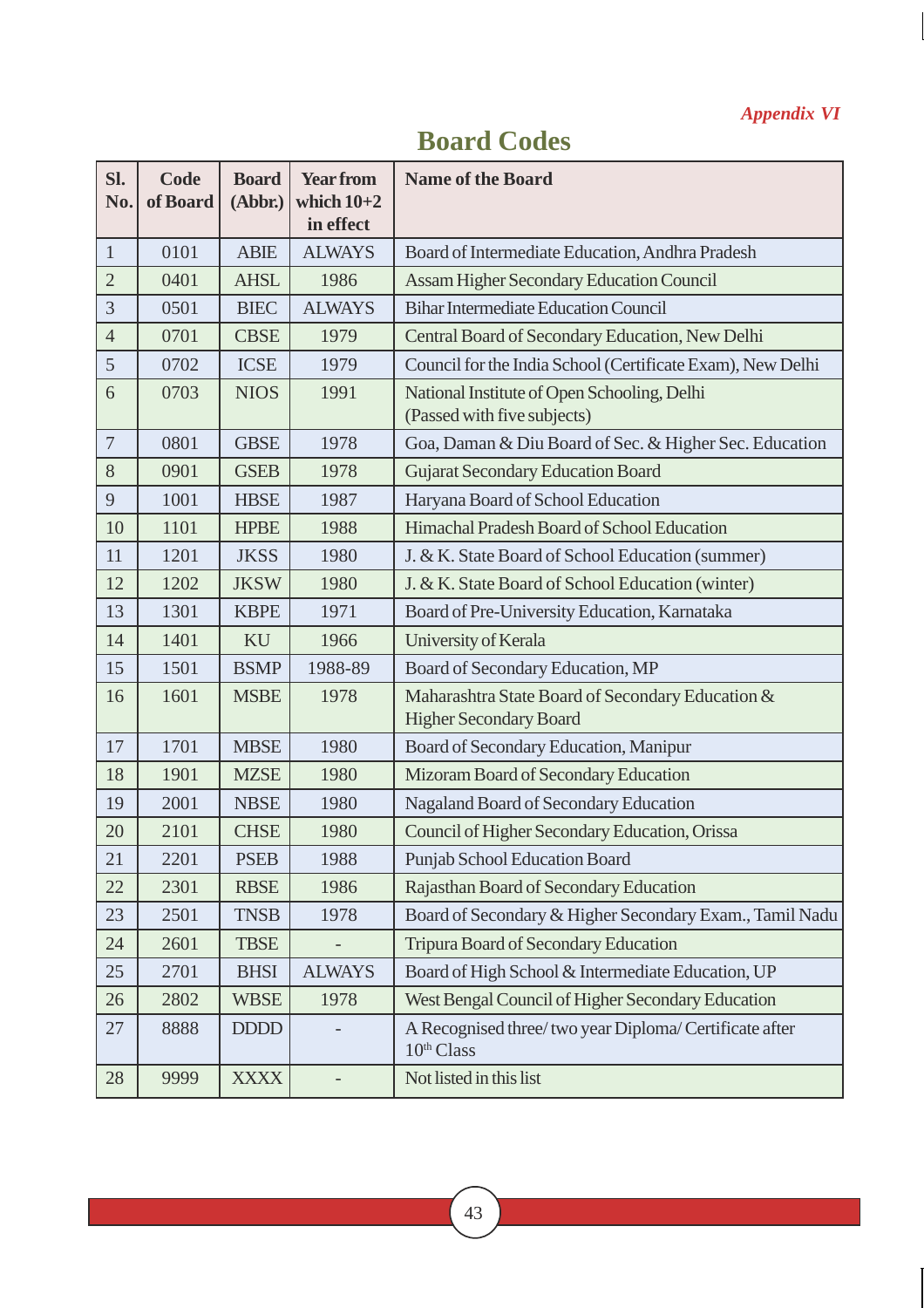*Appendix VI*

# Board Codes

| Sl. No. | Code of Board | Board (Abbr.) | Year from which 10+2 in effect | Name of the Board |
|---|---|---|---|---|
| 1 | 0101 | ABIE | ALWAYS | Board of Intermediate Education, Andhra Pradesh |
| 2 | 0401 | AHSL | 1986 | Assam Higher Secondary Education Council |
| 3 | 0501 | BIEC | ALWAYS | Bihar Intermediate Education Council |
| 4 | 0701 | CBSE | 1979 | Central Board of Secondary Education, New Delhi |
| 5 | 0702 | ICSE | 1979 | Council for the India School (Certificate Exam), New Delhi |
| 6 | 0703 | NIOS | 1991 | National Institute of Open Schooling, Delhi (Passed with five subjects) |
| 7 | 0801 | GBSE | 1978 | Goa, Daman & Diu Board of Sec. & Higher Sec. Education |
| 8 | 0901 | GSEB | 1978 | Gujarat Secondary Education Board |
| 9 | 1001 | HBSE | 1987 | Haryana Board of School Education |
| 10 | 1101 | HPBE | 1988 | Himachal Pradesh Board of School Education |
| 11 | 1201 | JKSS | 1980 | J. & K. State Board of School Education (summer) |
| 12 | 1202 | JKSW | 1980 | J. & K. State Board of School Education (winter) |
| 13 | 1301 | KBPE | 1971 | Board of Pre-University Education, Karnataka |
| 14 | 1401 | KU | 1966 | University of Kerala |
| 15 | 1501 | BSMP | 1988-89 | Board of Secondary Education, MP |
| 16 | 1601 | MSBE | 1978 | Maharashtra State Board of Secondary Education & Higher Secondary Board |
| 17 | 1701 | MBSE | 1980 | Board of Secondary Education, Manipur |
| 18 | 1901 | MZSE | 1980 | Mizoram Board of Secondary Education |
| 19 | 2001 | NBSE | 1980 | Nagaland Board of Secondary Education |
| 20 | 2101 | CHSE | 1980 | Council of Higher Secondary Education, Orissa |
| 21 | 2201 | PSEB | 1988 | Punjab School Education Board |
| 22 | 2301 | RBSE | 1986 | Rajasthan Board of Secondary Education |
| 23 | 2501 | TNSB | 1978 | Board of Secondary & Higher Secondary Exam., Tamil Nadu |
| 24 | 2601 | TBSE | - | Tripura Board of Secondary Education |
| 25 | 2701 | BHSI | ALWAYS | Board of High School & Intermediate Education, UP |
| 26 | 2802 | WBSE | 1978 | West Bengal Council of Higher Secondary Education |
| 27 | 8888 | DDDD | - | A Recognised three/ two year Diploma/ Certificate after 10th Class |
| 28 | 9999 | XXXX | - | Not listed in this list |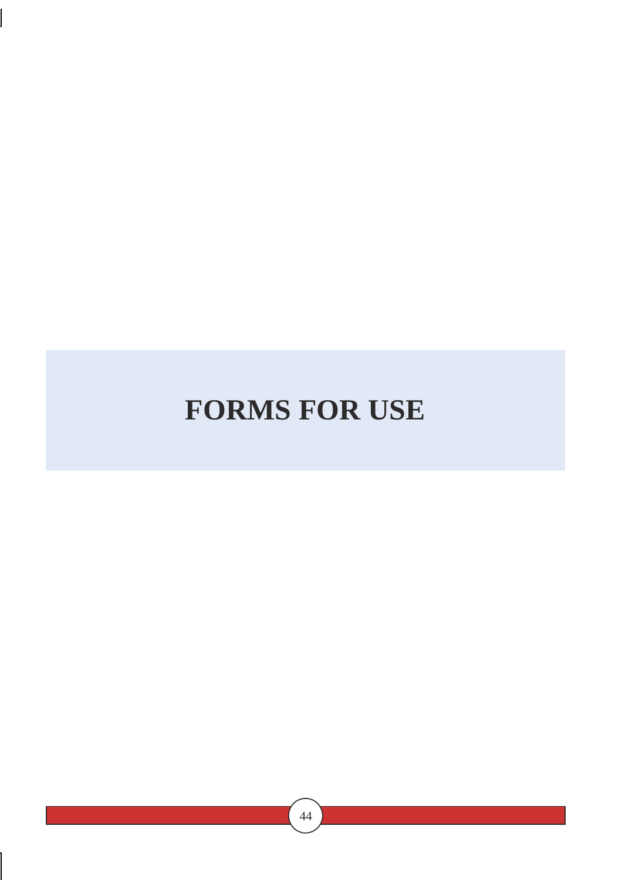# FORMS FOR USE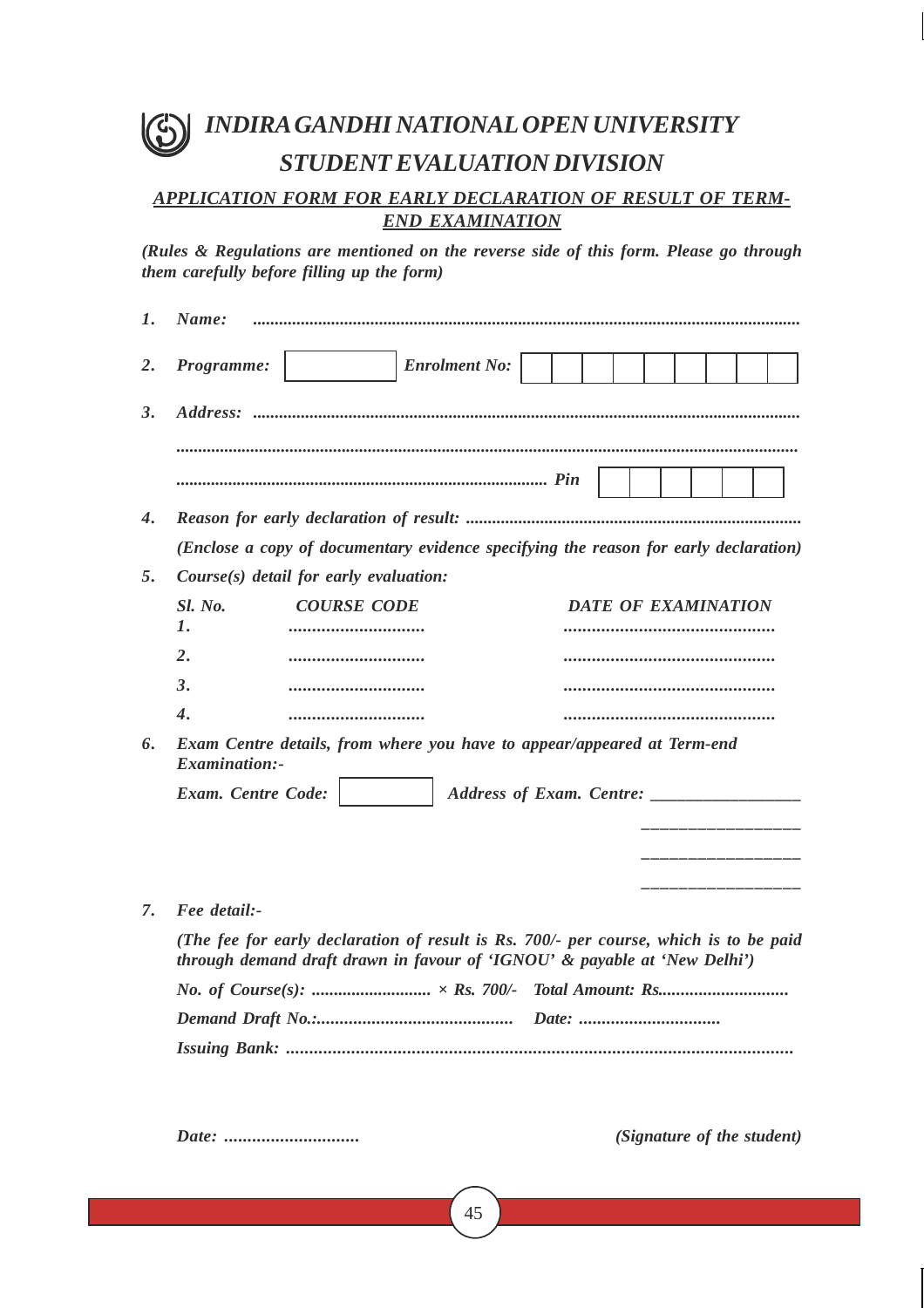# *INDIRA GANDHI NATIONAL OPEN UNIVERSITY*

## *STUDENT EVALUATION DIVISION*

### ***APPLICATION FORM FOR EARLY DECLARATION OF RESULT OF TERM-END EXAMINATION***

***(Rules & Regulations are mentioned on the reverse side of this form. Please go through them carefully before filling up the form)***

***1. Name:*** ..........................................................................................................................

***2. Programme:*** [ ] ***Enrolment No:*** [ | | | | | | | | ]

***3. Address:*** ..........................................................................................................................

..........................................................................................................................

.................................................................................... ***Pin*** [ | | | | | ]

***4. Reason for early declaration of result:*** ...........................................................................

***(Enclose a copy of documentary evidence specifying the reason for early declaration)***

***5. Course(s) detail for early evaluation:***

| *Sl. No.* | *COURSE CODE* | *DATE OF EXAMINATION* |
|---|---|---|
| *1.* | ............................ | ............................................ |
| *2.* | ............................ | ............................................ |
| *3.* | ............................ | ............................................ |
| *4.* | ............................ | ............................................ |

***6. Exam Centre details, from where you have to appear/appeared at Term-end Examination:-***

***Exam. Centre Code:*** [ ] ***Address of Exam. Centre:*** _________________

_________________

_________________

_________________

***7. Fee detail:-***

***(The fee for early declaration of result is Rs. 700/- per course, which is to be paid through demand draft drawn in favour of 'IGNOU' & payable at 'New Delhi')***

***No. of Course(s):*** .......................... × ***Rs. 700/- Total Amount: Rs***............................

***Demand Draft No.:***.......................................... ***Date:*** ..............................

***Issuing Bank:*** ...........................................................................................................

***Date:*** ............................ ***(Signature of the student)***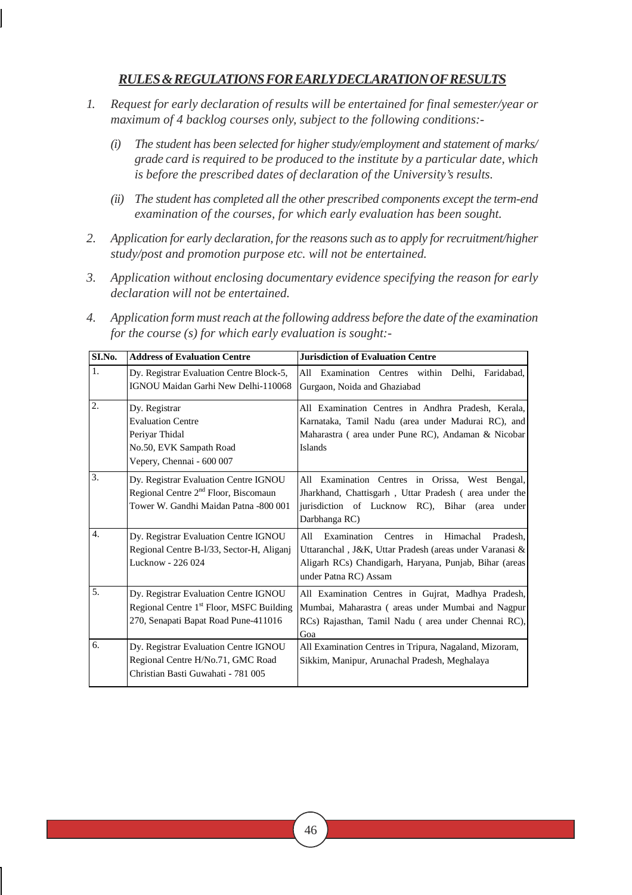## *RULES & REGULATIONS FOR EARLY DECLARATION OF RESULTS*

1. *Request for early declaration of results will be entertained for final semester/year or maximum of 4 backlog courses only, subject to the following conditions:-*

   (i) *The student has been selected for higher study/employment and statement of marks/ grade card is required to be produced to the institute by a particular date, which is before the prescribed dates of declaration of the University's results.*

   (ii) *The student has completed all the other prescribed components except the term-end examination of the courses, for which early evaluation has been sought.*

2. *Application for early declaration, for the reasons such as to apply for recruitment/higher study/post and promotion purpose etc. will not be entertained.*

3. *Application without enclosing documentary evidence specifying the reason for early declaration will not be entertained.*

4. *Application form must reach at the following address before the date of the examination for the course (s) for which early evaluation is sought:-*

| SI.No. | Address of Evaluation Centre | Jurisdiction of Evaluation Centre |
|---|---|---|
| 1. | Dy. Registrar Evaluation Centre Block-5, IGNOU Maidan Garhi New Delhi-110068 | All Examination Centres within Delhi, Faridabad, Gurgaon, Noida and Ghaziabad |
| 2. | Dy. Registrar<br>Evaluation Centre<br>Periyar Thidal<br>No.50, EVK Sampath Road<br>Vepery, Chennai - 600 007 | All Examination Centres in Andhra Pradesh, Kerala, Karnataka, Tamil Nadu (area under Madurai RC), and Maharastra ( area under Pune RC), Andaman & Nicobar Islands |
| 3. | Dy. Registrar Evaluation Centre IGNOU Regional Centre 2nd Floor, Biscomaun Tower W. Gandhi Maidan Patna -800 001 | All Examination Centres in Orissa, West Bengal, Jharkhand, Chattisgarh , Uttar Pradesh ( area under the jurisdiction of Lucknow RC), Bihar (area under Darbhanga RC) |
| 4. | Dy. Registrar Evaluation Centre IGNOU Regional Centre B-l/33, Sector-H, Aliganj Lucknow - 226 024 | All Examination Centres in Himachal Pradesh, Uttaranchal , J&K, Uttar Pradesh (areas under Varanasi & Aligarh RCs) Chandigarh, Haryana, Punjab, Bihar (areas under Patna RC) Assam |
| 5. | Dy. Registrar Evaluation Centre IGNOU Regional Centre 1st Floor, MSFC Building 270, Senapati Bapat Road Pune-411016 | All Examination Centres in Gujrat, Madhya Pradesh, Mumbai, Maharastra ( areas under Mumbai and Nagpur RCs) Rajasthan, Tamil Nadu ( area under Chennai RC), Goa |
| 6. | Dy. Registrar Evaluation Centre IGNOU Regional Centre H/No.71, GMC Road Christian Basti Guwahati - 781 005 | All Examination Centres in Tripura, Nagaland, Mizoram, Sikkim, Manipur, Arunachal Pradesh, Meghalaya |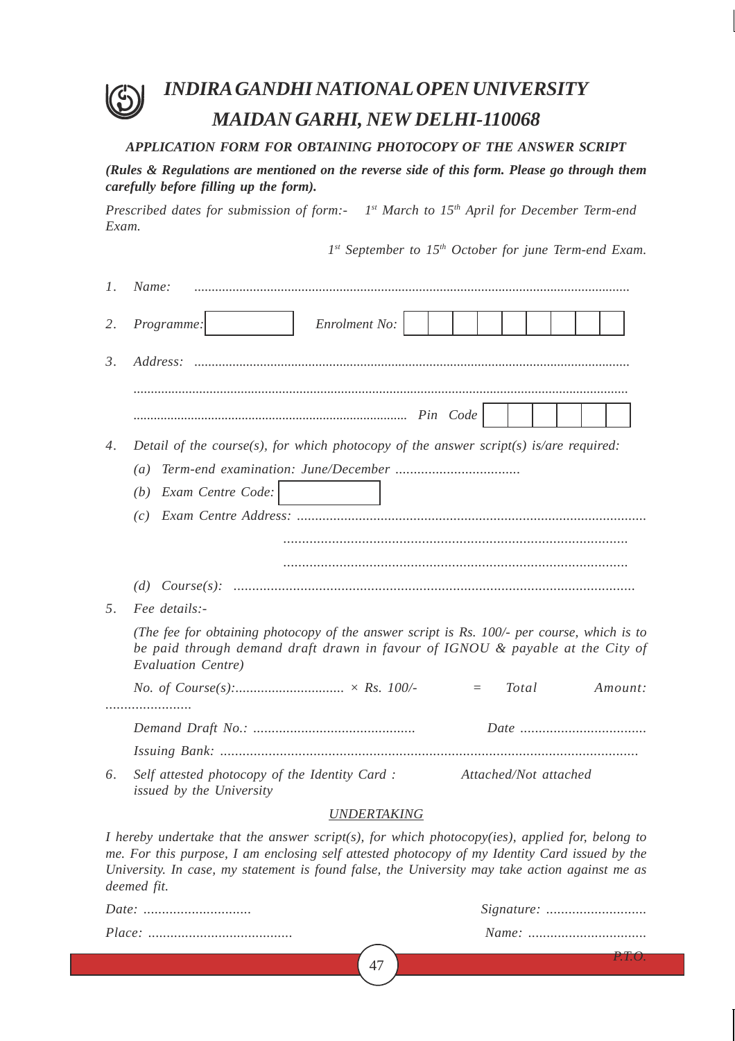# *INDIRA GANDHI NATIONAL OPEN UNIVERSITY*

## *MAIDAN GARHI, NEW DELHI-110068*

***APPLICATION FORM FOR OBTAINING PHOTOCOPY OF THE ANSWER SCRIPT***

***(Rules & Regulations are mentioned on the reverse side of this form. Please go through them carefully before filling up the form).***

*Prescribed dates for submission of form:- 1st March to 15th April for December Term-end Exam.*

*1st September to 15th October for june Term-end Exam.*

1. *Name:* ..........................................................................................................................

2. *Programme:* [ ] *Enrolment No:* [ | | | | | | | | ]

3. *Address:* ..........................................................................................................................

   ..........................................................................................................................

   .............................................................................. *Pin Code* [ | | | | | ]

4. *Detail of the course(s), for which photocopy of the answer script(s) is/are required:*

   *(a) Term-end examination: June/December* ..................................

   *(b) Exam Centre Code:* [ ]

   *(c) Exam Centre Address:* ..........................................................................................

   ..........................................................................................

   ..........................................................................................

   *(d) Course(s):* ..........................................................................................................

5. *Fee details:-*

   *(The fee for obtaining photocopy of the answer script is Rs. 100/- per course, which is to be paid through demand draft drawn in favour of IGNOU & payable at the City of Evaluation Centre)*

   *No. of Course(s):.............................. × Rs. 100/- = Total Amount:* .......................

   *Demand Draft No.:* ............................................ *Date* ..................................

   *Issuing Bank:* ................................................................................................................

6. *Self attested photocopy of the Identity Card : issued by the University* *Attached/Not attached*

*UNDERTAKING*

*I hereby undertake that the answer script(s), for which photocopy(ies), applied for, belong to me. For this purpose, I am enclosing self attested photocopy of my Identity Card issued by the University. In case, my statement is found false, the University may take action against me as deemed fit.*

*Date:* ............................. *Signature:* ...........................

*Place:* ....................................... *Name:* ................................

*P.T.O.*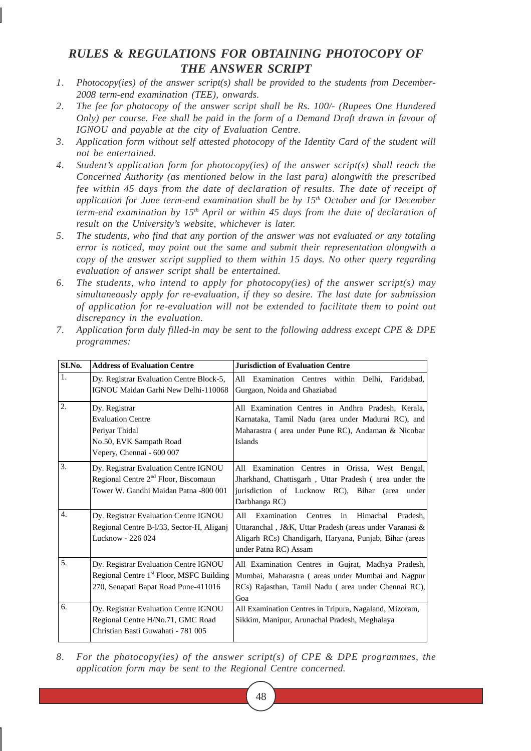# *RULES & REGULATIONS FOR OBTAINING PHOTOCOPY OF THE ANSWER SCRIPT*

1. *Photocopy(ies) of the answer script(s) shall be provided to the students from December-2008 term-end examination (TEE), onwards.*
2. *The fee for photocopy of the answer script shall be Rs. 100/- (Rupees One Hundered Only) per course. Fee shall be paid in the form of a Demand Draft drawn in favour of IGNOU and payable at the city of Evaluation Centre.*
3. *Application form without self attested photocopy of the Identity Card of the student will not be entertained.*
4. *Student's application form for photocopy(ies) of the answer script(s) shall reach the Concerned Authority (as mentioned below in the last para) alongwith the prescribed fee within 45 days from the date of declaration of results. The date of receipt of application for June term-end examination shall be by 15th October and for December term-end examination by 15th April or within 45 days from the date of declaration of result on the University's website, whichever is later.*
5. *The students, who find that any portion of the answer was not evaluated or any totaling error is noticed, may point out the same and submit their representation alongwith a copy of the answer script supplied to them within 15 days. No other query regarding evaluation of answer script shall be entertained.*
6. *The students, who intend to apply for photocopy(ies) of the answer script(s) may simultaneously apply for re-evaluation, if they so desire. The last date for submission of application for re-evaluation will not be extended to facilitate them to point out discrepancy in the evaluation.*
7. *Application form duly filled-in may be sent to the following address except CPE & DPE programmes:*

| SI.No. | Address of Evaluation Centre | Jurisdiction of Evaluation Centre |
|---|---|---|
| 1. | Dy. Registrar Evaluation Centre Block-5, IGNOU Maidan Garhi New Delhi-110068 | All Examination Centres within Delhi, Faridabad, Gurgaon, Noida and Ghaziabad |
| 2. | Dy. Registrar Evaluation Centre Periyar Thidal No.50, EVK Sampath Road Vepery, Chennai - 600 007 | All Examination Centres in Andhra Pradesh, Kerala, Karnataka, Tamil Nadu (area under Madurai RC), and Maharastra ( area under Pune RC), Andaman & Nicobar Islands |
| 3. | Dy. Registrar Evaluation Centre IGNOU Regional Centre 2nd Floor, Biscomaun Tower W. Gandhi Maidan Patna -800 001 | All Examination Centres in Orissa, West Bengal, Jharkhand, Chattisgarh , Uttar Pradesh ( area under the jurisdiction of Lucknow RC), Bihar (area under Darbhanga RC) |
| 4. | Dy. Registrar Evaluation Centre IGNOU Regional Centre B-l/33, Sector-H, Aliganj Lucknow - 226 024 | All Examination Centres in Himachal Pradesh, Uttaranchal , J&K, Uttar Pradesh (areas under Varanasi & Aligarh RCs) Chandigarh, Haryana, Punjab, Bihar (areas under Patna RC) Assam |
| 5. | Dy. Registrar Evaluation Centre IGNOU Regional Centre 1st Floor, MSFC Building 270, Senapati Bapat Road Pune-411016 | All Examination Centres in Gujrat, Madhya Pradesh, Mumbai, Maharastra ( areas under Mumbai and Nagpur RCs) Rajasthan, Tamil Nadu ( area under Chennai RC), Goa |
| 6. | Dy. Registrar Evaluation Centre IGNOU Regional Centre H/No.71, GMC Road Christian Basti Guwahati - 781 005 | All Examination Centres in Tripura, Nagaland, Mizoram, Sikkim, Manipur, Arunachal Pradesh, Meghalaya |

8. *For the photocopy(ies) of the answer script(s) of CPE & DPE programmes, the application form may be sent to the Regional Centre concerned.*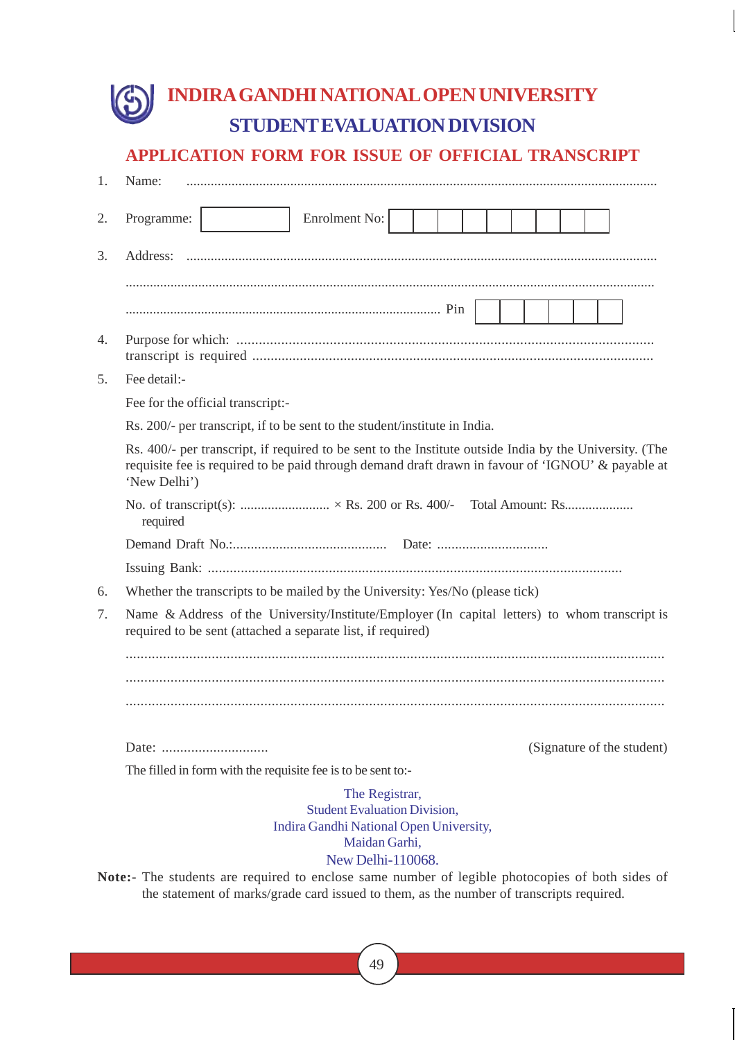# INDIRA GANDHI NATIONAL OPEN UNIVERSITY

## STUDENT EVALUATION DIVISION

### APPLICATION FORM FOR ISSUE OF OFFICIAL TRANSCRIPT

1. Name: ....................................................................................................................................

2. Programme: [ ] Enrolment No: [ | | | | | | | | | ]

3. Address: ....................................................................................................................................

   ..................................................................................................................................................

   .................................................................................................. Pin [ | | | | | ]

4. Purpose for which: ......................................................................................................
   transcript is required ..................................................................................................

5. Fee detail:-

   Fee for the official transcript:-

   Rs. 200/- per transcript, if to be sent to the student/institute in India.

   Rs. 400/- per transcript, if required to be sent to the Institute outside India by the University. (The requisite fee is required to be paid through demand draft drawn in favour of 'IGNOU' & payable at 'New Delhi')

   No. of transcript(s): .......................... × Rs. 200 or Rs. 400/- Total Amount: Rs....................
   required

   Demand Draft No.:........................................... Date: ...............................

   Issuing Bank: ................................................................................................

6. Whether the transcripts to be mailed by the University: Yes/No (please tick)

7. Name & Address of the University/Institute/Employer (In capital letters) to whom transcript is required to be sent (attached a separate list, if required)

   ..................................................................................................................................................

   ..................................................................................................................................................

   ..................................................................................................................................................

Date: ............................. (Signature of the student)

The filled in form with the requisite fee is to be sent to:-

The Registrar,
Student Evaluation Division,
Indira Gandhi National Open University,
Maidan Garhi,
New Delhi-110068.

**Note:-** The students are required to enclose same number of legible photocopies of both sides of the statement of marks/grade card issued to them, as the number of transcripts required.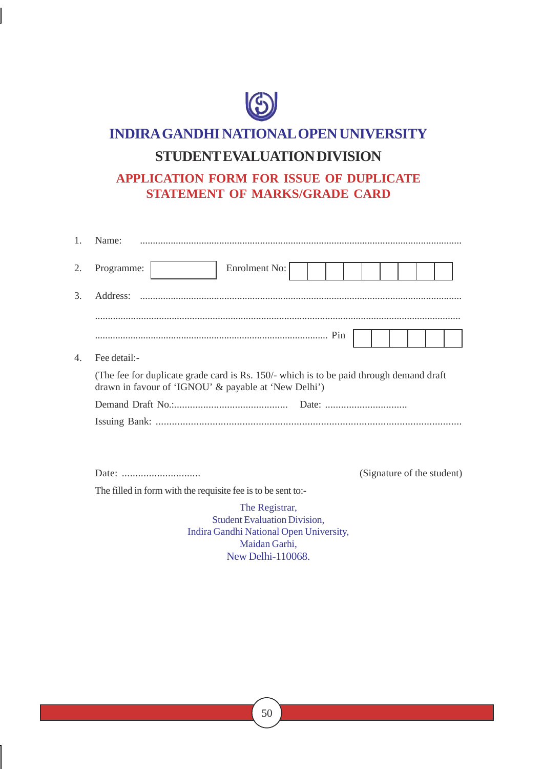# INDIRA GANDHI NATIONAL OPEN UNIVERSITY

## STUDENT EVALUATION DIVISION

### APPLICATION FORM FOR ISSUE OF DUPLICATE STATEMENT OF MARKS/GRADE CARD

1. Name: ..............................................................................................................................

2. Programme: [          ] Enrolment No: [ | | | | | | | | ]

3. Address: ..............................................................................................................................

   ..............................................................................................................................

   ........................................................................................... Pin [ | | | | | ]

4. Fee detail:-

   (The fee for duplicate grade card is Rs. 150/- which is to be paid through demand draft drawn in favour of 'IGNOU' & payable at 'New Delhi')

   Demand Draft No.:........................................... Date: ...............................

   Issuing Bank: ..................................................................................................................

Date: .............................                                        (Signature of the student)

The filled in form with the requisite fee is to be sent to:-

The Registrar,
Student Evaluation Division,
Indira Gandhi National Open University,
Maidan Garhi,
New Delhi-110068.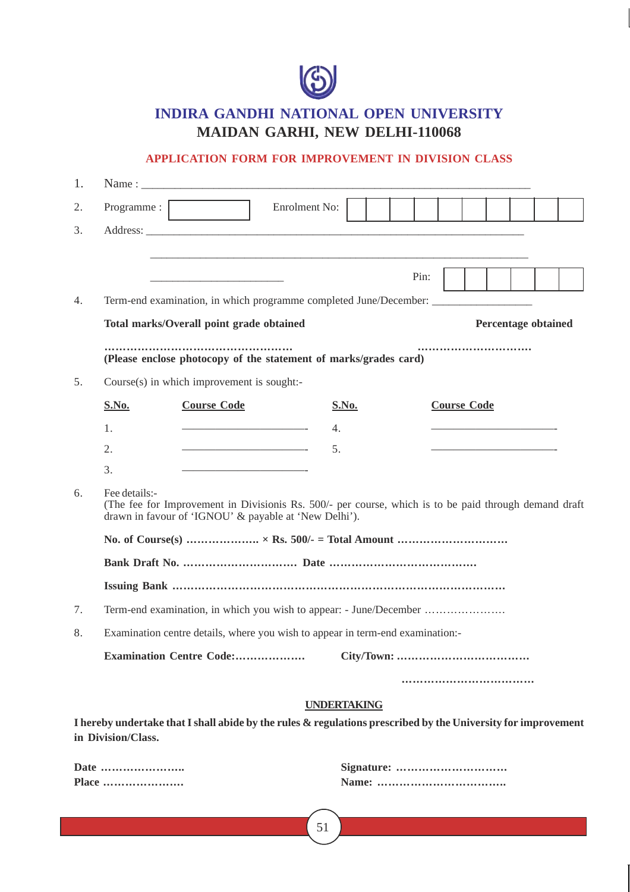# INDIRA GANDHI NATIONAL OPEN UNIVERSITY
## MAIDAN GARHI, NEW DELHI-110068

### APPLICATION FORM FOR IMPROVEMENT IN DIVISION CLASS

1. Name : ______________________________________________________________

2. Programme : [          ]   Enrolment No: | | | | | | | | | |

3. Address: ______________________________________________________________

   ______________________________________________________________

   ______________________   Pin: | | | | | | |

4. Term-end examination, in which programme completed June/December: ________________

   **Total marks/Overall point grade obtained** **Percentage obtained**

   **……………………………………………** **………………………….**

   **(Please enclose photocopy of the statement of marks/grades card)**

5. Course(s) in which improvement is sought:-

| S.No. | Course Code | S.No. | Course Code |
|---|---|---|---|
| 1. | ____________________- | 4. | ____________________- |
| 2. | ____________________- | 5. | ____________________- |
| 3. | ____________________- | | |

6. Fee details:-
   (The fee for Improvement in Divisionis Rs. 500/- per course, which is to be paid through demand draft drawn in favour of 'IGNOU' & payable at 'New Delhi').

   **No. of Course(s) ………………. × Rs. 500/- = Total Amount …………………………**

   **Bank Draft No. …………………………. Date ………………………………….**

   **Issuing Bank ……………………………………………………………………………**

7. Term-end examination, in which you wish to appear: - June/December ………………….

8. Examination centre details, where you wish to appear in term-end examination:-

   **Examination Centre Code:………………** **City/Town: ………………………………**

   **………………………………**

**UNDERTAKING**

**I hereby undertake that I shall abide by the rules & regulations prescribed by the University for improvement in Division/Class.**

**Date …………………..** **Signature: …………………………**

**Place ………………….** **Name: ……………………………….**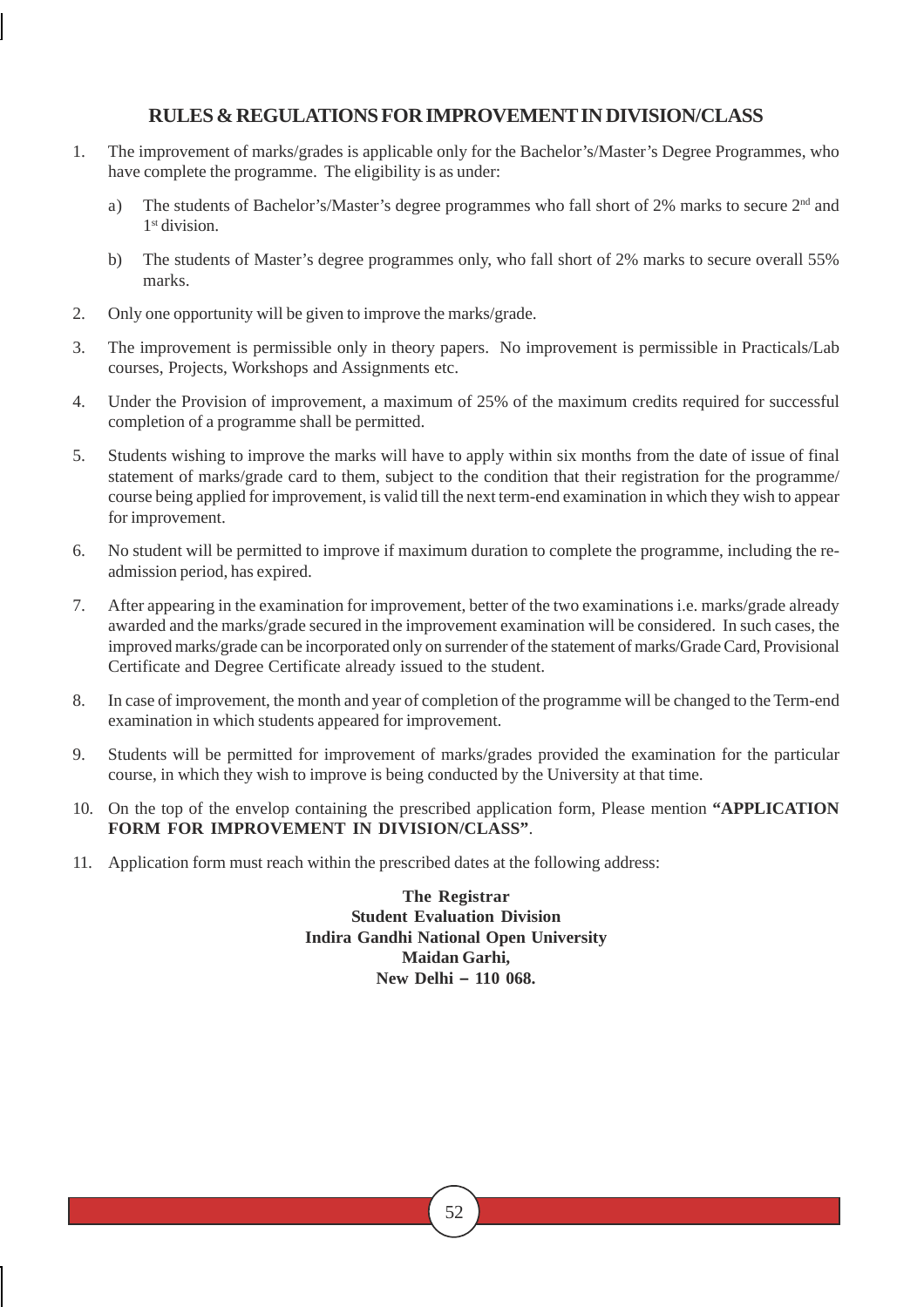## RULES & REGULATIONS FOR IMPROVEMENT IN DIVISION/CLASS

1. The improvement of marks/grades is applicable only for the Bachelor's/Master's Degree Programmes, who have complete the programme. The eligibility is as under:

   a) The students of Bachelor's/Master's degree programmes who fall short of 2% marks to secure 2nd and 1st division.

   b) The students of Master's degree programmes only, who fall short of 2% marks to secure overall 55% marks.

2. Only one opportunity will be given to improve the marks/grade.

3. The improvement is permissible only in theory papers. No improvement is permissible in Practicals/Lab courses, Projects, Workshops and Assignments etc.

4. Under the Provision of improvement, a maximum of 25% of the maximum credits required for successful completion of a programme shall be permitted.

5. Students wishing to improve the marks will have to apply within six months from the date of issue of final statement of marks/grade card to them, subject to the condition that their registration for the programme/ course being applied for improvement, is valid till the next term-end examination in which they wish to appear for improvement.

6. No student will be permitted to improve if maximum duration to complete the programme, including the re-admission period, has expired.

7. After appearing in the examination for improvement, better of the two examinations i.e. marks/grade already awarded and the marks/grade secured in the improvement examination will be considered. In such cases, the improved marks/grade can be incorporated only on surrender of the statement of marks/Grade Card, Provisional Certificate and Degree Certificate already issued to the student.

8. In case of improvement, the month and year of completion of the programme will be changed to the Term-end examination in which students appeared for improvement.

9. Students will be permitted for improvement of marks/grades provided the examination for the particular course, in which they wish to improve is being conducted by the University at that time.

10. On the top of the envelop containing the prescribed application form, Please mention **"APPLICATION FORM FOR IMPROVEMENT IN DIVISION/CLASS"**.

11. Application form must reach within the prescribed dates at the following address:

**The Registrar**
**Student Evaluation Division**
**Indira Gandhi National Open University**
**Maidan Garhi,**
**New Delhi – 110 068.**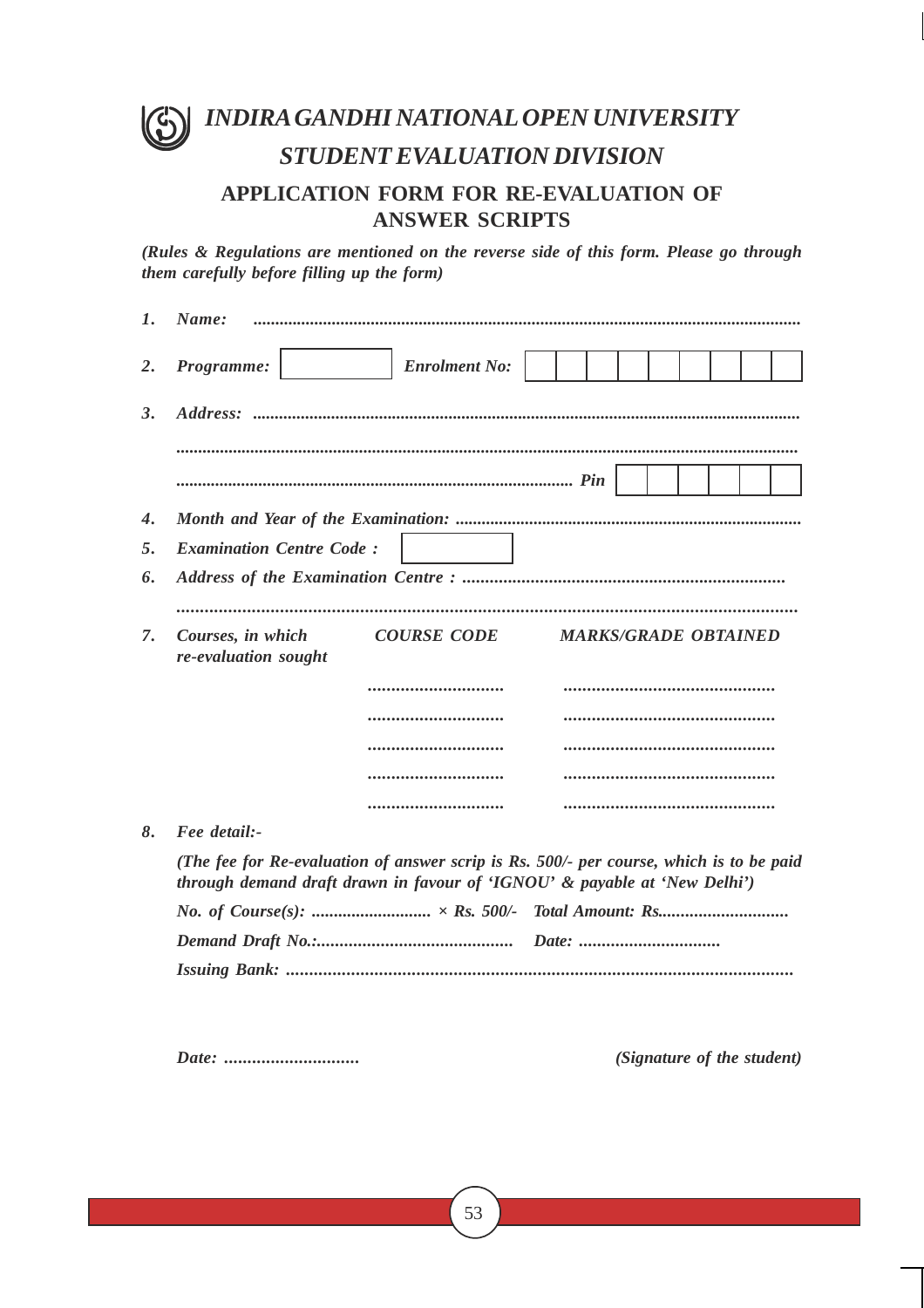# *INDIRA GANDHI NATIONAL OPEN UNIVERSITY*

## *STUDENT EVALUATION DIVISION*

## APPLICATION FORM FOR RE-EVALUATION OF ANSWER SCRIPTS

***(Rules & Regulations are mentioned on the reverse side of this form. Please go through them carefully before filling up the form)***

***1. Name:*** ..........................................................................................................................

***2. Programme:*** [          ] ***Enrolment No:*** [ | | | | | | | | ]

***3. Address:*** ..........................................................................................................................

..........................................................................................................................................

.......................................................................................... ***Pin*** [ | | | | | ]

***4. Month and Year of the Examination:*** ..............................................................................

***5. Examination Centre Code :*** [          ]

***6. Address of the Examination Centre :*** ......................................................................

..........................................................................................................................................

***7. Courses, in which re-evaluation sought***

| ***COURSE CODE*** | ***MARKS/GRADE OBTAINED*** |
|---|---|
| ............................ | ............................................ |
| ............................ | ............................................ |
| ............................ | ............................................ |
| ............................ | ............................................ |
| ............................ | ............................................ |

***8. Fee detail:-***

***(The fee for Re-evaluation of answer scrip is Rs. 500/- per course, which is to be paid through demand draft drawn in favour of 'IGNOU' & payable at 'New Delhi')***

***No. of Course(s):*** .......................... × ***Rs. 500/-*** ***Total Amount: Rs***............................

***Demand Draft No.:***.......................................... ***Date:*** ..............................

***Issuing Bank:*** ............................................................................................................

***Date:*** ............................ ***(Signature of the student)***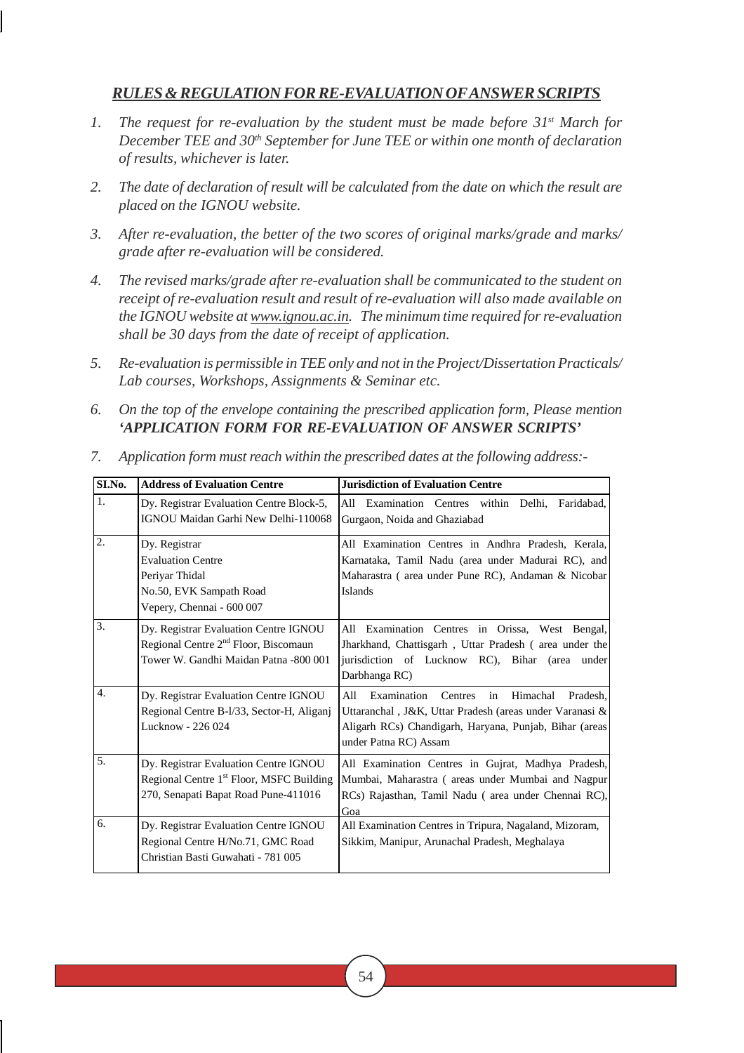## ***RULES & REGULATION FOR RE-EVALUATION OF ANSWER SCRIPTS***

1. *The request for re-evaluation by the student must be made before 31st March for December TEE and 30th September for June TEE or within one month of declaration of results, whichever is later.*

2. *The date of declaration of result will be calculated from the date on which the result are placed on the IGNOU website.*

3. *After re-evaluation, the better of the two scores of original marks/grade and marks/ grade after re-evaluation will be considered.*

4. *The revised marks/grade after re-evaluation shall be communicated to the student on receipt of re-evaluation result and result of re-evaluation will also made available on the IGNOU website at www.ignou.ac.in. The minimum time required for re-evaluation shall be 30 days from the date of receipt of application.*

5. *Re-evaluation is permissible in TEE only and not in the Project/Dissertation Practicals/ Lab courses, Workshops, Assignments & Seminar etc.*

6. *On the top of the envelope containing the prescribed application form, Please mention **'APPLICATION FORM FOR RE-EVALUATION OF ANSWER SCRIPTS'***

7. *Application form must reach within the prescribed dates at the following address:-*

| SI.No. | Address of Evaluation Centre | Jurisdiction of Evaluation Centre |
|---|---|---|
| 1. | Dy. Registrar Evaluation Centre Block-5, IGNOU Maidan Garhi New Delhi-110068 | All Examination Centres within Delhi, Faridabad, Gurgaon, Noida and Ghaziabad |
| 2. | Dy. Registrar Evaluation Centre Periyar Thidal No.50, EVK Sampath Road Vepery, Chennai - 600 007 | All Examination Centres in Andhra Pradesh, Kerala, Karnataka, Tamil Nadu (area under Madurai RC), and Maharastra ( area under Pune RC), Andaman & Nicobar Islands |
| 3. | Dy. Registrar Evaluation Centre IGNOU Regional Centre 2nd Floor, Biscomaun Tower W. Gandhi Maidan Patna -800 001 | All Examination Centres in Orissa, West Bengal, Jharkhand, Chattisgarh , Uttar Pradesh ( area under the jurisdiction of Lucknow RC), Bihar (area under Darbhanga RC) |
| 4. | Dy. Registrar Evaluation Centre IGNOU Regional Centre B-l/33, Sector-H, Aliganj Lucknow - 226 024 | All Examination Centres in Himachal Pradesh, Uttaranchal , J&K, Uttar Pradesh (areas under Varanasi & Aligarh RCs) Chandigarh, Haryana, Punjab, Bihar (areas under Patna RC) Assam |
| 5. | Dy. Registrar Evaluation Centre IGNOU Regional Centre 1st Floor, MSFC Building 270, Senapati Bapat Road Pune-411016 | All Examination Centres in Gujrat, Madhya Pradesh, Mumbai, Maharastra ( areas under Mumbai and Nagpur RCs) Rajasthan, Tamil Nadu ( area under Chennai RC), Goa |
| 6. | Dy. Registrar Evaluation Centre IGNOU Regional Centre H/No.71, GMC Road Christian Basti Guwahati - 781 005 | All Examination Centres in Tripura, Nagaland, Mizoram, Sikkim, Manipur, Arunachal Pradesh, Meghalaya |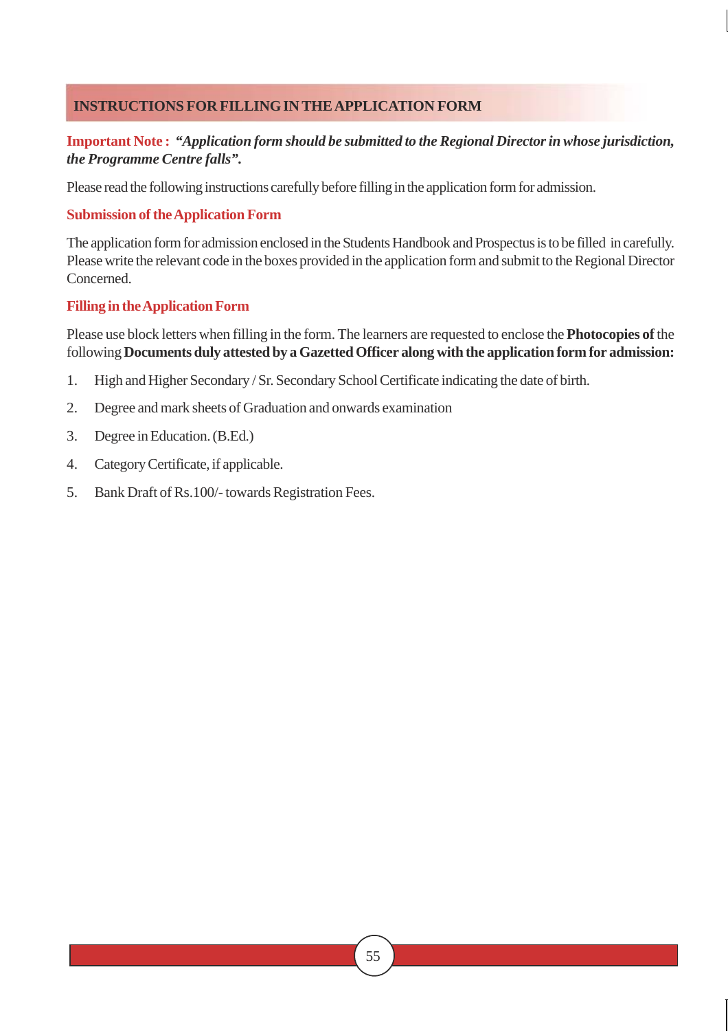## INSTRUCTIONS FOR FILLING IN THE APPLICATION FORM

**Important Note :** ***"Application form should be submitted to the Regional Director in whose jurisdiction, the Programme Centre falls".***

Please read the following instructions carefully before filling in the application form for admission.

### Submission of the Application Form

The application form for admission enclosed in the Students Handbook and Prospectus is to be filled in carefully. Please write the relevant code in the boxes provided in the application form and submit to the Regional Director Concerned.

### Filling in the Application Form

Please use block letters when filling in the form. The learners are requested to enclose the **Photocopies of** the following **Documents duly attested by a Gazetted Officer along with the application form for admission:**

1. High and Higher Secondary / Sr. Secondary School Certificate indicating the date of birth.
2. Degree and mark sheets of Graduation and onwards examination
3. Degree in Education. (B.Ed.)
4. Category Certificate, if applicable.
5. Bank Draft of Rs.100/- towards Registration Fees.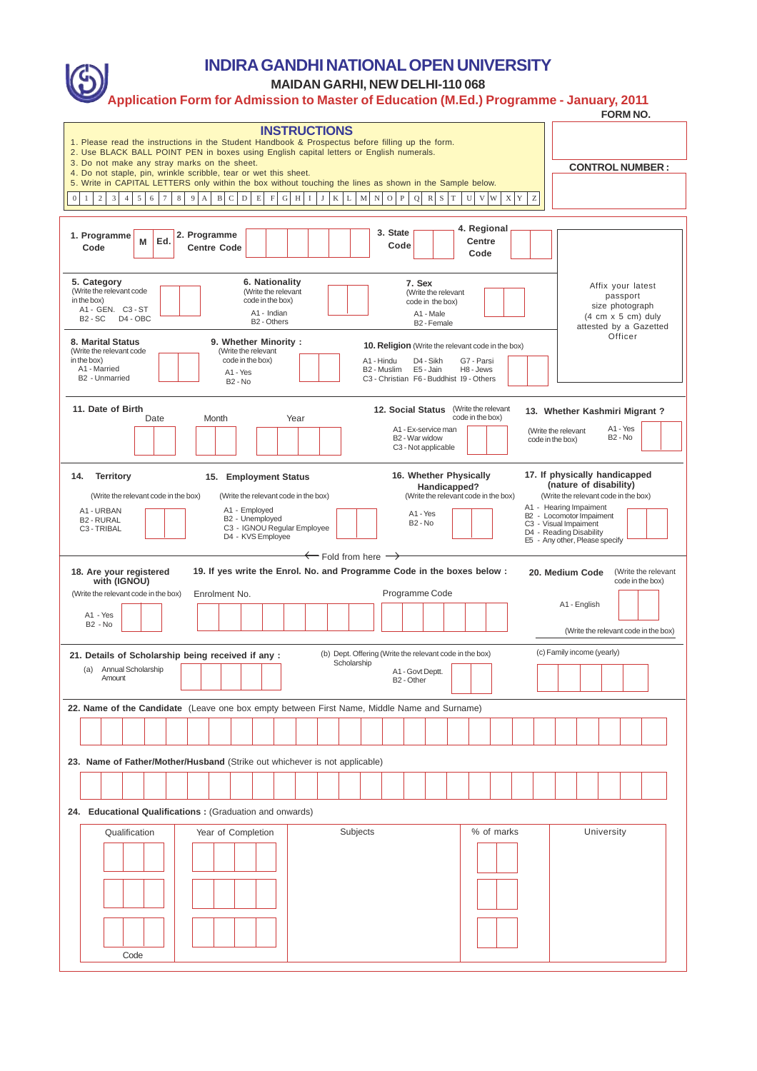# INDIRA GANDHI NATIONAL OPEN UNIVERSITY

## MAIDAN GARHI, NEW DELHI-110 068

## Application Form for Admission to Master of Education (M.Ed.) Programme - January, 2011

**FORM NO.**

**CONTROL NUMBER :**

### INSTRUCTIONS

1. Please read the instructions in the Student Handbook & Prospectus before filling up the form.
2. Use BLACK BALL POINT PEN in boxes using English capital letters or English numerals.
3. Do not make any stray marks on the sheet.
4. Do not staple, pin, wrinkle scribble, tear or wet this sheet.
5. Write in CAPITAL LETTERS only within the box without touching the lines as shown in the Sample below.

0 1 2 3 4 5 6 7 8 9 A B C D E F G H I J K L M N O P Q R S T U V W X Y Z

**1. Programme Code** M Ed.

**2. Programme Centre Code**

**3. State Code**

**4. Regional Centre Code**

Affix your latest passport size photograph (4 cm x 5 cm) duly attested by a Gazetted Officer

**5. Category** (Write the relevant code in the box)
A1 - GEN. C3 - ST
B2 - SC D4 - OBC

**6. Nationality** (Write the relevant code in the box)
A1 - Indian
B2 - Others

**7. Sex** (Write the relevant code in the box)
A1 - Male
B2 - Female

**8. Marital Status** (Write the relevant code in the box)
A1 - Married
B2 - Unmarried

**9. Whether Minority :** (Write the relevant code in the box)
A1 - Yes
B2 - No

**10. Religion** (Write the relevant code in the box)
A1 - Hindu D4 - Sikh G7 - Parsi
B2 - Muslim E5 - Jain H8 - Jews
C3 - Christian F6 - Buddhist I9 - Others

**11. Date of Birth**
Date Month Year

**12. Social Status** (Write the relevant code in the box)
A1 - Ex-service man
B2 - War widow
C3 - Not applicable

**13. Whether Kashmiri Migrant ?** (Write the relevant code in the box)
A1 - Yes
B2 - No

**14. Territory** (Write the relevant code in the box)
A1 - URBAN
B2 - RURAL
C3 - TRIBAL

**15. Employment Status** (Write the relevant code in the box)
A1 - Employed
B2 - Unemployed
C3 - IGNOU Regular Employee
D4 - KVS Employee

**16. Whether Physically Handicapped?** (Write the relevant code in the box)
A1 - Yes
B2 - No

**17. If physically handicapped (nature of disability)** (Write the relevant code in the box)
A1 - Hearing Impaiment
B2 - Locomotor Impaiment
C3 - Visual Impaiment
D4 - Reading Disability
E5 - Any other, Please specify

← Fold from here →

**18. Are your registered with (IGNOU)** (Write the relevant code in the box)
A1 - Yes
B2 - No

**19. If yes write the Enrol. No. and Programme Code in the boxes below :**
Enrolment No. Programme Code

**20. Medium Code** (Write the relevant code in the box)
A1 - English
(Write the relevant code in the box)

**21. Details of Scholarship being received if any :**
(a) Annual Scholarship Amount

(b) Dept. Offering Scholarship (Write the relevant code in the box)
A1 - Govt Deptt.
B2 - Other

(c) Family income (yearly)

**22. Name of the Candidate** (Leave one box empty between First Name, Middle Name and Surname)

**23. Name of Father/Mother/Husband** (Strike out whichever is not applicable)

**24. Educational Qualifications :** (Graduation and onwards)

| Qualification | Year of Completion | Subjects | % of marks | University |
|---|---|---|---|---|
| | | | | |
| | | | | |
| | | | | |
| Code | | | | |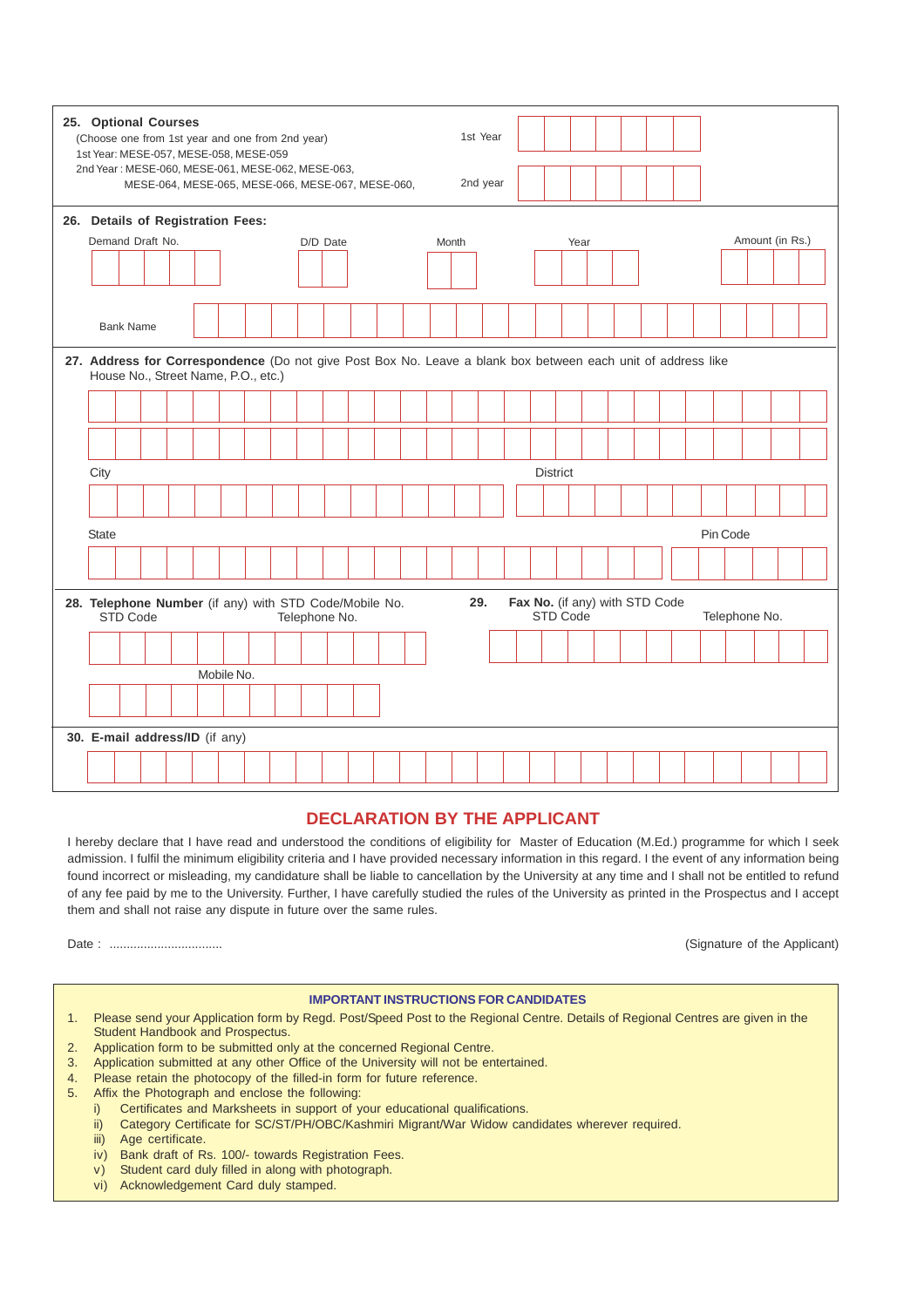**25. Optional Courses**
(Choose one from 1st year and one from 2nd year)
1st Year: MESE-057, MESE-058, MESE-059
2nd Year : MESE-060, MESE-061, MESE-062, MESE-063, MESE-064, MESE-065, MESE-066, MESE-067, MESE-060,

1st Year

2nd year

**26. Details of Registration Fees:**

Demand Draft No. | D/D Date | Month | Year | Amount (in Rs.)

Bank Name

**27. Address for Correspondence** (Do not give Post Box No. Leave a blank box between each unit of address like House No., Street Name, P.O., etc.)

City | District

State | Pin Code

**28. Telephone Number** (if any) with STD Code/Mobile No.
STD Code | Telephone No.

Mobile No.

**29. Fax No.** (if any) with STD Code
STD Code | Telephone No.

**30. E-mail address/ID** (if any)

## DECLARATION BY THE APPLICANT

I hereby declare that I have read and understood the conditions of eligibility for Master of Education (M.Ed.) programme for which I seek admission. I fulfil the minimum eligibility criteria and I have provided necessary information in this regard. I the event of any information being found incorrect or misleading, my candidature shall be liable to cancellation by the University at any time and I shall not be entitled to refund of any fee paid by me to the University. Further, I have carefully studied the rules of the University as printed in the Prospectus and I accept them and shall not raise any dispute in future over the same rules.

Date : ................................

(Signature of the Applicant)

### IMPORTANT INSTRUCTIONS FOR CANDIDATES

1. Please send your Application form by Regd. Post/Speed Post to the Regional Centre. Details of Regional Centres are given in the Student Handbook and Prospectus.
2. Application form to be submitted only at the concerned Regional Centre.
3. Application submitted at any other Office of the University will not be entertained.
4. Please retain the photocopy of the filled-in form for future reference.
5. Affix the Photograph and enclose the following:
   i) Certificates and Marksheets in support of your educational qualifications.
   ii) Category Certificate for SC/ST/PH/OBC/Kashmiri Migrant/War Widow candidates wherever required.
   iii) Age certificate.
   iv) Bank draft of Rs. 100/- towards Registration Fees.
   v) Student card duly filled in along with photograph.
   vi) Acknowledgement Card duly stamped.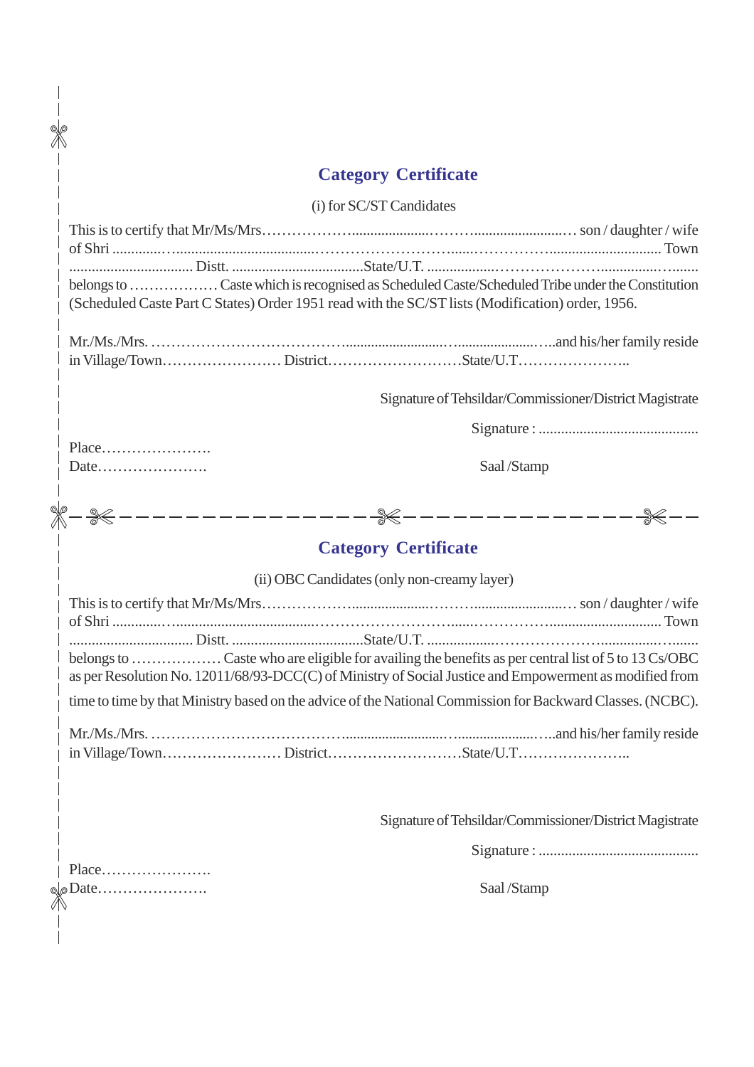## Category Certificate

(i) for SC/ST Candidates

This is to certify that Mr/Ms/Mrs.…………………......................………........................… son / daughter / wife of Shri ..............…......................................………………………......……………............................ Town ................................. Distt. ...................................State/U.T. ..................…………………...............…....... belongs to ……………… Caste which is recognised as Scheduled Caste/Scheduled Tribe under the Constitution (Scheduled Caste Part C States) Order 1951 read with the SC/ST lists (Modification) order, 1956.

Mr./Ms./Mrs. …………………………………..........................…......................…..and his/her family reside in Village/Town…………………… District………………………State/U.T…………………..

Signature of Tehsildar/Commissioner/District Magistrate

Signature : ...........................................

Place………………….

Date………………….

Saal /Stamp

---

## Category Certificate

(ii) OBC Candidates (only non-creamy layer)

This is to certify that Mr/Ms/Mrs.…………………......................………........................… son / daughter / wife of Shri ..............…......................................………………………......……………............................ Town ................................. Distt. ...................................State/U.T. ..................…………………...............…....... belongs to ……………… Caste who are eligible for availing the benefits as per central list of 5 to 13 Cs/OBC as per Resolution No. 12011/68/93-DCC(C) of Ministry of Social Justice and Empowerment as modified from time to time by that Ministry based on the advice of the National Commission for Backward Classes. (NCBC).

Mr./Ms./Mrs. …………………………………..........................…......................…..and his/her family reside in Village/Town…………………… District………………………State/U.T…………………..

Signature of Tehsildar/Commissioner/District Magistrate

Signature : ...........................................

Place………………….

Date………………….

Saal /Stamp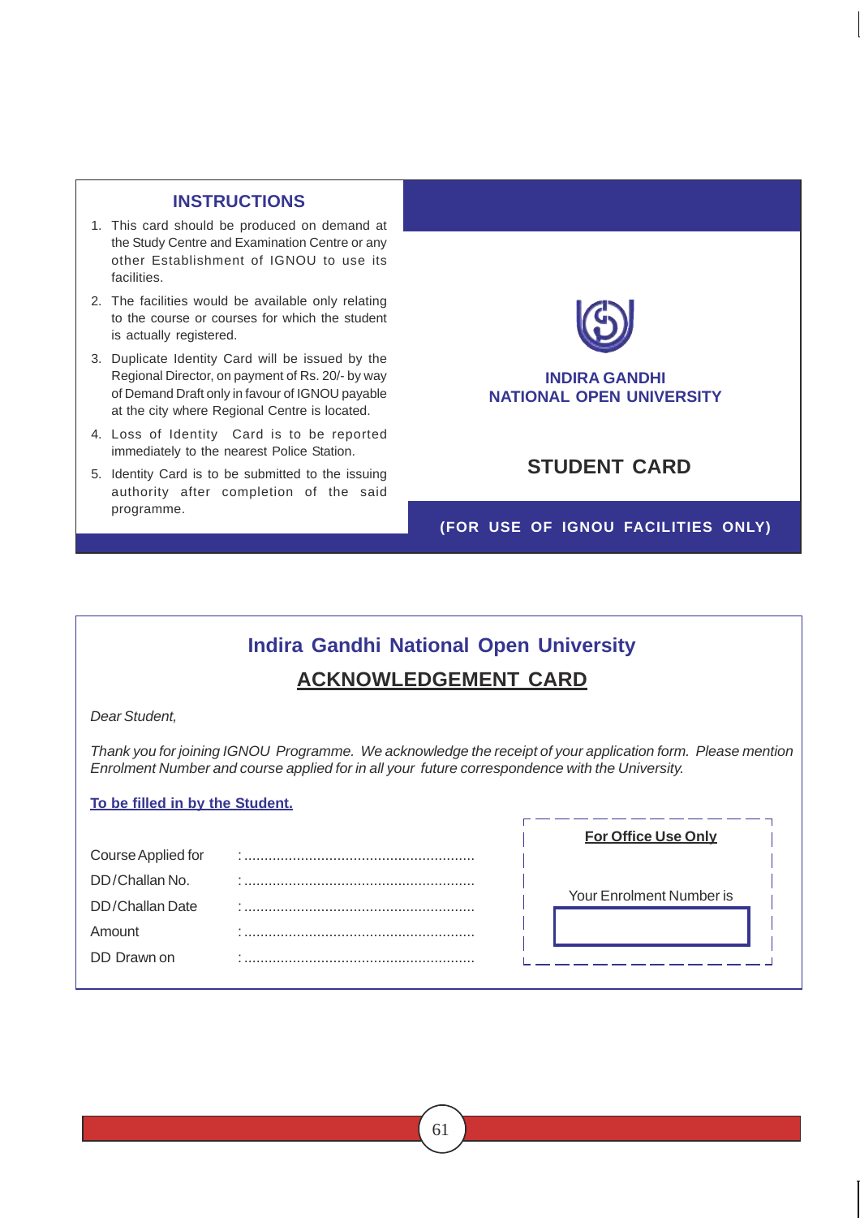## INSTRUCTIONS

1. This card should be produced on demand at the Study Centre and Examination Centre or any other Establishment of IGNOU to use its facilities.
2. The facilities would be available only relating to the course or courses for which the student is actually registered.
3. Duplicate Identity Card will be issued by the Regional Director, on payment of Rs. 20/- by way of Demand Draft only in favour of IGNOU payable at the city where Regional Centre is located.
4. Loss of Identity Card is to be reported immediately to the nearest Police Station.
5. Identity Card is to be submitted to the issuing authority after completion of the said programme.

**INDIRA GANDHI NATIONAL OPEN UNIVERSITY**

## STUDENT CARD

**(FOR USE OF IGNOU FACILITIES ONLY)**

---

## Indira Gandhi National Open University

## ACKNOWLEDGEMENT CARD

*Dear Student,*

*Thank you for joining IGNOU Programme. We acknowledge the receipt of your application form. Please mention Enrolment Number and course applied for in all your future correspondence with the University.*

**To be filled in by the Student.**

Course Applied for : ..........................................................

DD/Challan No. : ..........................................................

DD/Challan Date : ..........................................................

Amount : ..........................................................

DD Drawn on : ..........................................................

**For Office Use Only**

Your Enrolment Number is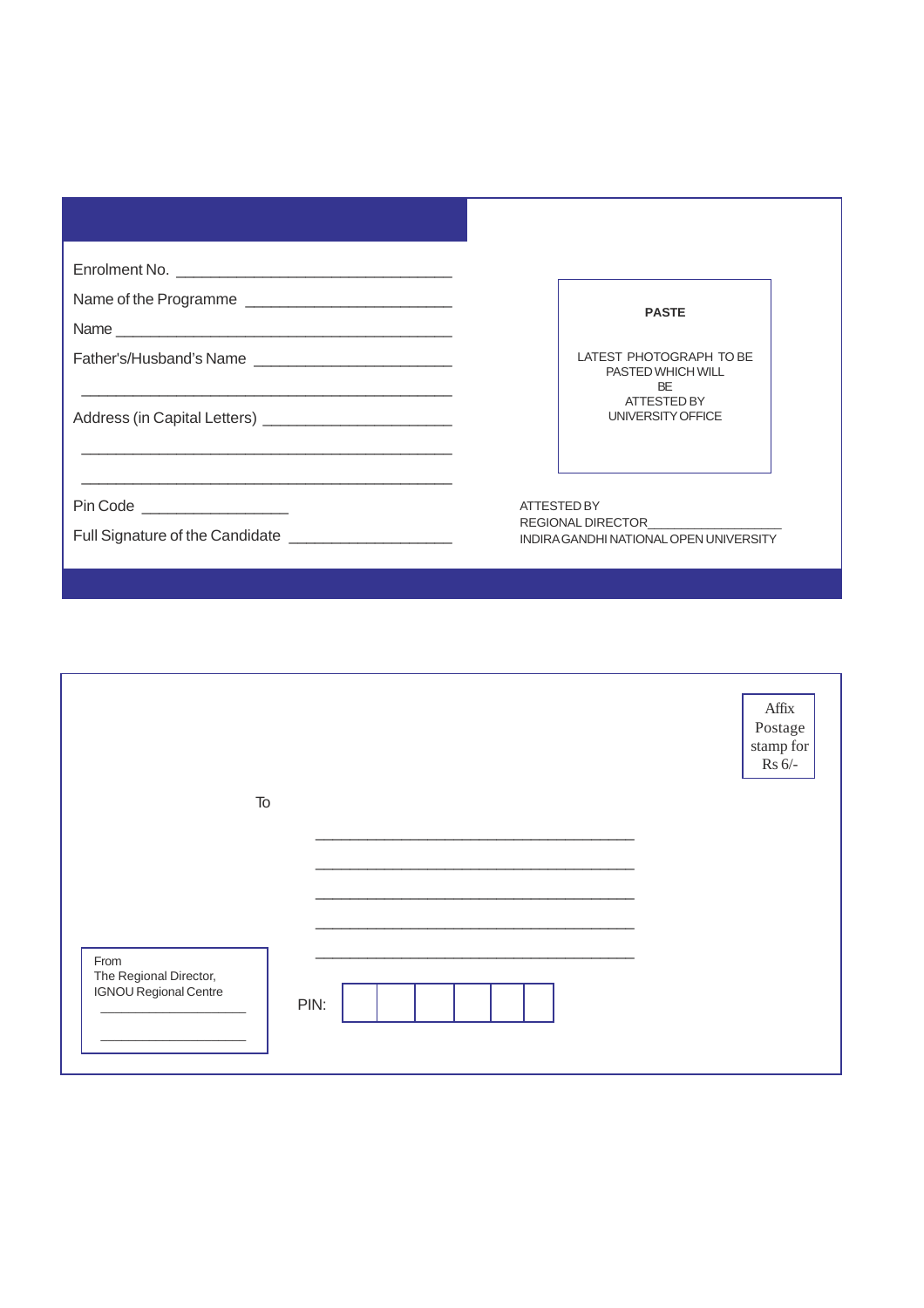Enrolment No. ________________________________

Name of the Programme ________________________

Name _________________________________________

Father's/Husband's Name ______________________

_____________________________________________

Address (in Capital Letters) _____________________

_____________________________________________

_____________________________________________

Pin Code ________________

Full Signature of the Candidate __________________

**PASTE**

LATEST PHOTOGRAPH TO BE PASTED WHICH WILL BE ATTESTED BY UNIVERSITY OFFICE

ATTESTED BY
REGIONAL DIRECTOR__________________
INDIRA GANDHI NATIONAL OPEN UNIVERSITY

---

Affix Postage stamp for Rs 6/-

To

_____________________________________

_____________________________________

_____________________________________

_____________________________________

_____________________________________

PIN: | | | | | | |

From
The Regional Director,
IGNOU Regional Centre

____________________

____________________